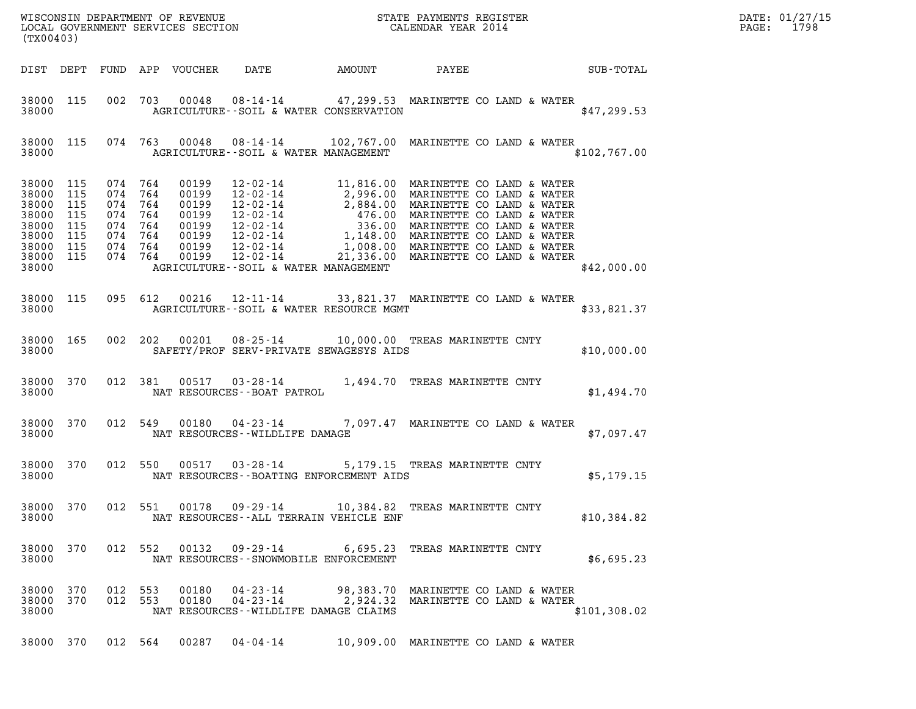WISCONSIN DEPARTMENT OF REVENUE
LOCAL GOVERNMENT SERVICES SECTION
(TX00403)

STATE PAYMENTS REGISTER
CALENDAR YEAR 2014

DATE: 01/27/15
PAGE: 1798

| DIST | DEPT | FUND | APP | VOUCHER | DATE | AMOUNT | PAYEE | SUB-TOTAL |
|---|---|---|---|---|---|---|---|---|
| 38000 | 115 | 002 | 703 | 00048 | 08-14-14 | 47,299.53 | MARINETTE CO LAND & WATER | |
| 38000 | | | | | AGRICULTURE--SOIL & WATER CONSERVATION | | | $47,299.53 |
| 38000 | 115 | 074 | 763 | 00048 | 08-14-14 | 102,767.00 | MARINETTE CO LAND & WATER | |
| 38000 | | | | | AGRICULTURE--SOIL & WATER MANAGEMENT | | | $102,767.00 |
| 38000 | 115 | 074 | 764 | 00199 | 12-02-14 | 11,816.00 | MARINETTE CO LAND & WATER | |
| 38000 | 115 | 074 | 764 | 00199 | 12-02-14 | 2,996.00 | MARINETTE CO LAND & WATER | |
| 38000 | 115 | 074 | 764 | 00199 | 12-02-14 | 2,884.00 | MARINETTE CO LAND & WATER | |
| 38000 | 115 | 074 | 764 | 00199 | 12-02-14 | 476.00 | MARINETTE CO LAND & WATER | |
| 38000 | 115 | 074 | 764 | 00199 | 12-02-14 | 336.00 | MARINETTE CO LAND & WATER | |
| 38000 | 115 | 074 | 764 | 00199 | 12-02-14 | 1,148.00 | MARINETTE CO LAND & WATER | |
| 38000 | 115 | 074 | 764 | 00199 | 12-02-14 | 1,008.00 | MARINETTE CO LAND & WATER | |
| 38000 | 115 | 074 | 764 | 00199 | 12-02-14 | 21,336.00 | MARINETTE CO LAND & WATER | |
| 38000 | | | | | AGRICULTURE--SOIL & WATER MANAGEMENT | | | $42,000.00 |
| 38000 | 115 | 095 | 612 | 00216 | 12-11-14 | 33,821.37 | MARINETTE CO LAND & WATER | |
| 38000 | | | | | AGRICULTURE--SOIL & WATER RESOURCE MGMT | | | $33,821.37 |
| 38000 | 165 | 002 | 202 | 00201 | 08-25-14 | 10,000.00 | TREAS MARINETTE CNTY | |
| 38000 | | | | | SAFETY/PROF SERV-PRIVATE SEWAGESYS AIDS | | | $10,000.00 |
| 38000 | 370 | 012 | 381 | 00517 | 03-28-14 | 1,494.70 | TREAS MARINETTE CNTY | |
| 38000 | | | | | NAT RESOURCES--BOAT PATROL | | | $1,494.70 |
| 38000 | 370 | 012 | 549 | 00180 | 04-23-14 | 7,097.47 | MARINETTE CO LAND & WATER | |
| 38000 | | | | | NAT RESOURCES--WILDLIFE DAMAGE | | | $7,097.47 |
| 38000 | 370 | 012 | 550 | 00517 | 03-28-14 | 5,179.15 | TREAS MARINETTE CNTY | |
| 38000 | | | | | NAT RESOURCES--BOATING ENFORCEMENT AIDS | | | $5,179.15 |
| 38000 | 370 | 012 | 551 | 00178 | 09-29-14 | 10,384.82 | TREAS MARINETTE CNTY | |
| 38000 | | | | | NAT RESOURCES--ALL TERRAIN VEHICLE ENF | | | $10,384.82 |
| 38000 | 370 | 012 | 552 | 00132 | 09-29-14 | 6,695.23 | TREAS MARINETTE CNTY | |
| 38000 | | | | | NAT RESOURCES--SNOWMOBILE ENFORCEMENT | | | $6,695.23 |
| 38000 | 370 | 012 | 553 | 00180 | 04-23-14 | 98,383.70 | MARINETTE CO LAND & WATER | |
| 38000 | 370 | 012 | 553 | 00180 | 04-23-14 | 2,924.32 | MARINETTE CO LAND & WATER | |
| 38000 | | | | | NAT RESOURCES--WILDLIFE DAMAGE CLAIMS | | | $101,308.02 |
| 38000 | 370 | 012 | 564 | 00287 | 04-04-14 | 10,909.00 | MARINETTE CO LAND & WATER | |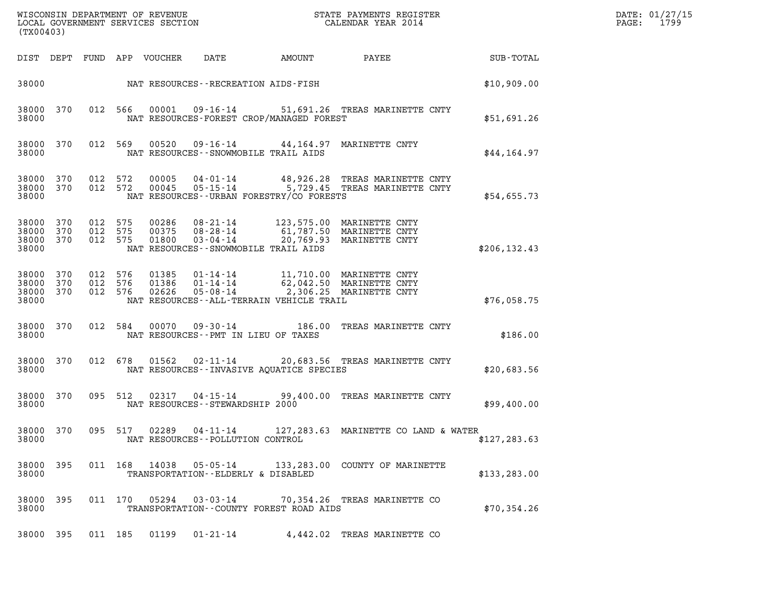WISCONSIN DEPARTMENT OF REVENUE
LOCAL GOVERNMENT SERVICES SECTION
(TX00403)

STATE PAYMENTS REGISTER
CALENDAR YEAR 2014

DATE: 01/27/15
PAGE: 1799

| DIST | DEPT | FUND | APP | VOUCHER | DATE | AMOUNT | PAYEE | SUB-TOTAL |
|---|---|---|---|---|---|---|---|---|
| 38000 | | | | | NAT RESOURCES--RECREATION AIDS-FISH | | | $10,909.00 |
| 38000 | 370 | 012 | 566 | 00001 | 09-16-14 | 51,691.26 | TREAS MARINETTE CNTY | |
| 38000 | | | | | NAT RESOURCES-FOREST CROP/MANAGED FOREST | | | $51,691.26 |
| 38000 | 370 | 012 | 569 | 00520 | 09-16-14 | 44,164.97 | MARINETTE CNTY | |
| 38000 | | | | | NAT RESOURCES--SNOWMOBILE TRAIL AIDS | | | $44,164.97 |
| 38000 | 370 | 012 | 572 | 00005 | 04-01-14 | 48,926.28 | TREAS MARINETTE CNTY | |
| 38000 | 370 | 012 | 572 | 00045 | 05-15-14 | 5,729.45 | TREAS MARINETTE CNTY | |
| 38000 | | | | | NAT RESOURCES--URBAN FORESTRY/CO FORESTS | | | $54,655.73 |
| 38000 | 370 | 012 | 575 | 00286 | 08-21-14 | 123,575.00 | MARINETTE CNTY | |
| 38000 | 370 | 012 | 575 | 00375 | 08-28-14 | 61,787.50 | MARINETTE CNTY | |
| 38000 | 370 | 012 | 575 | 01800 | 03-04-14 | 20,769.93 | MARINETTE CNTY | |
| 38000 | | | | | NAT RESOURCES--SNOWMOBILE TRAIL AIDS | | | $206,132.43 |
| 38000 | 370 | 012 | 576 | 01385 | 01-14-14 | 11,710.00 | MARINETTE CNTY | |
| 38000 | 370 | 012 | 576 | 01386 | 01-14-14 | 62,042.50 | MARINETTE CNTY | |
| 38000 | 370 | 012 | 576 | 02626 | 05-08-14 | 2,306.25 | MARINETTE CNTY | |
| 38000 | | | | | NAT RESOURCES--ALL-TERRAIN VEHICLE TRAIL | | | $76,058.75 |
| 38000 | 370 | 012 | 584 | 00070 | 09-30-14 | 186.00 | TREAS MARINETTE CNTY | |
| 38000 | | | | | NAT RESOURCES--PMT IN LIEU OF TAXES | | | $186.00 |
| 38000 | 370 | 012 | 678 | 01562 | 02-11-14 | 20,683.56 | TREAS MARINETTE CNTY | |
| 38000 | | | | | NAT RESOURCES--INVASIVE AQUATICE SPECIES | | | $20,683.56 |
| 38000 | 370 | 095 | 512 | 02317 | 04-15-14 | 99,400.00 | TREAS MARINETTE CNTY | |
| 38000 | | | | | NAT RESOURCES--STEWARDSHIP 2000 | | | $99,400.00 |
| 38000 | 370 | 095 | 517 | 02289 | 04-11-14 | 127,283.63 | MARINETTE CO LAND & WATER | |
| 38000 | | | | | NAT RESOURCES--POLLUTION CONTROL | | | $127,283.63 |
| 38000 | 395 | 011 | 168 | 14038 | 05-05-14 | 133,283.00 | COUNTY OF MARINETTE | |
| 38000 | | | | | TRANSPORTATION--ELDERLY & DISABLED | | | $133,283.00 |
| 38000 | 395 | 011 | 170 | 05294 | 03-03-14 | 70,354.26 | TREAS MARINETTE CO | |
| 38000 | | | | | TRANSPORTATION--COUNTY FOREST ROAD AIDS | | | $70,354.26 |
| 38000 | 395 | 011 | 185 | 01199 | 01-21-14 | 4,442.02 | TREAS MARINETTE CO | |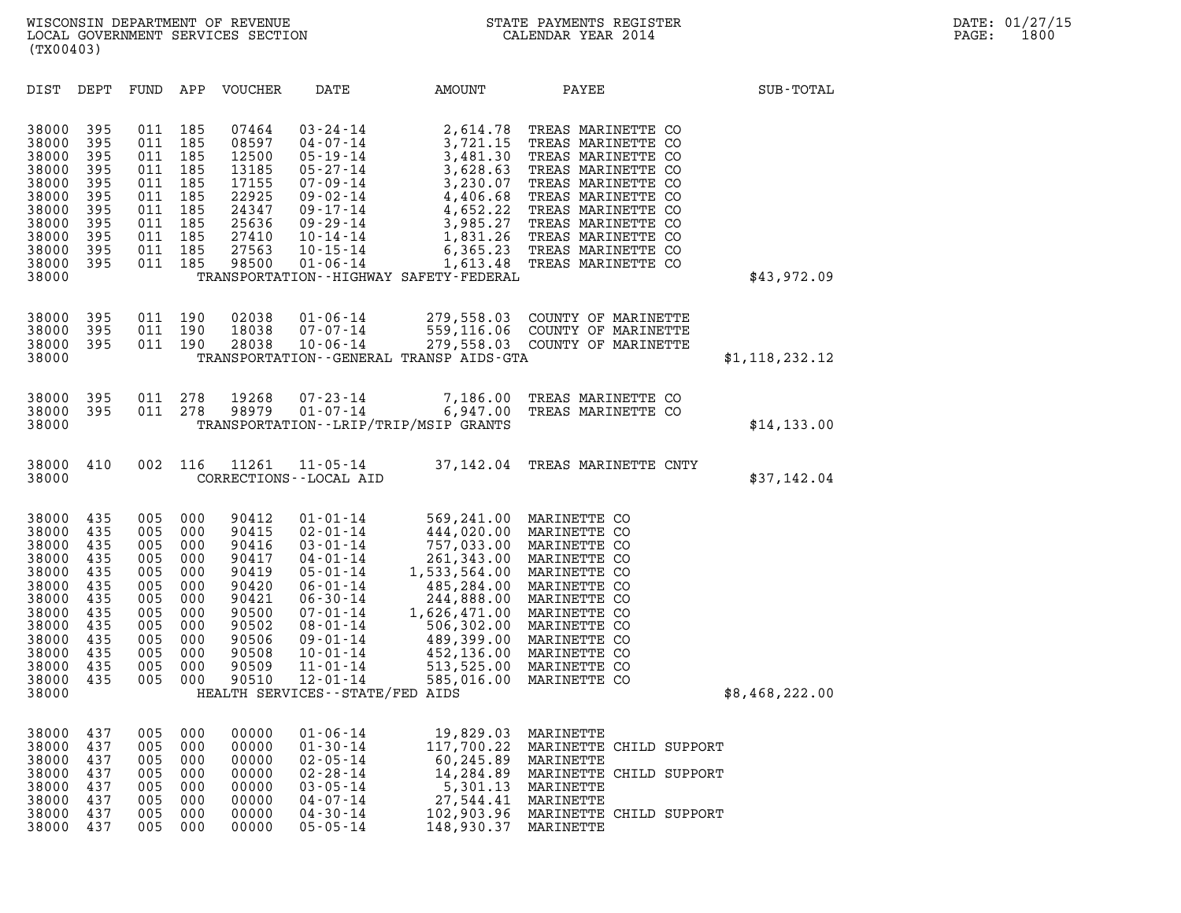WISCONSIN DEPARTMENT OF REVENUE
LOCAL GOVERNMENT SERVICES SECTION
(TX00403)

STATE PAYMENTS REGISTER
CALENDAR YEAR 2014

DATE: 01/27/15

| DIST | DEPT | FUND | APP | VOUCHER | DATE | AMOUNT | PAYEE | SUB-TOTAL |
|---|---|---|---|---|---|---|---|---|
| 38000 | 395 | 011 | 185 | 07464 | 03-24-14 | 2,614.78 | TREAS MARINETTE CO | |
| 38000 | 395 | 011 | 185 | 08597 | 04-07-14 | 3,721.15 | TREAS MARINETTE CO | |
| 38000 | 395 | 011 | 185 | 12500 | 05-19-14 | 3,481.30 | TREAS MARINETTE CO | |
| 38000 | 395 | 011 | 185 | 13185 | 05-27-14 | 3,628.63 | TREAS MARINETTE CO | |
| 38000 | 395 | 011 | 185 | 17155 | 07-09-14 | 3,230.07 | TREAS MARINETTE CO | |
| 38000 | 395 | 011 | 185 | 22925 | 09-02-14 | 4,406.68 | TREAS MARINETTE CO | |
| 38000 | 395 | 011 | 185 | 24347 | 09-17-14 | 4,652.22 | TREAS MARINETTE CO | |
| 38000 | 395 | 011 | 185 | 25636 | 09-29-14 | 3,985.27 | TREAS MARINETTE CO | |
| 38000 | 395 | 011 | 185 | 27410 | 10-14-14 | 1,831.26 | TREAS MARINETTE CO | |
| 38000 | 395 | 011 | 185 | 27563 | 10-15-14 | 6,365.23 | TREAS MARINETTE CO | |
| 38000 | 395 | 011 | 185 | 98500 | 01-06-14 | 1,613.48 | TREAS MARINETTE CO | |
| 38000 | | | | | TRANSPORTATION--HIGHWAY SAFETY-FEDERAL | | | $43,972.09 |
| 38000 | 395 | 011 | 190 | 02038 | 01-06-14 | 279,558.03 | COUNTY OF MARINETTE | |
| 38000 | 395 | 011 | 190 | 18038 | 07-07-14 | 559,116.06 | COUNTY OF MARINETTE | |
| 38000 | 395 | 011 | 190 | 28038 | 10-06-14 | 279,558.03 | COUNTY OF MARINETTE | |
| 38000 | | | | | TRANSPORTATION--GENERAL TRANSP AIDS-GTA | | | $1,118,232.12 |
| 38000 | 395 | 011 | 278 | 19268 | 07-23-14 | 7,186.00 | TREAS MARINETTE CO | |
| 38000 | 395 | 011 | 278 | 98979 | 01-07-14 | 6,947.00 | TREAS MARINETTE CO | |
| 38000 | | | | | TRANSPORTATION--LRIP/TRIP/MSIP GRANTS | | | $14,133.00 |
| 38000 | 410 | 002 | 116 | 11261 | 11-05-14 | 37,142.04 | TREAS MARINETTE CNTY | |
| 38000 | | | | | CORRECTIONS--LOCAL AID | | | $37,142.04 |
| 38000 | 435 | 005 | 000 | 90412 | 01-01-14 | 569,241.00 | MARINETTE CO | |
| 38000 | 435 | 005 | 000 | 90415 | 02-01-14 | 444,020.00 | MARINETTE CO | |
| 38000 | 435 | 005 | 000 | 90416 | 03-01-14 | 757,033.00 | MARINETTE CO | |
| 38000 | 435 | 005 | 000 | 90417 | 04-01-14 | 261,343.00 | MARINETTE CO | |
| 38000 | 435 | 005 | 000 | 90419 | 05-01-14 | 1,533,564.00 | MARINETTE CO | |
| 38000 | 435 | 005 | 000 | 90420 | 06-01-14 | 485,284.00 | MARINETTE CO | |
| 38000 | 435 | 005 | 000 | 90421 | 06-30-14 | 244,888.00 | MARINETTE CO | |
| 38000 | 435 | 005 | 000 | 90500 | 07-01-14 | 1,626,471.00 | MARINETTE CO | |
| 38000 | 435 | 005 | 000 | 90502 | 08-01-14 | 506,302.00 | MARINETTE CO | |
| 38000 | 435 | 005 | 000 | 90506 | 09-01-14 | 489,399.00 | MARINETTE CO | |
| 38000 | 435 | 005 | 000 | 90508 | 10-01-14 | 452,136.00 | MARINETTE CO | |
| 38000 | 435 | 005 | 000 | 90509 | 11-01-14 | 513,525.00 | MARINETTE CO | |
| 38000 | 435 | 005 | 000 | 90510 | 12-01-14 | 585,016.00 | MARINETTE CO | |
| 38000 | | | | | HEALTH SERVICES--STATE/FED AIDS | | | $8,468,222.00 |
| 38000 | 437 | 005 | 000 | 00000 | 01-06-14 | 19,829.03 | MARINETTE | |
| 38000 | 437 | 005 | 000 | 00000 | 01-30-14 | 117,700.22 | MARINETTE CHILD SUPPORT | |
| 38000 | 437 | 005 | 000 | 00000 | 02-05-14 | 60,245.89 | MARINETTE | |
| 38000 | 437 | 005 | 000 | 00000 | 02-28-14 | 14,284.89 | MARINETTE CHILD SUPPORT | |
| 38000 | 437 | 005 | 000 | 00000 | 03-05-14 | 5,301.13 | MARINETTE | |
| 38000 | 437 | 005 | 000 | 00000 | 04-07-14 | 27,544.41 | MARINETTE | |
| 38000 | 437 | 005 | 000 | 00000 | 04-30-14 | 102,903.96 | MARINETTE CHILD SUPPORT | |
| 38000 | 437 | 005 | 000 | 00000 | 05-05-14 | 148,930.37 | MARINETTE | |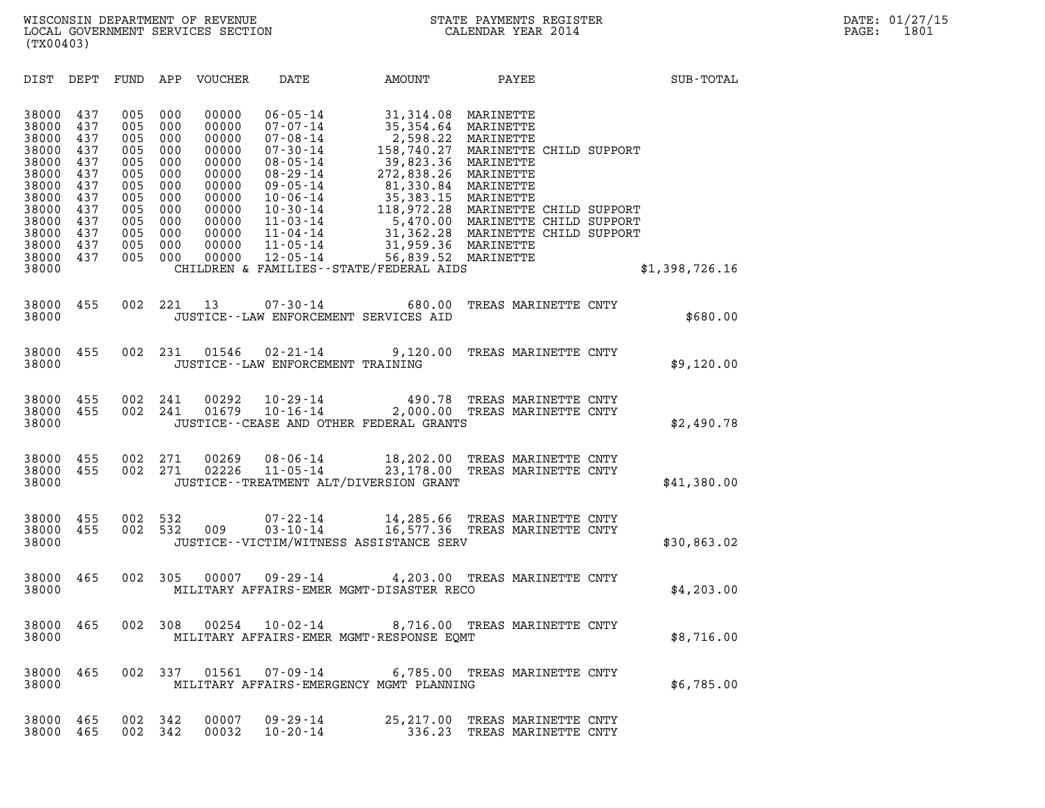WISCONSIN DEPARTMENT OF REVENUE
LOCAL GOVERNMENT SERVICES SECTION
(TX00403)

STATE PAYMENTS REGISTER
CALENDAR YEAR 2014

DATE: 01/27/15
PAGE: 1801

| DIST | DEPT | FUND | APP | VOUCHER | DATE | AMOUNT | PAYEE | SUB-TOTAL |
|---|---|---|---|---|---|---|---|---|
| 38000 | 437 | 005 | 000 | 00000 | 06-05-14 | 31,314.08 | MARINETTE | |
| 38000 | 437 | 005 | 000 | 00000 | 07-07-14 | 35,354.64 | MARINETTE | |
| 38000 | 437 | 005 | 000 | 00000 | 07-08-14 | 2,598.22 | MARINETTE | |
| 38000 | 437 | 005 | 000 | 00000 | 07-30-14 | 158,740.27 | MARINETTE CHILD SUPPORT | |
| 38000 | 437 | 005 | 000 | 00000 | 08-05-14 | 39,823.36 | MARINETTE | |
| 38000 | 437 | 005 | 000 | 00000 | 08-29-14 | 272,838.26 | MARINETTE | |
| 38000 | 437 | 005 | 000 | 00000 | 09-05-14 | 81,330.84 | MARINETTE | |
| 38000 | 437 | 005 | 000 | 00000 | 10-06-14 | 35,383.15 | MARINETTE | |
| 38000 | 437 | 005 | 000 | 00000 | 10-30-14 | 118,972.28 | MARINETTE CHILD SUPPORT | |
| 38000 | 437 | 005 | 000 | 00000 | 11-03-14 | 5,470.00 | MARINETTE CHILD SUPPORT | |
| 38000 | 437 | 005 | 000 | 00000 | 11-04-14 | 31,362.28 | MARINETTE CHILD SUPPORT | |
| 38000 | 437 | 005 | 000 | 00000 | 11-05-14 | 31,959.36 | MARINETTE | |
| 38000 | 437 | 005 | 000 | 00000 | 12-05-14 | 56,839.52 | MARINETTE | |
| 38000 | | | | | CHILDREN & FAMILIES--STATE/FEDERAL AIDS | | | $1,398,726.16 |
| 38000 | 455 | 002 | 221 | 13 | 07-30-14 | 680.00 | TREAS MARINETTE CNTY | |
| 38000 | | | | | JUSTICE--LAW ENFORCEMENT SERVICES AID | | | $680.00 |
| 38000 | 455 | 002 | 231 | 01546 | 02-21-14 | 9,120.00 | TREAS MARINETTE CNTY | |
| 38000 | | | | | JUSTICE--LAW ENFORCEMENT TRAINING | | | $9,120.00 |
| 38000 | 455 | 002 | 241 | 00292 | 10-29-14 | 490.78 | TREAS MARINETTE CNTY | |
| 38000 | 455 | 002 | 241 | 01679 | 10-16-14 | 2,000.00 | TREAS MARINETTE CNTY | |
| 38000 | | | | | JUSTICE--CEASE AND OTHER FEDERAL GRANTS | | | $2,490.78 |
| 38000 | 455 | 002 | 271 | 00269 | 08-06-14 | 18,202.00 | TREAS MARINETTE CNTY | |
| 38000 | 455 | 002 | 271 | 02226 | 11-05-14 | 23,178.00 | TREAS MARINETTE CNTY | |
| 38000 | | | | | JUSTICE--TREATMENT ALT/DIVERSION GRANT | | | $41,380.00 |
| 38000 | 455 | 002 | 532 | | 07-22-14 | 14,285.66 | TREAS MARINETTE CNTY | |
| 38000 | 455 | 002 | 532 | 009 | 03-10-14 | 16,577.36 | TREAS MARINETTE CNTY | |
| 38000 | | | | | JUSTICE--VICTIM/WITNESS ASSISTANCE SERV | | | $30,863.02 |
| 38000 | 465 | 002 | 305 | 00007 | 09-29-14 | 4,203.00 | TREAS MARINETTE CNTY | |
| 38000 | | | | | MILITARY AFFAIRS-EMER MGMT-DISASTER RECO | | | $4,203.00 |
| 38000 | 465 | 002 | 308 | 00254 | 10-02-14 | 8,716.00 | TREAS MARINETTE CNTY | |
| 38000 | | | | | MILITARY AFFAIRS-EMER MGMT-RESPONSE EQMT | | | $8,716.00 |
| 38000 | 465 | 002 | 337 | 01561 | 07-09-14 | 6,785.00 | TREAS MARINETTE CNTY | |
| 38000 | | | | | MILITARY AFFAIRS-EMERGENCY MGMT PLANNING | | | $6,785.00 |
| 38000 | 465 | 002 | 342 | 00007 | 09-29-14 | 25,217.00 | TREAS MARINETTE CNTY | |
| 38000 | 465 | 002 | 342 | 00032 | 10-20-14 | 336.23 | TREAS MARINETTE CNTY | |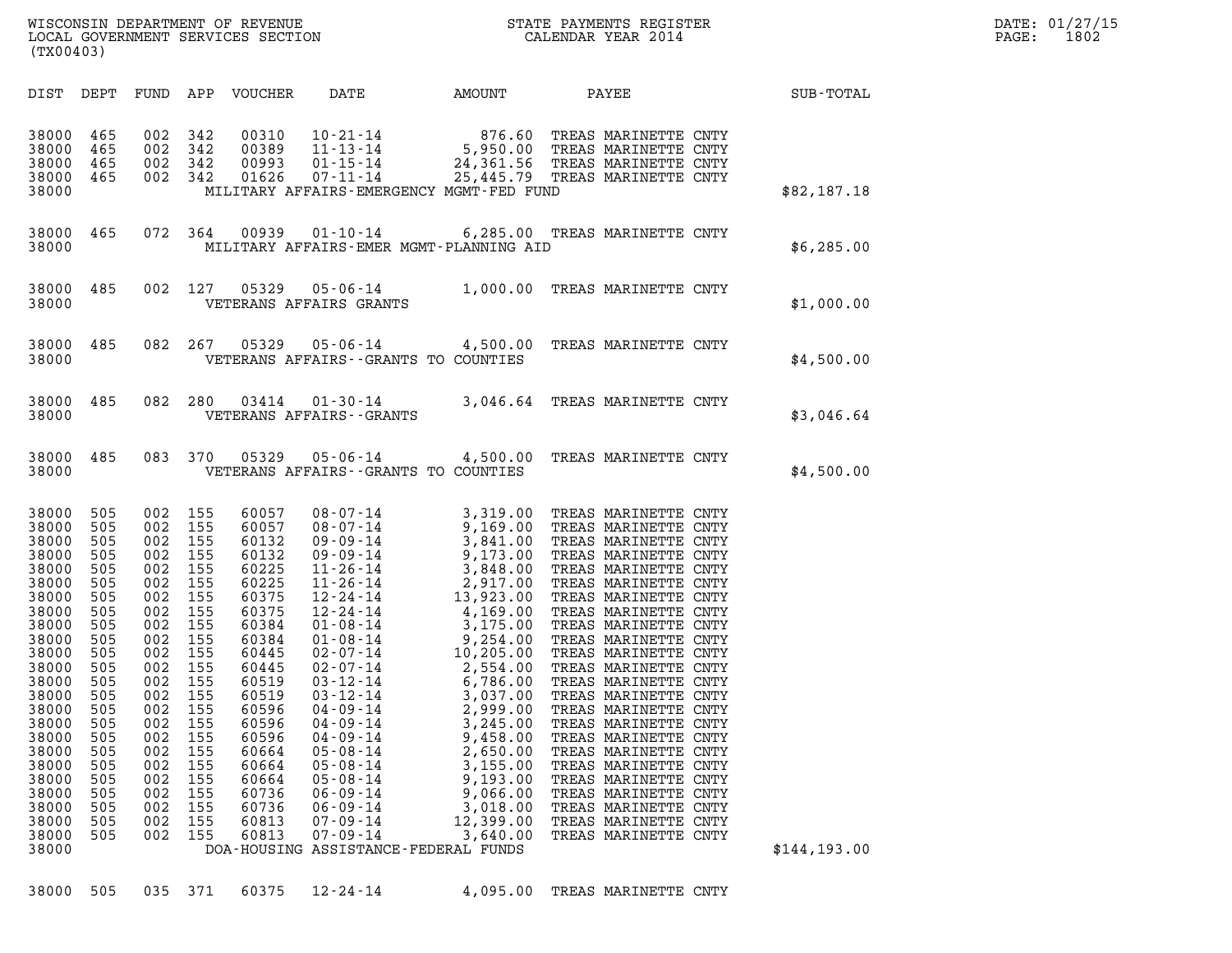| DIST | DEPT | FUND | APP | VOUCHER | DATE | AMOUNT | PAYEE | SUB-TOTAL |
|---|---|---|---|---|---|---|---|---|
| 38000 | 465 | 002 | 342 | 00310 | 10-21-14 | 876.60 | TREAS MARINETTE CNTY | |
| 38000 | 465 | 002 | 342 | 00389 | 11-13-14 | 5,950.00 | TREAS MARINETTE CNTY | |
| 38000 | 465 | 002 | 342 | 00993 | 01-15-14 | 24,361.56 | TREAS MARINETTE CNTY | |
| 38000 | 465 | 002 | 342 | 01626 | 07-11-14 | 25,445.79 | TREAS MARINETTE CNTY | |
| 38000 | | | | | MILITARY AFFAIRS-EMERGENCY MGMT-FED FUND | | | $82,187.18 |
| 38000 | 465 | 072 | 364 | 00939 | 01-10-14 | 6,285.00 | TREAS MARINETTE CNTY | |
| 38000 | | | | | MILITARY AFFAIRS-EMER MGMT-PLANNING AID | | | $6,285.00 |
| 38000 | 485 | 002 | 127 | 05329 | 05-06-14 | 1,000.00 | TREAS MARINETTE CNTY | |
| 38000 | | | | | VETERANS AFFAIRS GRANTS | | | $1,000.00 |
| 38000 | 485 | 082 | 267 | 05329 | 05-06-14 | 4,500.00 | TREAS MARINETTE CNTY | |
| 38000 | | | | | VETERANS AFFAIRS--GRANTS TO COUNTIES | | | $4,500.00 |
| 38000 | 485 | 082 | 280 | 03414 | 01-30-14 | 3,046.64 | TREAS MARINETTE CNTY | |
| 38000 | | | | | VETERANS AFFAIRS--GRANTS | | | $3,046.64 |
| 38000 | 485 | 083 | 370 | 05329 | 05-06-14 | 4,500.00 | TREAS MARINETTE CNTY | |
| 38000 | | | | | VETERANS AFFAIRS--GRANTS TO COUNTIES | | | $4,500.00 |
| 38000 | 505 | 002 | 155 | 60057 | 08-07-14 | 3,319.00 | TREAS MARINETTE CNTY | |
| 38000 | 505 | 002 | 155 | 60057 | 08-07-14 | 9,169.00 | TREAS MARINETTE CNTY | |
| 38000 | 505 | 002 | 155 | 60132 | 09-09-14 | 3,841.00 | TREAS MARINETTE CNTY | |
| 38000 | 505 | 002 | 155 | 60132 | 09-09-14 | 9,173.00 | TREAS MARINETTE CNTY | |
| 38000 | 505 | 002 | 155 | 60225 | 11-26-14 | 3,848.00 | TREAS MARINETTE CNTY | |
| 38000 | 505 | 002 | 155 | 60225 | 11-26-14 | 2,917.00 | TREAS MARINETTE CNTY | |
| 38000 | 505 | 002 | 155 | 60375 | 12-24-14 | 13,923.00 | TREAS MARINETTE CNTY | |
| 38000 | 505 | 002 | 155 | 60375 | 12-24-14 | 4,169.00 | TREAS MARINETTE CNTY | |
| 38000 | 505 | 002 | 155 | 60384 | 01-08-14 | 3,175.00 | TREAS MARINETTE CNTY | |
| 38000 | 505 | 002 | 155 | 60384 | 01-08-14 | 9,254.00 | TREAS MARINETTE CNTY | |
| 38000 | 505 | 002 | 155 | 60445 | 02-07-14 | 10,205.00 | TREAS MARINETTE CNTY | |
| 38000 | 505 | 002 | 155 | 60445 | 02-07-14 | 2,554.00 | TREAS MARINETTE CNTY | |
| 38000 | 505 | 002 | 155 | 60519 | 03-12-14 | 6,786.00 | TREAS MARINETTE CNTY | |
| 38000 | 505 | 002 | 155 | 60519 | 03-12-14 | 3,037.00 | TREAS MARINETTE CNTY | |
| 38000 | 505 | 002 | 155 | 60596 | 04-09-14 | 2,999.00 | TREAS MARINETTE CNTY | |
| 38000 | 505 | 002 | 155 | 60596 | 04-09-14 | 3,245.00 | TREAS MARINETTE CNTY | |
| 38000 | 505 | 002 | 155 | 60596 | 04-09-14 | 9,458.00 | TREAS MARINETTE CNTY | |
| 38000 | 505 | 002 | 155 | 60664 | 05-08-14 | 2,650.00 | TREAS MARINETTE CNTY | |
| 38000 | 505 | 002 | 155 | 60664 | 05-08-14 | 3,155.00 | TREAS MARINETTE CNTY | |
| 38000 | 505 | 002 | 155 | 60664 | 05-08-14 | 9,193.00 | TREAS MARINETTE CNTY | |
| 38000 | 505 | 002 | 155 | 60736 | 06-09-14 | 9,066.00 | TREAS MARINETTE CNTY | |
| 38000 | 505 | 002 | 155 | 60736 | 06-09-14 | 3,018.00 | TREAS MARINETTE CNTY | |
| 38000 | 505 | 002 | 155 | 60813 | 07-09-14 | 12,399.00 | TREAS MARINETTE CNTY | |
| 38000 | 505 | 002 | 155 | 60813 | 07-09-14 | 3,640.00 | TREAS MARINETTE CNTY | |
| 38000 | | | | | DOA-HOUSING ASSISTANCE-FEDERAL FUNDS | | | $144,193.00 |
| 38000 | 505 | 035 | 371 | 60375 | 12-24-14 | 4,095.00 | TREAS MARINETTE CNTY | |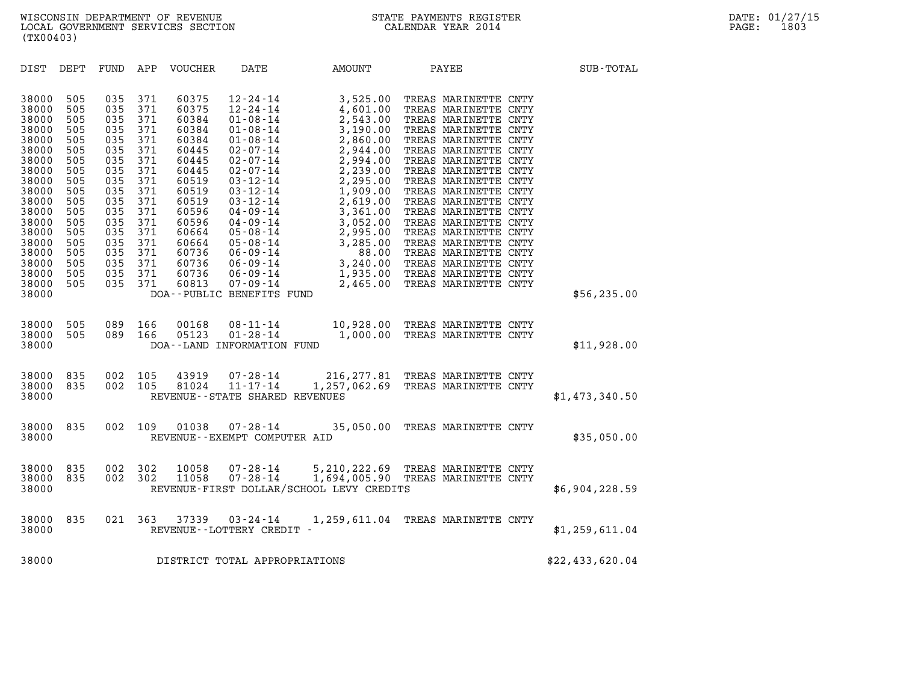WISCONSIN DEPARTMENT OF REVENUE
LOCAL GOVERNMENT SERVICES SECTION
(TX00403)

STATE PAYMENTS REGISTER
CALENDAR YEAR 2014

DATE: 01/27/15
PAGE: 1803

| DIST | DEPT | FUND | APP | VOUCHER | DATE | AMOUNT | PAYEE | SUB-TOTAL |
|---|---|---|---|---|---|---|---|---|
| 38000 | 505 | 035 | 371 | 60375 | 12-24-14 | 3,525.00 | TREAS MARINETTE CNTY | |
| 38000 | 505 | 035 | 371 | 60375 | 12-24-14 | 4,601.00 | TREAS MARINETTE CNTY | |
| 38000 | 505 | 035 | 371 | 60384 | 01-08-14 | 2,543.00 | TREAS MARINETTE CNTY | |
| 38000 | 505 | 035 | 371 | 60384 | 01-08-14 | 3,190.00 | TREAS MARINETTE CNTY | |
| 38000 | 505 | 035 | 371 | 60384 | 01-08-14 | 2,860.00 | TREAS MARINETTE CNTY | |
| 38000 | 505 | 035 | 371 | 60445 | 02-07-14 | 2,944.00 | TREAS MARINETTE CNTY | |
| 38000 | 505 | 035 | 371 | 60445 | 02-07-14 | 2,994.00 | TREAS MARINETTE CNTY | |
| 38000 | 505 | 035 | 371 | 60445 | 02-07-14 | 2,239.00 | TREAS MARINETTE CNTY | |
| 38000 | 505 | 035 | 371 | 60519 | 03-12-14 | 2,295.00 | TREAS MARINETTE CNTY | |
| 38000 | 505 | 035 | 371 | 60519 | 03-12-14 | 1,909.00 | TREAS MARINETTE CNTY | |
| 38000 | 505 | 035 | 371 | 60519 | 03-12-14 | 2,619.00 | TREAS MARINETTE CNTY | |
| 38000 | 505 | 035 | 371 | 60596 | 04-09-14 | 3,361.00 | TREAS MARINETTE CNTY | |
| 38000 | 505 | 035 | 371 | 60596 | 04-09-14 | 3,052.00 | TREAS MARINETTE CNTY | |
| 38000 | 505 | 035 | 371 | 60664 | 05-08-14 | 2,995.00 | TREAS MARINETTE CNTY | |
| 38000 | 505 | 035 | 371 | 60664 | 05-08-14 | 3,285.00 | TREAS MARINETTE CNTY | |
| 38000 | 505 | 035 | 371 | 60736 | 06-09-14 | 88.00 | TREAS MARINETTE CNTY | |
| 38000 | 505 | 035 | 371 | 60736 | 06-09-14 | 3,240.00 | TREAS MARINETTE CNTY | |
| 38000 | 505 | 035 | 371 | 60736 | 06-09-14 | 1,935.00 | TREAS MARINETTE CNTY | |
| 38000 | 505 | 035 | 371 | 60813 | 07-09-14 | 2,465.00 | TREAS MARINETTE CNTY | |
| 38000 | | | | DOA--PUBLIC BENEFITS FUND | | | | $56,235.00 |
| 38000 | 505 | 089 | 166 | 00168 | 08-11-14 | 10,928.00 | TREAS MARINETTE CNTY | |
| 38000 | 505 | 089 | 166 | 05123 | 01-28-14 | 1,000.00 | TREAS MARINETTE CNTY | |
| 38000 | | | | DOA--LAND INFORMATION FUND | | | | $11,928.00 |
| 38000 | 835 | 002 | 105 | 43919 | 07-28-14 | 216,277.81 | TREAS MARINETTE CNTY | |
| 38000 | 835 | 002 | 105 | 81024 | 11-17-14 | 1,257,062.69 | TREAS MARINETTE CNTY | |
| 38000 | | | | REVENUE--STATE SHARED REVENUES | | | | $1,473,340.50 |
| 38000 | 835 | 002 | 109 | 01038 | 07-28-14 | 35,050.00 | TREAS MARINETTE CNTY | |
| 38000 | | | | REVENUE--EXEMPT COMPUTER AID | | | | $35,050.00 |
| 38000 | 835 | 002 | 302 | 10058 | 07-28-14 | 5,210,222.69 | TREAS MARINETTE CNTY | |
| 38000 | 835 | 002 | 302 | 11058 | 07-28-14 | 1,694,005.90 | TREAS MARINETTE CNTY | |
| 38000 | | | | REVENUE-FIRST DOLLAR/SCHOOL LEVY CREDITS | | | | $6,904,228.59 |
| 38000 | 835 | 021 | 363 | 37339 | 03-24-14 | 1,259,611.04 | TREAS MARINETTE CNTY | |
| 38000 | | | | REVENUE--LOTTERY CREDIT - | | | | $1,259,611.04 |
| 38000 | | | | DISTRICT TOTAL APPROPRIATIONS | | | | $22,433,620.04 |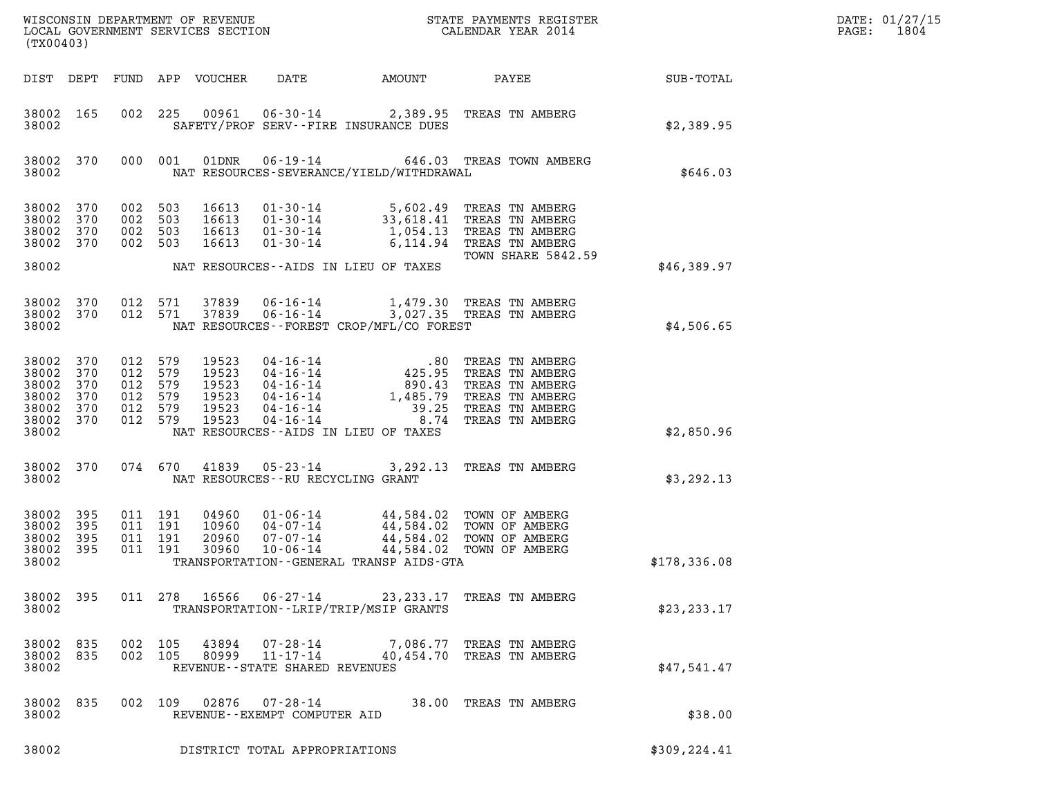WISCONSIN DEPARTMENT OF REVENUE
LOCAL GOVERNMENT SERVICES SECTION
(TX00403)

STATE PAYMENTS REGISTER
CALENDAR YEAR 2014

DATE: 01/27/15
PAGE: 1804

| DIST | DEPT | FUND | APP | VOUCHER | DATE | AMOUNT | PAYEE | SUB-TOTAL |
|---|---|---|---|---|---|---|---|---|
| 38002 | 165 | 002 | 225 | 00961 | 06-30-14 | 2,389.95 | TREAS TN AMBERG | |
| 38002 | | | | SAFETY/PROF SERV--FIRE INSURANCE DUES | | | | $2,389.95 |
| 38002 | 370 | 000 | 001 | 01DNR | 06-19-14 | 646.03 | TREAS TOWN AMBERG | |
| 38002 | | | | NAT RESOURCES-SEVERANCE/YIELD/WITHDRAWAL | | | | $646.03 |
| 38002 | 370 | 002 | 503 | 16613 | 01-30-14 | 5,602.49 | TREAS TN AMBERG | |
| 38002 | 370 | 002 | 503 | 16613 | 01-30-14 | 33,618.41 | TREAS TN AMBERG | |
| 38002 | 370 | 002 | 503 | 16613 | 01-30-14 | 1,054.13 | TREAS TN AMBERG | |
| 38002 | 370 | 002 | 503 | 16613 | 01-30-14 | 6,114.94 | TREAS TN AMBERG | |
| | | | | | | | TOWN SHARE 5842.59 | |
| 38002 | | | | NAT RESOURCES--AIDS IN LIEU OF TAXES | | | | $46,389.97 |
| 38002 | 370 | 012 | 571 | 37839 | 06-16-14 | 1,479.30 | TREAS TN AMBERG | |
| 38002 | 370 | 012 | 571 | 37839 | 06-16-14 | 3,027.35 | TREAS TN AMBERG | |
| 38002 | | | | NAT RESOURCES--FOREST CROP/MFL/CO FOREST | | | | $4,506.65 |
| 38002 | 370 | 012 | 579 | 19523 | 04-16-14 | .80 | TREAS TN AMBERG | |
| 38002 | 370 | 012 | 579 | 19523 | 04-16-14 | 425.95 | TREAS TN AMBERG | |
| 38002 | 370 | 012 | 579 | 19523 | 04-16-14 | 890.43 | TREAS TN AMBERG | |
| 38002 | 370 | 012 | 579 | 19523 | 04-16-14 | 1,485.79 | TREAS TN AMBERG | |
| 38002 | 370 | 012 | 579 | 19523 | 04-16-14 | 39.25 | TREAS TN AMBERG | |
| 38002 | 370 | 012 | 579 | 19523 | 04-16-14 | 8.74 | TREAS TN AMBERG | |
| 38002 | | | | NAT RESOURCES--AIDS IN LIEU OF TAXES | | | | $2,850.96 |
| 38002 | 370 | 074 | 670 | 41839 | 05-23-14 | 3,292.13 | TREAS TN AMBERG | |
| 38002 | | | | NAT RESOURCES--RU RECYCLING GRANT | | | | $3,292.13 |
| 38002 | 395 | 011 | 191 | 04960 | 01-06-14 | 44,584.02 | TOWN OF AMBERG | |
| 38002 | 395 | 011 | 191 | 10960 | 04-07-14 | 44,584.02 | TOWN OF AMBERG | |
| 38002 | 395 | 011 | 191 | 20960 | 07-07-14 | 44,584.02 | TOWN OF AMBERG | |
| 38002 | 395 | 011 | 191 | 30960 | 10-06-14 | 44,584.02 | TOWN OF AMBERG | |
| 38002 | | | | TRANSPORTATION--GENERAL TRANSP AIDS-GTA | | | | $178,336.08 |
| 38002 | 395 | 011 | 278 | 16566 | 06-27-14 | 23,233.17 | TREAS TN AMBERG | |
| 38002 | | | | TRANSPORTATION--LRIP/TRIP/MSIP GRANTS | | | | $23,233.17 |
| 38002 | 835 | 002 | 105 | 43894 | 07-28-14 | 7,086.77 | TREAS TN AMBERG | |
| 38002 | 835 | 002 | 105 | 80999 | 11-17-14 | 40,454.70 | TREAS TN AMBERG | |
| 38002 | | | | REVENUE--STATE SHARED REVENUES | | | | $47,541.47 |
| 38002 | 835 | 002 | 109 | 02876 | 07-28-14 | 38.00 | TREAS TN AMBERG | |
| 38002 | | | | REVENUE--EXEMPT COMPUTER AID | | | | $38.00 |
| 38002 | | | | DISTRICT TOTAL APPROPRIATIONS | | | | $309,224.41 |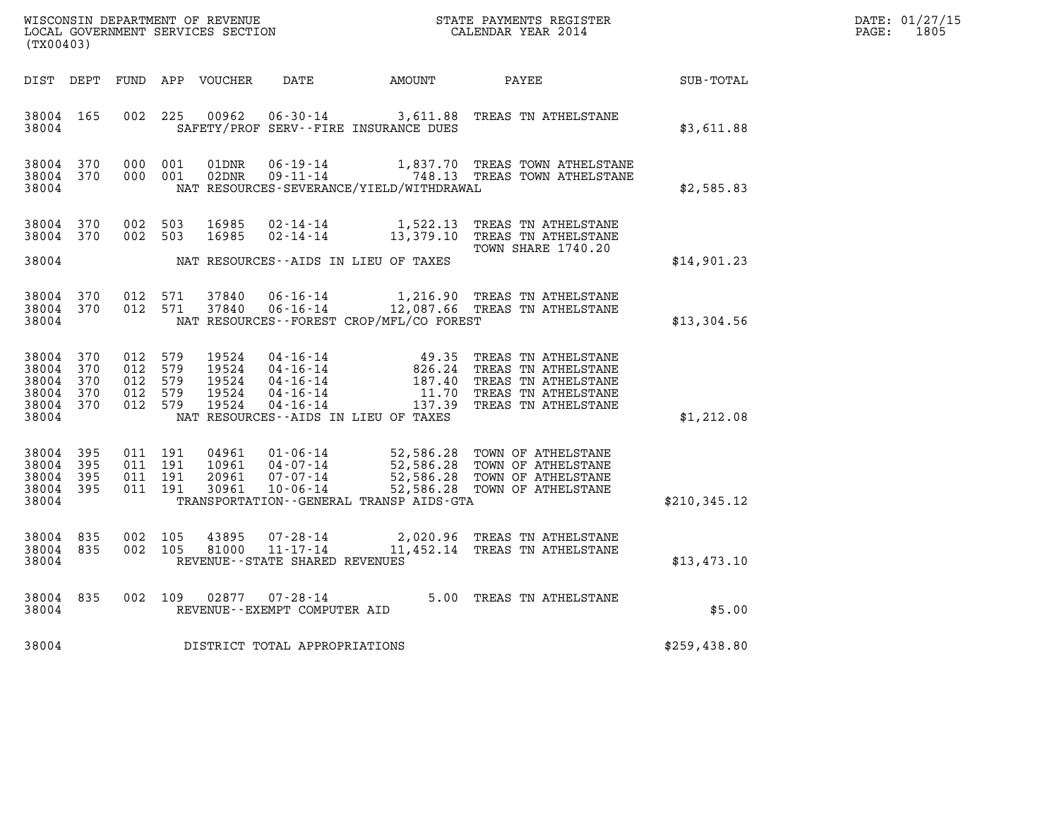WISCONSIN DEPARTMENT OF REVENUE
LOCAL GOVERNMENT SERVICES SECTION
(TX00403)

STATE PAYMENTS REGISTER
CALENDAR YEAR 2014

DATE: 01/27/15

| DIST | DEPT | FUND | APP | VOUCHER | DATE | AMOUNT | PAYEE | SUB-TOTAL |
|---|---|---|---|---|---|---|---|---|
| 38004 | 165 | 002 | 225 | 00962 | 06-30-14 | 3,611.88 | TREAS TN ATHELSTANE | |
| 38004 | | | | | SAFETY/PROF SERV--FIRE INSURANCE DUES | | | $3,611.88 |
| 38004 | 370 | 000 | 001 | 01DNR | 06-19-14 | 1,837.70 | TREAS TOWN ATHELSTANE | |
| 38004 | 370 | 000 | 001 | 02DNR | 09-11-14 | 748.13 | TREAS TOWN ATHELSTANE | |
| 38004 | | | | | NAT RESOURCES-SEVERANCE/YIELD/WITHDRAWAL | | | $2,585.83 |
| 38004 | 370 | 002 | 503 | 16985 | 02-14-14 | 1,522.13 | TREAS TN ATHELSTANE | |
| 38004 | 370 | 002 | 503 | 16985 | 02-14-14 | 13,379.10 | TREAS TN ATHELSTANE TOWN SHARE 1740.20 | |
| 38004 | | | | | NAT RESOURCES--AIDS IN LIEU OF TAXES | | | $14,901.23 |
| 38004 | 370 | 012 | 571 | 37840 | 06-16-14 | 1,216.90 | TREAS TN ATHELSTANE | |
| 38004 | 370 | 012 | 571 | 37840 | 06-16-14 | 12,087.66 | TREAS TN ATHELSTANE | |
| 38004 | | | | | NAT RESOURCES--FOREST CROP/MFL/CO FOREST | | | $13,304.56 |
| 38004 | 370 | 012 | 579 | 19524 | 04-16-14 | 49.35 | TREAS TN ATHELSTANE | |
| 38004 | 370 | 012 | 579 | 19524 | 04-16-14 | 826.24 | TREAS TN ATHELSTANE | |
| 38004 | 370 | 012 | 579 | 19524 | 04-16-14 | 187.40 | TREAS TN ATHELSTANE | |
| 38004 | 370 | 012 | 579 | 19524 | 04-16-14 | 11.70 | TREAS TN ATHELSTANE | |
| 38004 | 370 | 012 | 579 | 19524 | 04-16-14 | 137.39 | TREAS TN ATHELSTANE | |
| 38004 | | | | | NAT RESOURCES--AIDS IN LIEU OF TAXES | | | $1,212.08 |
| 38004 | 395 | 011 | 191 | 04961 | 01-06-14 | 52,586.28 | TOWN OF ATHELSTANE | |
| 38004 | 395 | 011 | 191 | 10961 | 04-07-14 | 52,586.28 | TOWN OF ATHELSTANE | |
| 38004 | 395 | 011 | 191 | 20961 | 07-07-14 | 52,586.28 | TOWN OF ATHELSTANE | |
| 38004 | 395 | 011 | 191 | 30961 | 10-06-14 | 52,586.28 | TOWN OF ATHELSTANE | |
| 38004 | | | | | TRANSPORTATION--GENERAL TRANSP AIDS-GTA | | | $210,345.12 |
| 38004 | 835 | 002 | 105 | 43895 | 07-28-14 | 2,020.96 | TREAS TN ATHELSTANE | |
| 38004 | 835 | 002 | 105 | 81000 | 11-17-14 | 11,452.14 | TREAS TN ATHELSTANE | |
| 38004 | | | | | REVENUE--STATE SHARED REVENUES | | | $13,473.10 |
| 38004 | 835 | 002 | 109 | 02877 | 07-28-14 | 5.00 | TREAS TN ATHELSTANE | |
| 38004 | | | | | REVENUE--EXEMPT COMPUTER AID | | | $5.00 |
| 38004 | | | | | DISTRICT TOTAL APPROPRIATIONS | | | $259,438.80 |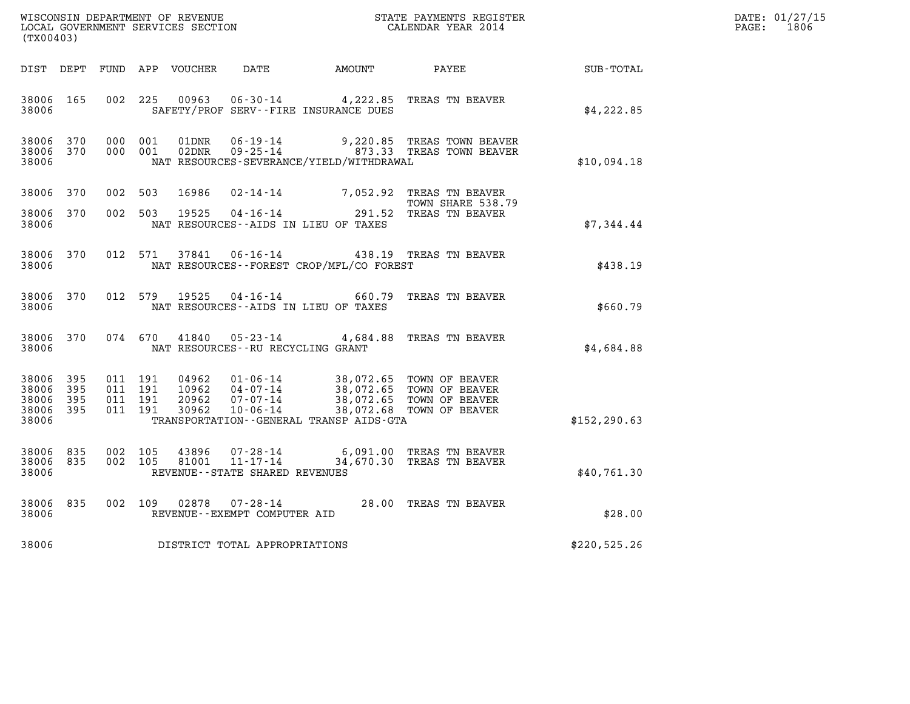WISCONSIN DEPARTMENT OF REVENUE
LOCAL GOVERNMENT SERVICES SECTION
(TX00403)

STATE PAYMENTS REGISTER
CALENDAR YEAR 2014

DATE: 01/27/15
PAGE: 1806

| DIST | DEPT | FUND | APP | VOUCHER | DATE | AMOUNT | PAYEE | SUB-TOTAL |
|---|---|---|---|---|---|---|---|---|
| 38006 | 165 | 002 | 225 | 00963 | 06-30-14 | 4,222.85 | TREAS TN BEAVER | |
| 38006 | | | | | SAFETY/PROF SERV--FIRE INSURANCE DUES | | | $4,222.85 |
| 38006 | 370 | 000 | 001 | 01DNR | 06-19-14 | 9,220.85 | TREAS TOWN BEAVER | |
| 38006 | 370 | 000 | 001 | 02DNR | 09-25-14 | 873.33 | TREAS TOWN BEAVER | |
| 38006 | | | | | NAT RESOURCES-SEVERANCE/YIELD/WITHDRAWAL | | | $10,094.18 |
| 38006 | 370 | 002 | 503 | 16986 | 02-14-14 | 7,052.92 | TREAS TN BEAVER TOWN SHARE 538.79 | |
| 38006 | 370 | 002 | 503 | 19525 | 04-16-14 | 291.52 | TREAS TN BEAVER | |
| 38006 | | | | | NAT RESOURCES--AIDS IN LIEU OF TAXES | | | $7,344.44 |
| 38006 | 370 | 012 | 571 | 37841 | 06-16-14 | 438.19 | TREAS TN BEAVER | |
| 38006 | | | | | NAT RESOURCES--FOREST CROP/MFL/CO FOREST | | | $438.19 |
| 38006 | 370 | 012 | 579 | 19525 | 04-16-14 | 660.79 | TREAS TN BEAVER | |
| 38006 | | | | | NAT RESOURCES--AIDS IN LIEU OF TAXES | | | $660.79 |
| 38006 | 370 | 074 | 670 | 41840 | 05-23-14 | 4,684.88 | TREAS TN BEAVER | |
| 38006 | | | | | NAT RESOURCES--RU RECYCLING GRANT | | | $4,684.88 |
| 38006 | 395 | 011 | 191 | 04962 | 01-06-14 | 38,072.65 | TOWN OF BEAVER | |
| 38006 | 395 | 011 | 191 | 10962 | 04-07-14 | 38,072.65 | TOWN OF BEAVER | |
| 38006 | 395 | 011 | 191 | 20962 | 07-07-14 | 38,072.65 | TOWN OF BEAVER | |
| 38006 | 395 | 011 | 191 | 30962 | 10-06-14 | 38,072.68 | TOWN OF BEAVER | |
| 38006 | | | | | TRANSPORTATION--GENERAL TRANSP AIDS-GTA | | | $152,290.63 |
| 38006 | 835 | 002 | 105 | 43896 | 07-28-14 | 6,091.00 | TREAS TN BEAVER | |
| 38006 | 835 | 002 | 105 | 81001 | 11-17-14 | 34,670.30 | TREAS TN BEAVER | |
| 38006 | | | | | REVENUE--STATE SHARED REVENUES | | | $40,761.30 |
| 38006 | 835 | 002 | 109 | 02878 | 07-28-14 | 28.00 | TREAS TN BEAVER | |
| 38006 | | | | | REVENUE--EXEMPT COMPUTER AID | | | $28.00 |
| 38006 | | | | | DISTRICT TOTAL APPROPRIATIONS | | | $220,525.26 |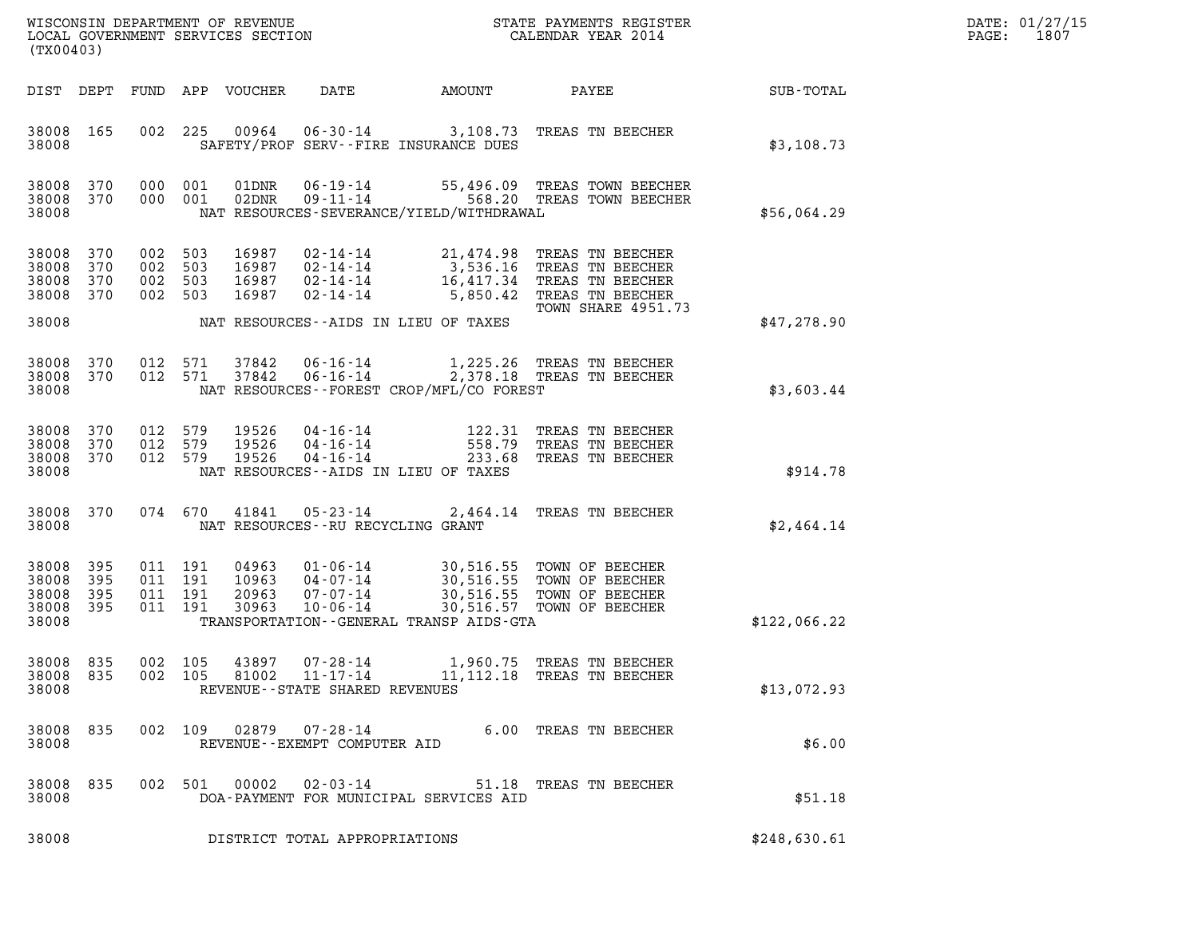WISCONSIN DEPARTMENT OF REVENUE
LOCAL GOVERNMENT SERVICES SECTION
(TX00403)

STATE PAYMENTS REGISTER
CALENDAR YEAR 2014

DATE: 01/27/15
PAGE: 1807

| DIST | DEPT | FUND | APP | VOUCHER | DATE | AMOUNT | PAYEE | SUB-TOTAL |
|---|---|---|---|---|---|---|---|---|
| 38008 | 165 | 002 | 225 | 00964 | 06-30-14 | 3,108.73 | TREAS TN BEECHER | |
| 38008 | | | | | SAFETY/PROF SERV--FIRE INSURANCE DUES | | | $3,108.73 |
| 38008 | 370 | 000 | 001 | 01DNR | 06-19-14 | 55,496.09 | TREAS TOWN BEECHER | |
| 38008 | 370 | 000 | 001 | 02DNR | 09-11-14 | 568.20 | TREAS TOWN BEECHER | |
| 38008 | | | | | NAT RESOURCES-SEVERANCE/YIELD/WITHDRAWAL | | | $56,064.29 |
| 38008 | 370 | 002 | 503 | 16987 | 02-14-14 | 21,474.98 | TREAS TN BEECHER | |
| 38008 | 370 | 002 | 503 | 16987 | 02-14-14 | 3,536.16 | TREAS TN BEECHER | |
| 38008 | 370 | 002 | 503 | 16987 | 02-14-14 | 16,417.34 | TREAS TN BEECHER | |
| 38008 | 370 | 002 | 503 | 16987 | 02-14-14 | 5,850.42 | TREAS TN BEECHER TOWN SHARE 4951.73 | |
| 38008 | | | | | NAT RESOURCES--AIDS IN LIEU OF TAXES | | | $47,278.90 |
| 38008 | 370 | 012 | 571 | 37842 | 06-16-14 | 1,225.26 | TREAS TN BEECHER | |
| 38008 | 370 | 012 | 571 | 37842 | 06-16-14 | 2,378.18 | TREAS TN BEECHER | |
| 38008 | | | | | NAT RESOURCES--FOREST CROP/MFL/CO FOREST | | | $3,603.44 |
| 38008 | 370 | 012 | 579 | 19526 | 04-16-14 | 122.31 | TREAS TN BEECHER | |
| 38008 | 370 | 012 | 579 | 19526 | 04-16-14 | 558.79 | TREAS TN BEECHER | |
| 38008 | 370 | 012 | 579 | 19526 | 04-16-14 | 233.68 | TREAS TN BEECHER | |
| 38008 | | | | | NAT RESOURCES--AIDS IN LIEU OF TAXES | | | $914.78 |
| 38008 | 370 | 074 | 670 | 41841 | 05-23-14 | 2,464.14 | TREAS TN BEECHER | |
| 38008 | | | | | NAT RESOURCES--RU RECYCLING GRANT | | | $2,464.14 |
| 38008 | 395 | 011 | 191 | 04963 | 01-06-14 | 30,516.55 | TOWN OF BEECHER | |
| 38008 | 395 | 011 | 191 | 10963 | 04-07-14 | 30,516.55 | TOWN OF BEECHER | |
| 38008 | 395 | 011 | 191 | 20963 | 07-07-14 | 30,516.55 | TOWN OF BEECHER | |
| 38008 | 395 | 011 | 191 | 30963 | 10-06-14 | 30,516.57 | TOWN OF BEECHER | |
| 38008 | | | | | TRANSPORTATION--GENERAL TRANSP AIDS-GTA | | | $122,066.22 |
| 38008 | 835 | 002 | 105 | 43897 | 07-28-14 | 1,960.75 | TREAS TN BEECHER | |
| 38008 | 835 | 002 | 105 | 81002 | 11-17-14 | 11,112.18 | TREAS TN BEECHER | |
| 38008 | | | | | REVENUE--STATE SHARED REVENUES | | | $13,072.93 |
| 38008 | 835 | 002 | 109 | 02879 | 07-28-14 | 6.00 | TREAS TN BEECHER | |
| 38008 | | | | | REVENUE--EXEMPT COMPUTER AID | | | $6.00 |
| 38008 | 835 | 002 | 501 | 00002 | 02-03-14 | 51.18 | TREAS TN BEECHER | |
| 38008 | | | | | DOA-PAYMENT FOR MUNICIPAL SERVICES AID | | | $51.18 |
| 38008 | | | | | DISTRICT TOTAL APPROPRIATIONS | | | $248,630.61 |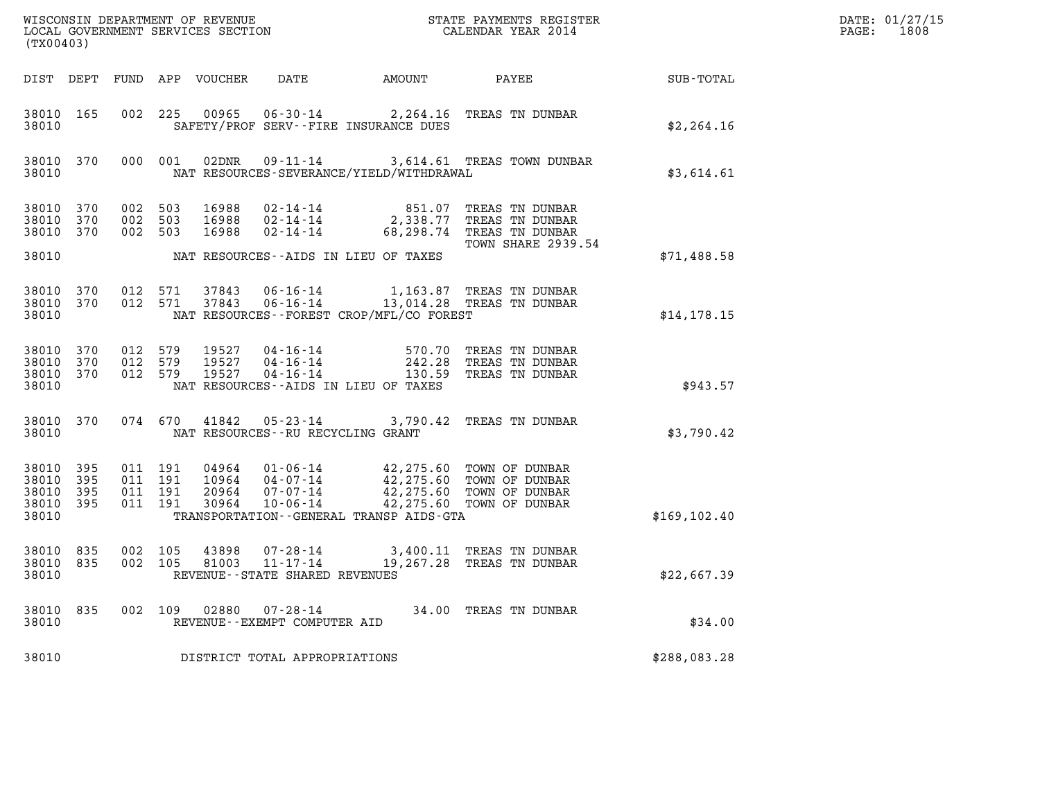WISCONSIN DEPARTMENT OF REVENUE
LOCAL GOVERNMENT SERVICES SECTION
(TX00403)

STATE PAYMENTS REGISTER
CALENDAR YEAR 2014

DATE: 01/27/15
PAGE: 1808

| DIST | DEPT | FUND | APP | VOUCHER | DATE | AMOUNT | PAYEE | SUB-TOTAL |
|---|---|---|---|---|---|---|---|---|
| 38010 | 165 | 002 | 225 | 00965 | 06-30-14 | 2,264.16 | TREAS TN DUNBAR | |
| 38010 | | | | | SAFETY/PROF SERV--FIRE INSURANCE DUES | | | $2,264.16 |
| 38010 | 370 | 000 | 001 | 02DNR | 09-11-14 | 3,614.61 | TREAS TOWN DUNBAR | |
| 38010 | | | | | NAT RESOURCES-SEVERANCE/YIELD/WITHDRAWAL | | | $3,614.61 |
| 38010 | 370 | 002 | 503 | 16988 | 02-14-14 | 851.07 | TREAS TN DUNBAR | |
| 38010 | 370 | 002 | 503 | 16988 | 02-14-14 | 2,338.77 | TREAS TN DUNBAR | |
| 38010 | 370 | 002 | 503 | 16988 | 02-14-14 | 68,298.74 | TREAS TN DUNBAR TOWN SHARE 2939.54 | |
| 38010 | | | | | NAT RESOURCES--AIDS IN LIEU OF TAXES | | | $71,488.58 |
| 38010 | 370 | 012 | 571 | 37843 | 06-16-14 | 1,163.87 | TREAS TN DUNBAR | |
| 38010 | 370 | 012 | 571 | 37843 | 06-16-14 | 13,014.28 | TREAS TN DUNBAR | |
| 38010 | | | | | NAT RESOURCES--FOREST CROP/MFL/CO FOREST | | | $14,178.15 |
| 38010 | 370 | 012 | 579 | 19527 | 04-16-14 | 570.70 | TREAS TN DUNBAR | |
| 38010 | 370 | 012 | 579 | 19527 | 04-16-14 | 242.28 | TREAS TN DUNBAR | |
| 38010 | 370 | 012 | 579 | 19527 | 04-16-14 | 130.59 | TREAS TN DUNBAR | |
| 38010 | | | | | NAT RESOURCES--AIDS IN LIEU OF TAXES | | | $943.57 |
| 38010 | 370 | 074 | 670 | 41842 | 05-23-14 | 3,790.42 | TREAS TN DUNBAR | |
| 38010 | | | | | NAT RESOURCES--RU RECYCLING GRANT | | | $3,790.42 |
| 38010 | 395 | 011 | 191 | 04964 | 01-06-14 | 42,275.60 | TOWN OF DUNBAR | |
| 38010 | 395 | 011 | 191 | 10964 | 04-07-14 | 42,275.60 | TOWN OF DUNBAR | |
| 38010 | 395 | 011 | 191 | 20964 | 07-07-14 | 42,275.60 | TOWN OF DUNBAR | |
| 38010 | 395 | 011 | 191 | 30964 | 10-06-14 | 42,275.60 | TOWN OF DUNBAR | |
| 38010 | | | | | TRANSPORTATION--GENERAL TRANSP AIDS-GTA | | | $169,102.40 |
| 38010 | 835 | 002 | 105 | 43898 | 07-28-14 | 3,400.11 | TREAS TN DUNBAR | |
| 38010 | 835 | 002 | 105 | 81003 | 11-17-14 | 19,267.28 | TREAS TN DUNBAR | |
| 38010 | | | | | REVENUE--STATE SHARED REVENUES | | | $22,667.39 |
| 38010 | 835 | 002 | 109 | 02880 | 07-28-14 | 34.00 | TREAS TN DUNBAR | |
| 38010 | | | | | REVENUE--EXEMPT COMPUTER AID | | | $34.00 |
| 38010 | | | | | DISTRICT TOTAL APPROPRIATIONS | | | $288,083.28 |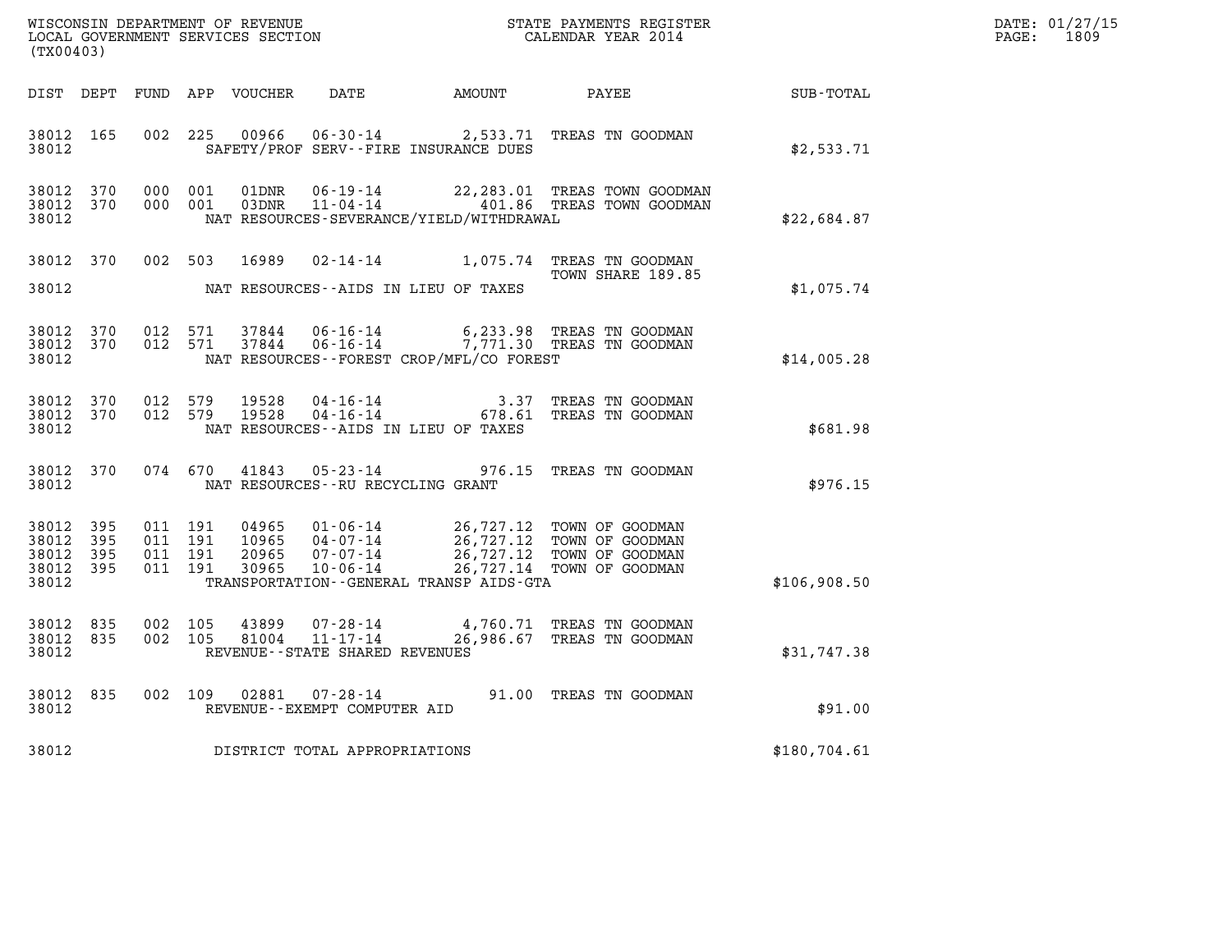WISCONSIN DEPARTMENT OF REVENUE
LOCAL GOVERNMENT SERVICES SECTION
(TX00403)

STATE PAYMENTS REGISTER
CALENDAR YEAR 2014

DATE: 01/27/15
PAGE: 1809

| DIST | DEPT | FUND | APP | VOUCHER | DATE | AMOUNT | PAYEE | SUB-TOTAL |
|---|---|---|---|---|---|---|---|---|
| 38012 | 165 | 002 | 225 | 00966 | 06-30-14 | 2,533.71 | TREAS TN GOODMAN | |
| 38012 | | | | | SAFETY/PROF SERV--FIRE INSURANCE DUES | | | $2,533.71 |
| 38012 | 370 | 000 | 001 | 01DNR | 06-19-14 | 22,283.01 | TREAS TOWN GOODMAN | |
| 38012 | 370 | 000 | 001 | 03DNR | 11-04-14 | 401.86 | TREAS TOWN GOODMAN | |
| 38012 | | | | | NAT RESOURCES-SEVERANCE/YIELD/WITHDRAWAL | | | $22,684.87 |
| 38012 | 370 | 002 | 503 | 16989 | 02-14-14 | 1,075.74 | TREAS TN GOODMAN TOWN SHARE 189.85 | |
| 38012 | | | | | NAT RESOURCES--AIDS IN LIEU OF TAXES | | | $1,075.74 |
| 38012 | 370 | 012 | 571 | 37844 | 06-16-14 | 6,233.98 | TREAS TN GOODMAN | |
| 38012 | 370 | 012 | 571 | 37844 | 06-16-14 | 7,771.30 | TREAS TN GOODMAN | |
| 38012 | | | | | NAT RESOURCES--FOREST CROP/MFL/CO FOREST | | | $14,005.28 |
| 38012 | 370 | 012 | 579 | 19528 | 04-16-14 | 3.37 | TREAS TN GOODMAN | |
| 38012 | 370 | 012 | 579 | 19528 | 04-16-14 | 678.61 | TREAS TN GOODMAN | |
| 38012 | | | | | NAT RESOURCES--AIDS IN LIEU OF TAXES | | | $681.98 |
| 38012 | 370 | 074 | 670 | 41843 | 05-23-14 | 976.15 | TREAS TN GOODMAN | |
| 38012 | | | | | NAT RESOURCES--RU RECYCLING GRANT | | | $976.15 |
| 38012 | 395 | 011 | 191 | 04965 | 01-06-14 | 26,727.12 | TOWN OF GOODMAN | |
| 38012 | 395 | 011 | 191 | 10965 | 04-07-14 | 26,727.12 | TOWN OF GOODMAN | |
| 38012 | 395 | 011 | 191 | 20965 | 07-07-14 | 26,727.12 | TOWN OF GOODMAN | |
| 38012 | 395 | 011 | 191 | 30965 | 10-06-14 | 26,727.14 | TOWN OF GOODMAN | |
| 38012 | | | | | TRANSPORTATION--GENERAL TRANSP AIDS-GTA | | | $106,908.50 |
| 38012 | 835 | 002 | 105 | 43899 | 07-28-14 | 4,760.71 | TREAS TN GOODMAN | |
| 38012 | 835 | 002 | 105 | 81004 | 11-17-14 | 26,986.67 | TREAS TN GOODMAN | |
| 38012 | | | | | REVENUE--STATE SHARED REVENUES | | | $31,747.38 |
| 38012 | 835 | 002 | 109 | 02881 | 07-28-14 | 91.00 | TREAS TN GOODMAN | |
| 38012 | | | | | REVENUE--EXEMPT COMPUTER AID | | | $91.00 |
| 38012 | | | | | DISTRICT TOTAL APPROPRIATIONS | | | $180,704.61 |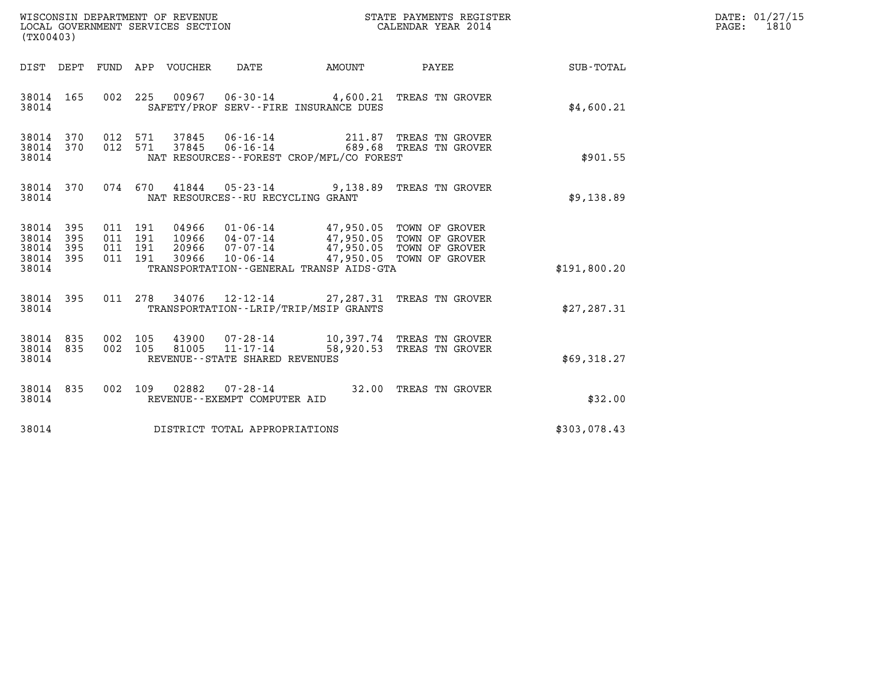WISCONSIN DEPARTMENT OF REVENUE
LOCAL GOVERNMENT SERVICES SECTION
(TX00403)

STATE PAYMENTS REGISTER
CALENDAR YEAR 2014

DATE: 01/27/15
PAGE: 1810

| DIST | DEPT | FUND | APP | VOUCHER | DATE | AMOUNT | PAYEE | SUB-TOTAL |
|---|---|---|---|---|---|---|---|---|
| 38014 | 165 | 002 | 225 | 00967 | 06-30-14 | 4,600.21 | TREAS TN GROVER | |
| 38014 | | | | SAFETY/PROF SERV--FIRE INSURANCE DUES | | | | $4,600.21 |
| 38014 | 370 | 012 | 571 | 37845 | 06-16-14 | 211.87 | TREAS TN GROVER | |
| 38014 | 370 | 012 | 571 | 37845 | 06-16-14 | 689.68 | TREAS TN GROVER | |
| 38014 | | | | NAT RESOURCES--FOREST CROP/MFL/CO FOREST | | | | $901.55 |
| 38014 | 370 | 074 | 670 | 41844 | 05-23-14 | 9,138.89 | TREAS TN GROVER | |
| 38014 | | | | NAT RESOURCES--RU RECYCLING GRANT | | | | $9,138.89 |
| 38014 | 395 | 011 | 191 | 04966 | 01-06-14 | 47,950.05 | TOWN OF GROVER | |
| 38014 | 395 | 011 | 191 | 10966 | 04-07-14 | 47,950.05 | TOWN OF GROVER | |
| 38014 | 395 | 011 | 191 | 20966 | 07-07-14 | 47,950.05 | TOWN OF GROVER | |
| 38014 | 395 | 011 | 191 | 30966 | 10-06-14 | 47,950.05 | TOWN OF GROVER | |
| 38014 | | | | TRANSPORTATION--GENERAL TRANSP AIDS-GTA | | | | $191,800.20 |
| 38014 | 395 | 011 | 278 | 34076 | 12-12-14 | 27,287.31 | TREAS TN GROVER | |
| 38014 | | | | TRANSPORTATION--LRIP/TRIP/MSIP GRANTS | | | | $27,287.31 |
| 38014 | 835 | 002 | 105 | 43900 | 07-28-14 | 10,397.74 | TREAS TN GROVER | |
| 38014 | 835 | 002 | 105 | 81005 | 11-17-14 | 58,920.53 | TREAS TN GROVER | |
| 38014 | | | | REVENUE--STATE SHARED REVENUES | | | | $69,318.27 |
| 38014 | 835 | 002 | 109 | 02882 | 07-28-14 | 32.00 | TREAS TN GROVER | |
| 38014 | | | | REVENUE--EXEMPT COMPUTER AID | | | | $32.00 |
| 38014 | | | | DISTRICT TOTAL APPROPRIATIONS | | | | $303,078.43 |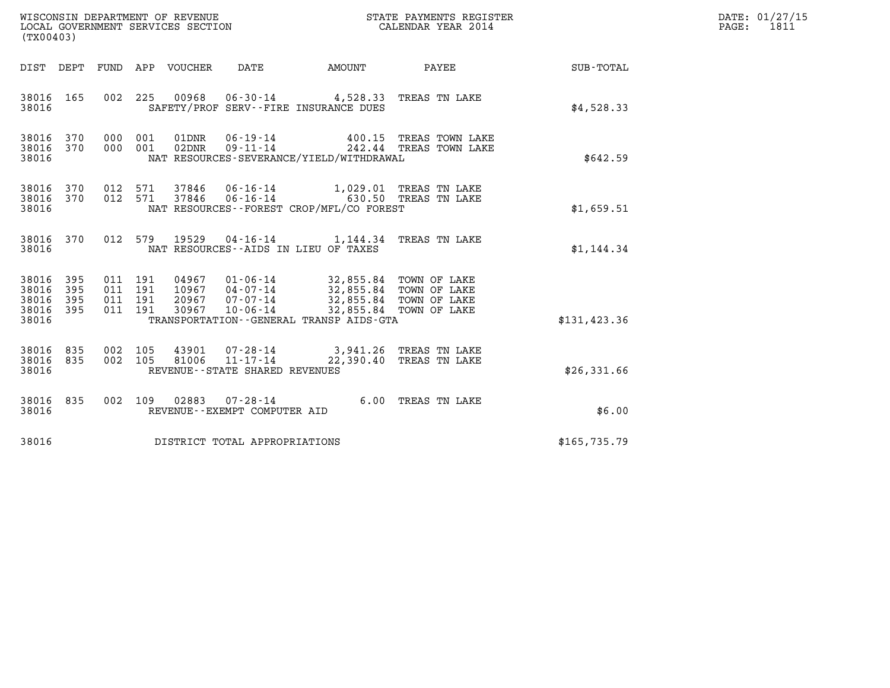WISCONSIN DEPARTMENT OF REVENUE
LOCAL GOVERNMENT SERVICES SECTION
(TX00403)

STATE PAYMENTS REGISTER
CALENDAR YEAR 2014

DATE: 01/27/15
PAGE: 1811

| DIST | DEPT | FUND | APP | VOUCHER | DATE | AMOUNT | PAYEE | SUB-TOTAL |
|---|---|---|---|---|---|---|---|---|
| 38016 | 165 | 002 | 225 | 00968 | 06-30-14 | 4,528.33 | TREAS TN LAKE | |
| 38016 | | | | SAFETY/PROF SERV--FIRE INSURANCE DUES | | | | $4,528.33 |
| 38016 | 370 | 000 | 001 | 01DNR | 06-19-14 | 400.15 | TREAS TOWN LAKE | |
| 38016 | 370 | 000 | 001 | 02DNR | 09-11-14 | 242.44 | TREAS TOWN LAKE | |
| 38016 | | | | NAT RESOURCES-SEVERANCE/YIELD/WITHDRAWAL | | | | $642.59 |
| 38016 | 370 | 012 | 571 | 37846 | 06-16-14 | 1,029.01 | TREAS TN LAKE | |
| 38016 | 370 | 012 | 571 | 37846 | 06-16-14 | 630.50 | TREAS TN LAKE | |
| 38016 | | | | NAT RESOURCES--FOREST CROP/MFL/CO FOREST | | | | $1,659.51 |
| 38016 | 370 | 012 | 579 | 19529 | 04-16-14 | 1,144.34 | TREAS TN LAKE | |
| 38016 | | | | NAT RESOURCES--AIDS IN LIEU OF TAXES | | | | $1,144.34 |
| 38016 | 395 | 011 | 191 | 04967 | 01-06-14 | 32,855.84 | TOWN OF LAKE | |
| 38016 | 395 | 011 | 191 | 10967 | 04-07-14 | 32,855.84 | TOWN OF LAKE | |
| 38016 | 395 | 011 | 191 | 20967 | 07-07-14 | 32,855.84 | TOWN OF LAKE | |
| 38016 | 395 | 011 | 191 | 30967 | 10-06-14 | 32,855.84 | TOWN OF LAKE | |
| 38016 | | | | TRANSPORTATION--GENERAL TRANSP AIDS-GTA | | | | $131,423.36 |
| 38016 | 835 | 002 | 105 | 43901 | 07-28-14 | 3,941.26 | TREAS TN LAKE | |
| 38016 | 835 | 002 | 105 | 81006 | 11-17-14 | 22,390.40 | TREAS TN LAKE | |
| 38016 | | | | REVENUE--STATE SHARED REVENUES | | | | $26,331.66 |
| 38016 | 835 | 002 | 109 | 02883 | 07-28-14 | 6.00 | TREAS TN LAKE | |
| 38016 | | | | REVENUE--EXEMPT COMPUTER AID | | | | $6.00 |
| 38016 | | | | DISTRICT TOTAL APPROPRIATIONS | | | | $165,735.79 |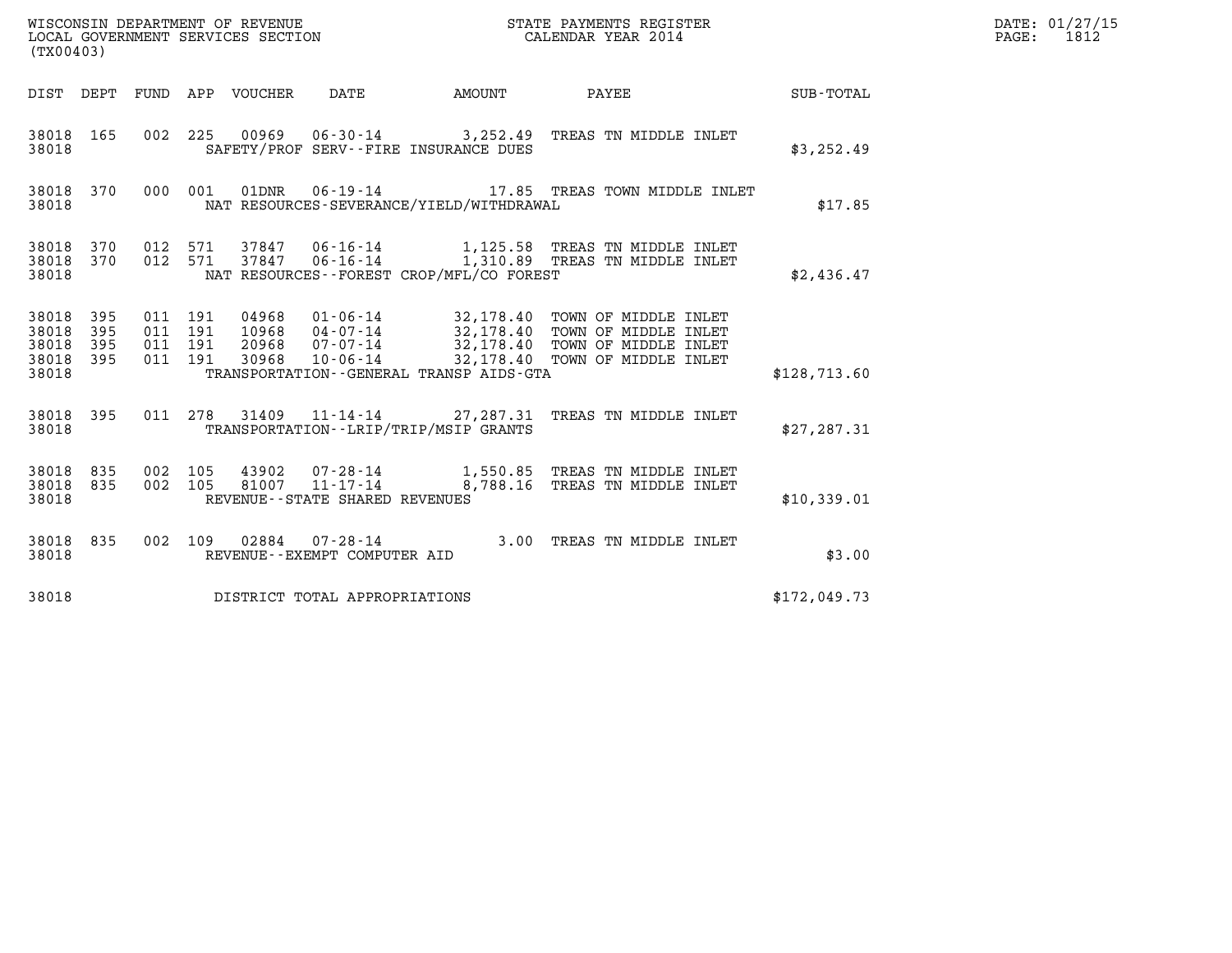WISCONSIN DEPARTMENT OF REVENUE
LOCAL GOVERNMENT SERVICES SECTION
(TX00403)

STATE PAYMENTS REGISTER
CALENDAR YEAR 2014

DATE: 01/27/15
PAGE: 1812

| DIST | DEPT | FUND | APP | VOUCHER | DATE | AMOUNT | PAYEE | SUB-TOTAL |
|---|---|---|---|---|---|---|---|---|
| 38018 | 165 | 002 | 225 | 00969 | 06-30-14 | 3,252.49 | TREAS TN MIDDLE INLET | |
| 38018 | | | | | SAFETY/PROF SERV--FIRE INSURANCE DUES | | | $3,252.49 |
| 38018 | 370 | 000 | 001 | 01DNR | 06-19-14 | 17.85 | TREAS TOWN MIDDLE INLET | |
| 38018 | | | | | NAT RESOURCES-SEVERANCE/YIELD/WITHDRAWAL | | | $17.85 |
| 38018 | 370 | 012 | 571 | 37847 | 06-16-14 | 1,125.58 | TREAS TN MIDDLE INLET | |
| 38018 | 370 | 012 | 571 | 37847 | 06-16-14 | 1,310.89 | TREAS TN MIDDLE INLET | |
| 38018 | | | | | NAT RESOURCES--FOREST CROP/MFL/CO FOREST | | | $2,436.47 |
| 38018 | 395 | 011 | 191 | 04968 | 01-06-14 | 32,178.40 | TOWN OF MIDDLE INLET | |
| 38018 | 395 | 011 | 191 | 10968 | 04-07-14 | 32,178.40 | TOWN OF MIDDLE INLET | |
| 38018 | 395 | 011 | 191 | 20968 | 07-07-14 | 32,178.40 | TOWN OF MIDDLE INLET | |
| 38018 | 395 | 011 | 191 | 30968 | 10-06-14 | 32,178.40 | TOWN OF MIDDLE INLET | |
| 38018 | | | | | TRANSPORTATION--GENERAL TRANSP AIDS-GTA | | | $128,713.60 |
| 38018 | 395 | 011 | 278 | 31409 | 11-14-14 | 27,287.31 | TREAS TN MIDDLE INLET | |
| 38018 | | | | | TRANSPORTATION--LRIP/TRIP/MSIP GRANTS | | | $27,287.31 |
| 38018 | 835 | 002 | 105 | 43902 | 07-28-14 | 1,550.85 | TREAS TN MIDDLE INLET | |
| 38018 | 835 | 002 | 105 | 81007 | 11-17-14 | 8,788.16 | TREAS TN MIDDLE INLET | |
| 38018 | | | | | REVENUE--STATE SHARED REVENUES | | | $10,339.01 |
| 38018 | 835 | 002 | 109 | 02884 | 07-28-14 | 3.00 | TREAS TN MIDDLE INLET | |
| 38018 | | | | | REVENUE--EXEMPT COMPUTER AID | | | $3.00 |
| 38018 | | | | | DISTRICT TOTAL APPROPRIATIONS | | | $172,049.73 |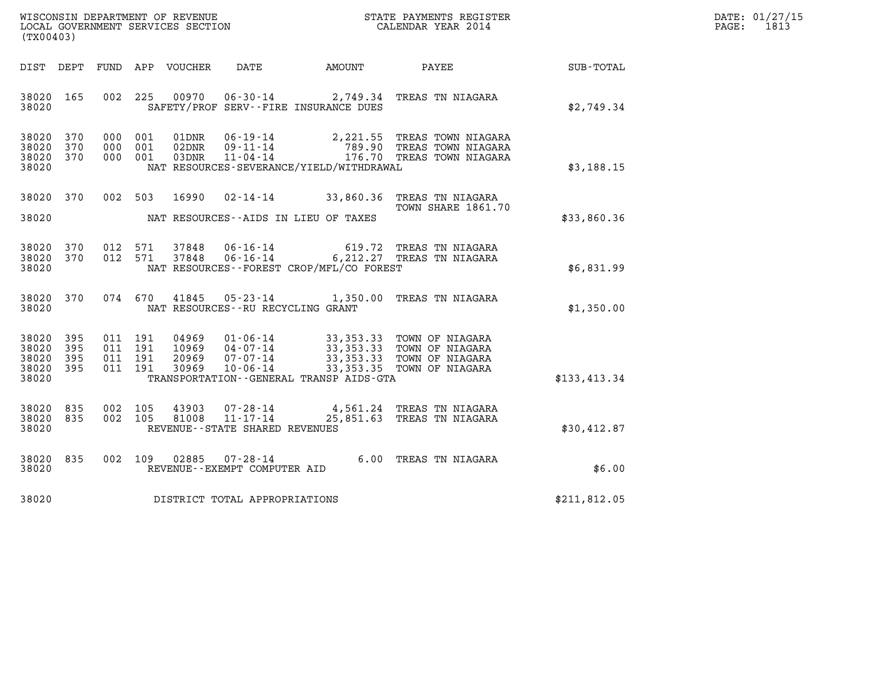WISCONSIN DEPARTMENT OF REVENUE
LOCAL GOVERNMENT SERVICES SECTION
(TX00403)

STATE PAYMENTS REGISTER
CALENDAR YEAR 2014

DATE: 01/27/15
PAGE: 1813

| DIST | DEPT | FUND | APP | VOUCHER | DATE | AMOUNT | PAYEE | SUB-TOTAL |
|---|---|---|---|---|---|---|---|---|
| 38020 | 165 | 002 | 225 | 00970 | 06-30-14 | 2,749.34 | TREAS TN NIAGARA | |
| 38020 | | | | | SAFETY/PROF SERV--FIRE INSURANCE DUES | | | $2,749.34 |
| 38020 | 370 | 000 | 001 | 01DNR | 06-19-14 | 2,221.55 | TREAS TOWN NIAGARA | |
| 38020 | 370 | 000 | 001 | 02DNR | 09-11-14 | 789.90 | TREAS TOWN NIAGARA | |
| 38020 | 370 | 000 | 001 | 03DNR | 11-04-14 | 176.70 | TREAS TOWN NIAGARA | |
| 38020 | | | | | NAT RESOURCES-SEVERANCE/YIELD/WITHDRAWAL | | | $3,188.15 |
| 38020 | 370 | 002 | 503 | 16990 | 02-14-14 | 33,860.36 | TREAS TN NIAGARA TOWN SHARE 1861.70 | |
| 38020 | | | | | NAT RESOURCES--AIDS IN LIEU OF TAXES | | | $33,860.36 |
| 38020 | 370 | 012 | 571 | 37848 | 06-16-14 | 619.72 | TREAS TN NIAGARA | |
| 38020 | 370 | 012 | 571 | 37848 | 06-16-14 | 6,212.27 | TREAS TN NIAGARA | |
| 38020 | | | | | NAT RESOURCES--FOREST CROP/MFL/CO FOREST | | | $6,831.99 |
| 38020 | 370 | 074 | 670 | 41845 | 05-23-14 | 1,350.00 | TREAS TN NIAGARA | |
| 38020 | | | | | NAT RESOURCES--RU RECYCLING GRANT | | | $1,350.00 |
| 38020 | 395 | 011 | 191 | 04969 | 01-06-14 | 33,353.33 | TOWN OF NIAGARA | |
| 38020 | 395 | 011 | 191 | 10969 | 04-07-14 | 33,353.33 | TOWN OF NIAGARA | |
| 38020 | 395 | 011 | 191 | 20969 | 07-07-14 | 33,353.33 | TOWN OF NIAGARA | |
| 38020 | 395 | 011 | 191 | 30969 | 10-06-14 | 33,353.35 | TOWN OF NIAGARA | |
| 38020 | | | | | TRANSPORTATION--GENERAL TRANSP AIDS-GTA | | | $133,413.34 |
| 38020 | 835 | 002 | 105 | 43903 | 07-28-14 | 4,561.24 | TREAS TN NIAGARA | |
| 38020 | 835 | 002 | 105 | 81008 | 11-17-14 | 25,851.63 | TREAS TN NIAGARA | |
| 38020 | | | | | REVENUE--STATE SHARED REVENUES | | | $30,412.87 |
| 38020 | 835 | 002 | 109 | 02885 | 07-28-14 | 6.00 | TREAS TN NIAGARA | |
| 38020 | | | | | REVENUE--EXEMPT COMPUTER AID | | | $6.00 |
| 38020 | | | | | DISTRICT TOTAL APPROPRIATIONS | | | $211,812.05 |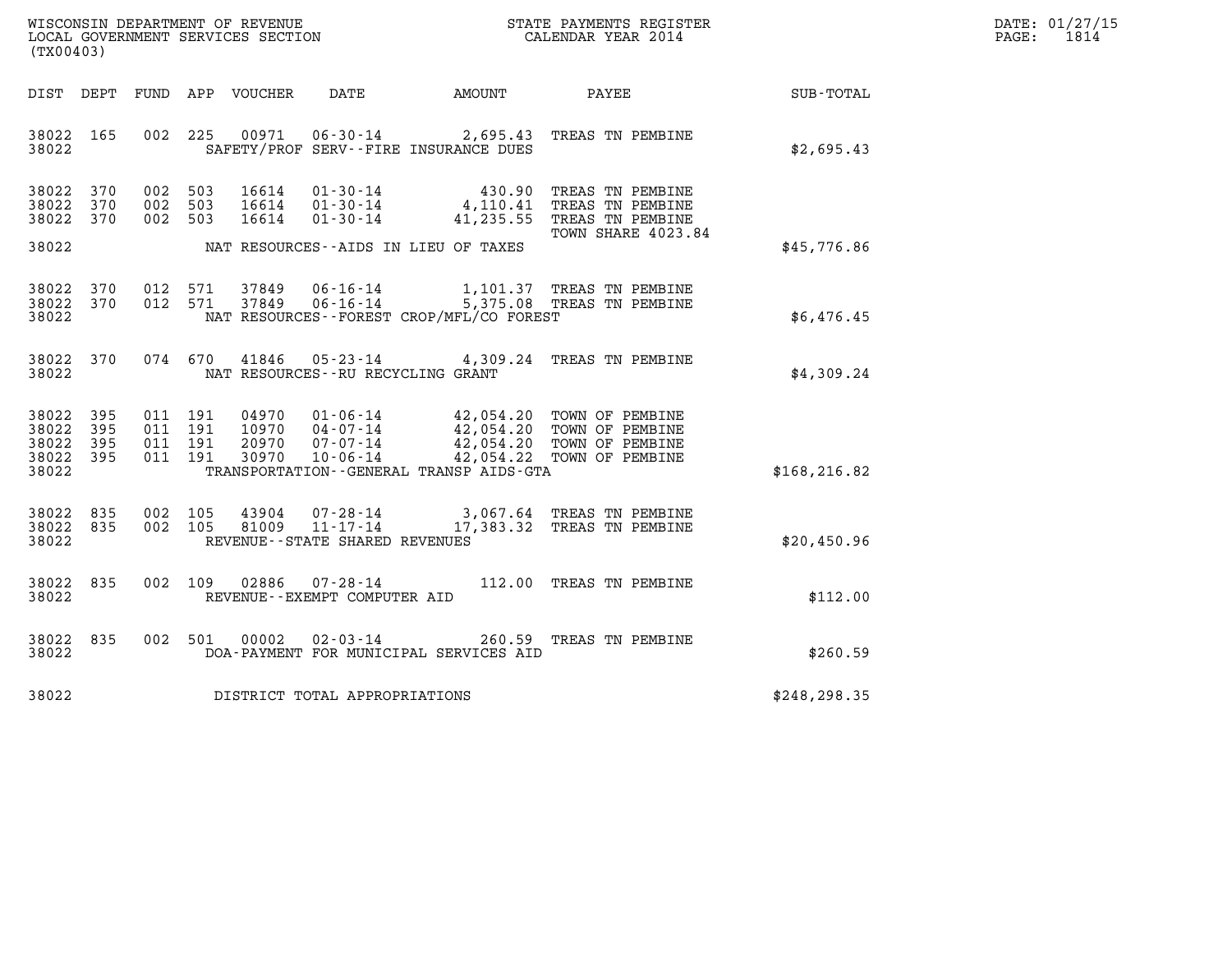WISCONSIN DEPARTMENT OF REVENUE
LOCAL GOVERNMENT SERVICES SECTION
(TX00403)

STATE PAYMENTS REGISTER
CALENDAR YEAR 2014

DATE: 01/27/15
PAGE: 1814

| DIST | DEPT | FUND | APP | VOUCHER | DATE | AMOUNT | PAYEE | SUB-TOTAL |
|---|---|---|---|---|---|---|---|---|
| 38022 | 165 | 002 | 225 | 00971 | 06-30-14 | 2,695.43 | TREAS TN PEMBINE | |
| 38022 | | | | | SAFETY/PROF SERV--FIRE INSURANCE DUES | | | $2,695.43 |
| 38022 | 370 | 002 | 503 | 16614 | 01-30-14 | 430.90 | TREAS TN PEMBINE | |
| 38022 | 370 | 002 | 503 | 16614 | 01-30-14 | 4,110.41 | TREAS TN PEMBINE | |
| 38022 | 370 | 002 | 503 | 16614 | 01-30-14 | 41,235.55 | TREAS TN PEMBINE TOWN SHARE 4023.84 | |
| 38022 | | | | | NAT RESOURCES--AIDS IN LIEU OF TAXES | | | $45,776.86 |
| 38022 | 370 | 012 | 571 | 37849 | 06-16-14 | 1,101.37 | TREAS TN PEMBINE | |
| 38022 | 370 | 012 | 571 | 37849 | 06-16-14 | 5,375.08 | TREAS TN PEMBINE | |
| 38022 | | | | | NAT RESOURCES--FOREST CROP/MFL/CO FOREST | | | $6,476.45 |
| 38022 | 370 | 074 | 670 | 41846 | 05-23-14 | 4,309.24 | TREAS TN PEMBINE | |
| 38022 | | | | | NAT RESOURCES--RU RECYCLING GRANT | | | $4,309.24 |
| 38022 | 395 | 011 | 191 | 04970 | 01-06-14 | 42,054.20 | TOWN OF PEMBINE | |
| 38022 | 395 | 011 | 191 | 10970 | 04-07-14 | 42,054.20 | TOWN OF PEMBINE | |
| 38022 | 395 | 011 | 191 | 20970 | 07-07-14 | 42,054.20 | TOWN OF PEMBINE | |
| 38022 | 395 | 011 | 191 | 30970 | 10-06-14 | 42,054.22 | TOWN OF PEMBINE | |
| 38022 | | | | | TRANSPORTATION--GENERAL TRANSP AIDS-GTA | | | $168,216.82 |
| 38022 | 835 | 002 | 105 | 43904 | 07-28-14 | 3,067.64 | TREAS TN PEMBINE | |
| 38022 | 835 | 002 | 105 | 81009 | 11-17-14 | 17,383.32 | TREAS TN PEMBINE | |
| 38022 | | | | | REVENUE--STATE SHARED REVENUES | | | $20,450.96 |
| 38022 | 835 | 002 | 109 | 02886 | 07-28-14 | 112.00 | TREAS TN PEMBINE | |
| 38022 | | | | | REVENUE--EXEMPT COMPUTER AID | | | $112.00 |
| 38022 | 835 | 002 | 501 | 00002 | 02-03-14 | 260.59 | TREAS TN PEMBINE | |
| 38022 | | | | | DOA-PAYMENT FOR MUNICIPAL SERVICES AID | | | $260.59 |
| 38022 | | | | | DISTRICT TOTAL APPROPRIATIONS | | | $248,298.35 |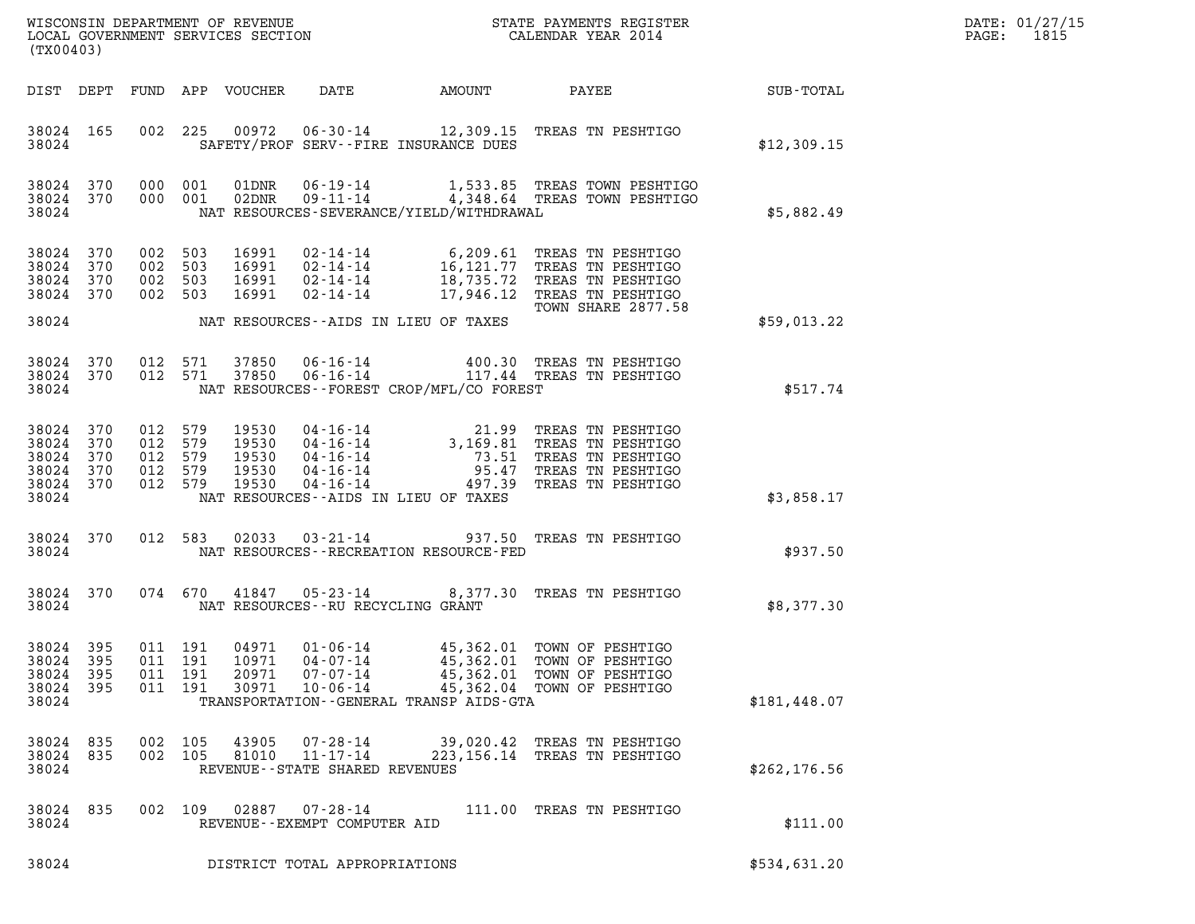WISCONSIN DEPARTMENT OF REVENUE
LOCAL GOVERNMENT SERVICES SECTION
(TX00403)

STATE PAYMENTS REGISTER
CALENDAR YEAR 2014

DATE: 01/27/15

| DIST | DEPT | FUND | APP | VOUCHER | DATE | AMOUNT | PAYEE | SUB-TOTAL |
|---|---|---|---|---|---|---|---|---|
| 38024 | 165 | 002 | 225 | 00972 | 06-30-14 | 12,309.15 | TREAS TN PESHTIGO | |
| 38024 | | | | | SAFETY/PROF SERV--FIRE INSURANCE DUES | | | $12,309.15 |
| 38024 | 370 | 000 | 001 | 01DNR | 06-19-14 | 1,533.85 | TREAS TOWN PESHTIGO | |
| 38024 | 370 | 000 | 001 | 02DNR | 09-11-14 | 4,348.64 | TREAS TOWN PESHTIGO | |
| 38024 | | | | | NAT RESOURCES-SEVERANCE/YIELD/WITHDRAWAL | | | $5,882.49 |
| 38024 | 370 | 002 | 503 | 16991 | 02-14-14 | 6,209.61 | TREAS TN PESHTIGO | |
| 38024 | 370 | 002 | 503 | 16991 | 02-14-14 | 16,121.77 | TREAS TN PESHTIGO | |
| 38024 | 370 | 002 | 503 | 16991 | 02-14-14 | 18,735.72 | TREAS TN PESHTIGO | |
| 38024 | 370 | 002 | 503 | 16991 | 02-14-14 | 17,946.12 | TREAS TN PESHTIGO TOWN SHARE 2877.58 | |
| 38024 | | | | | NAT RESOURCES--AIDS IN LIEU OF TAXES | | | $59,013.22 |
| 38024 | 370 | 012 | 571 | 37850 | 06-16-14 | 400.30 | TREAS TN PESHTIGO | |
| 38024 | 370 | 012 | 571 | 37850 | 06-16-14 | 117.44 | TREAS TN PESHTIGO | |
| 38024 | | | | | NAT RESOURCES--FOREST CROP/MFL/CO FOREST | | | $517.74 |
| 38024 | 370 | 012 | 579 | 19530 | 04-16-14 | 21.99 | TREAS TN PESHTIGO | |
| 38024 | 370 | 012 | 579 | 19530 | 04-16-14 | 3,169.81 | TREAS TN PESHTIGO | |
| 38024 | 370 | 012 | 579 | 19530 | 04-16-14 | 73.51 | TREAS TN PESHTIGO | |
| 38024 | 370 | 012 | 579 | 19530 | 04-16-14 | 95.47 | TREAS TN PESHTIGO | |
| 38024 | 370 | 012 | 579 | 19530 | 04-16-14 | 497.39 | TREAS TN PESHTIGO | |
| 38024 | | | | | NAT RESOURCES--AIDS IN LIEU OF TAXES | | | $3,858.17 |
| 38024 | 370 | 012 | 583 | 02033 | 03-21-14 | 937.50 | TREAS TN PESHTIGO | |
| 38024 | | | | | NAT RESOURCES--RECREATION RESOURCE-FED | | | $937.50 |
| 38024 | 370 | 074 | 670 | 41847 | 05-23-14 | 8,377.30 | TREAS TN PESHTIGO | |
| 38024 | | | | | NAT RESOURCES--RU RECYCLING GRANT | | | $8,377.30 |
| 38024 | 395 | 011 | 191 | 04971 | 01-06-14 | 45,362.01 | TOWN OF PESHTIGO | |
| 38024 | 395 | 011 | 191 | 10971 | 04-07-14 | 45,362.01 | TOWN OF PESHTIGO | |
| 38024 | 395 | 011 | 191 | 20971 | 07-07-14 | 45,362.01 | TOWN OF PESHTIGO | |
| 38024 | 395 | 011 | 191 | 30971 | 10-06-14 | 45,362.04 | TOWN OF PESHTIGO | |
| 38024 | | | | | TRANSPORTATION--GENERAL TRANSP AIDS-GTA | | | $181,448.07 |
| 38024 | 835 | 002 | 105 | 43905 | 07-28-14 | 39,020.42 | TREAS TN PESHTIGO | |
| 38024 | 835 | 002 | 105 | 81010 | 11-17-14 | 223,156.14 | TREAS TN PESHTIGO | |
| 38024 | | | | | REVENUE--STATE SHARED REVENUES | | | $262,176.56 |
| 38024 | 835 | 002 | 109 | 02887 | 07-28-14 | 111.00 | TREAS TN PESHTIGO | |
| 38024 | | | | | REVENUE--EXEMPT COMPUTER AID | | | $111.00 |
| 38024 | | | | | DISTRICT TOTAL APPROPRIATIONS | | | $534,631.20 |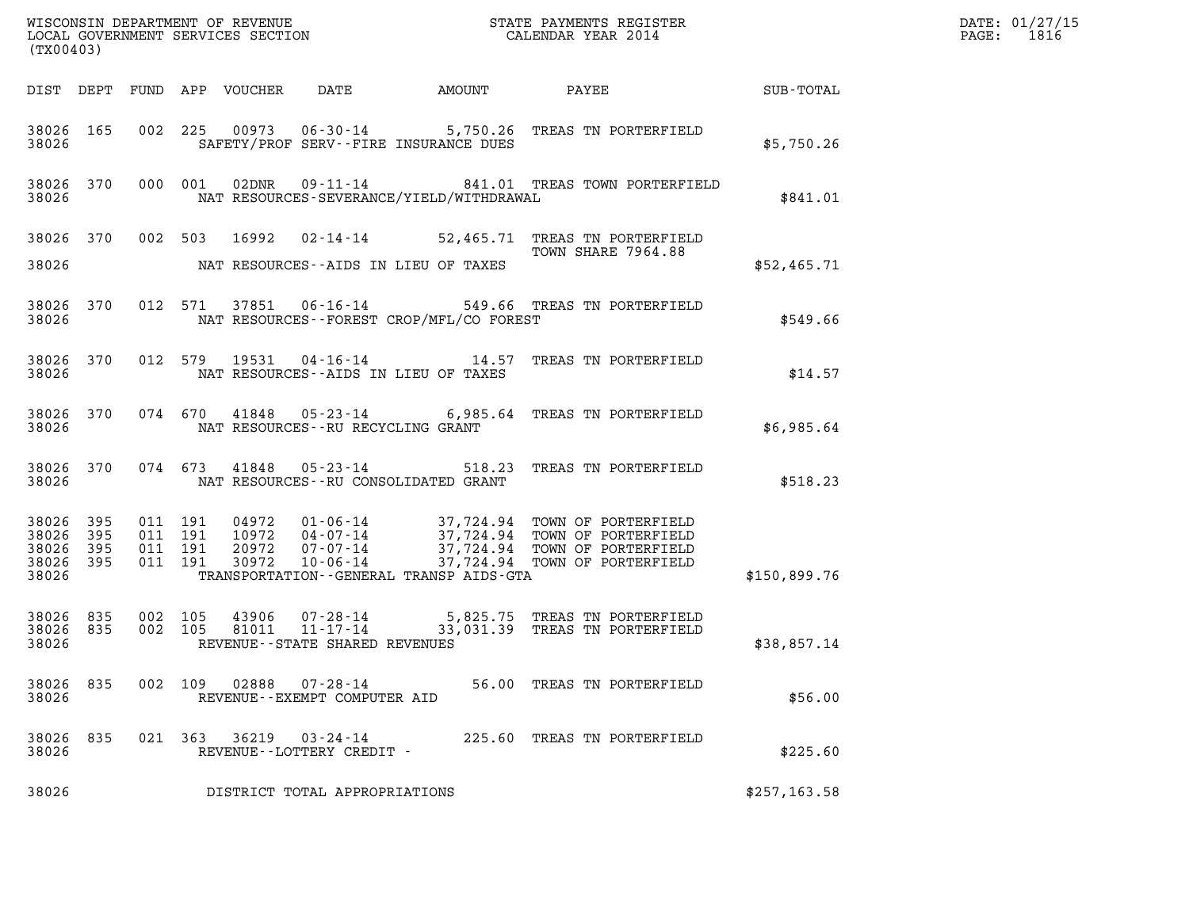WISCONSIN DEPARTMENT OF REVENUE
LOCAL GOVERNMENT SERVICES SECTION
(TX00403)

STATE PAYMENTS REGISTER
CALENDAR YEAR 2014

DATE: 01/27/15
PAGE: 1816

| DIST | DEPT | FUND | APP | VOUCHER | DATE | AMOUNT | PAYEE | SUB-TOTAL |
|---|---|---|---|---|---|---|---|---|
| 38026 | 165 | 002 | 225 | 00973 | 06-30-14 | 5,750.26 | TREAS TN PORTERFIELD | |
| 38026 | | | | SAFETY/PROF SERV--FIRE INSURANCE DUES | | | | $5,750.26 |
| 38026 | 370 | 000 | 001 | 02DNR | 09-11-14 | 841.01 | TREAS TOWN PORTERFIELD | |
| 38026 | | | | NAT RESOURCES-SEVERANCE/YIELD/WITHDRAWAL | | | | $841.01 |
| 38026 | 370 | 002 | 503 | 16992 | 02-14-14 | 52,465.71 | TREAS TN PORTERFIELD TOWN SHARE 7964.88 | |
| 38026 | | | | NAT RESOURCES--AIDS IN LIEU OF TAXES | | | | $52,465.71 |
| 38026 | 370 | 012 | 571 | 37851 | 06-16-14 | 549.66 | TREAS TN PORTERFIELD | |
| 38026 | | | | NAT RESOURCES--FOREST CROP/MFL/CO FOREST | | | | $549.66 |
| 38026 | 370 | 012 | 579 | 19531 | 04-16-14 | 14.57 | TREAS TN PORTERFIELD | |
| 38026 | | | | NAT RESOURCES--AIDS IN LIEU OF TAXES | | | | $14.57 |
| 38026 | 370 | 074 | 670 | 41848 | 05-23-14 | 6,985.64 | TREAS TN PORTERFIELD | |
| 38026 | | | | NAT RESOURCES--RU RECYCLING GRANT | | | | $6,985.64 |
| 38026 | 370 | 074 | 673 | 41848 | 05-23-14 | 518.23 | TREAS TN PORTERFIELD | |
| 38026 | | | | NAT RESOURCES--RU CONSOLIDATED GRANT | | | | $518.23 |
| 38026 | 395 | 011 | 191 | 04972 | 01-06-14 | 37,724.94 | TOWN OF PORTERFIELD | |
| 38026 | 395 | 011 | 191 | 10972 | 04-07-14 | 37,724.94 | TOWN OF PORTERFIELD | |
| 38026 | 395 | 011 | 191 | 20972 | 07-07-14 | 37,724.94 | TOWN OF PORTERFIELD | |
| 38026 | 395 | 011 | 191 | 30972 | 10-06-14 | 37,724.94 | TOWN OF PORTERFIELD | |
| 38026 | | | | TRANSPORTATION--GENERAL TRANSP AIDS-GTA | | | | $150,899.76 |
| 38026 | 835 | 002 | 105 | 43906 | 07-28-14 | 5,825.75 | TREAS TN PORTERFIELD | |
| 38026 | 835 | 002 | 105 | 81011 | 11-17-14 | 33,031.39 | TREAS TN PORTERFIELD | |
| 38026 | | | | REVENUE--STATE SHARED REVENUES | | | | $38,857.14 |
| 38026 | 835 | 002 | 109 | 02888 | 07-28-14 | 56.00 | TREAS TN PORTERFIELD | |
| 38026 | | | | REVENUE--EXEMPT COMPUTER AID | | | | $56.00 |
| 38026 | 835 | 021 | 363 | 36219 | 03-24-14 | 225.60 | TREAS TN PORTERFIELD | |
| 38026 | | | | REVENUE--LOTTERY CREDIT - | | | | $225.60 |
| 38026 | | | | DISTRICT TOTAL APPROPRIATIONS | | | | $257,163.58 |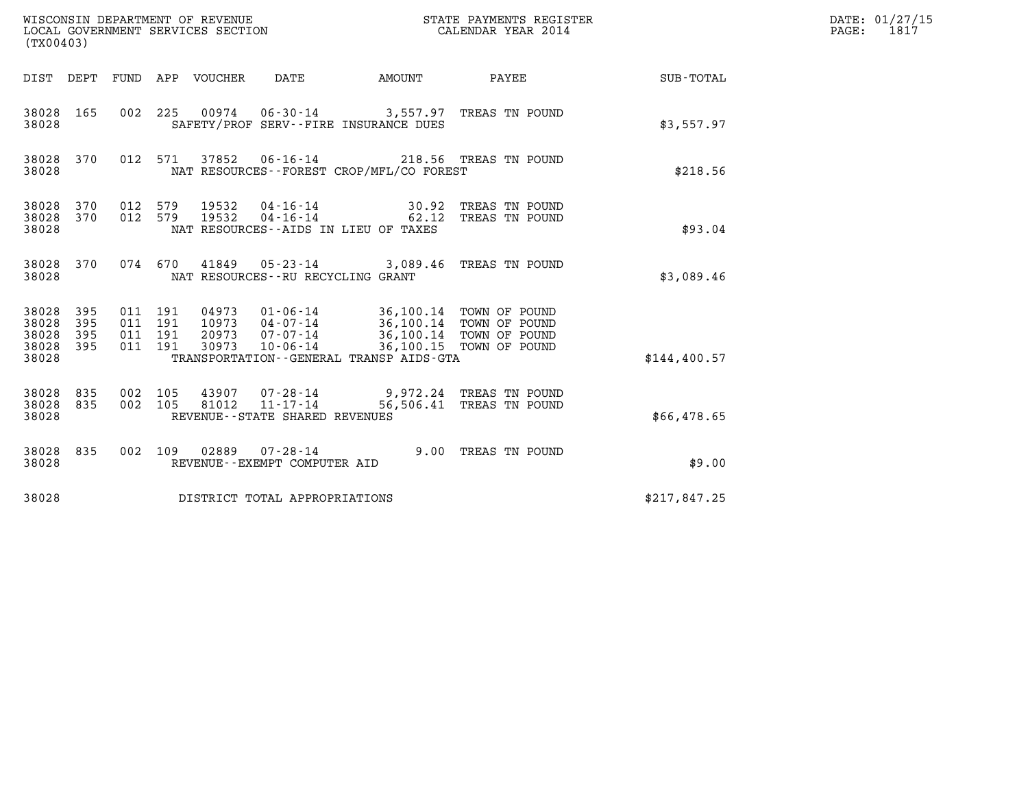WISCONSIN DEPARTMENT OF REVENUE
LOCAL GOVERNMENT SERVICES SECTION
(TX00403)

STATE PAYMENTS REGISTER
CALENDAR YEAR 2014

DATE: 01/27/15
PAGE: 1817

| DIST | DEPT | FUND | APP | VOUCHER | DATE | AMOUNT | PAYEE | SUB-TOTAL |
|---|---|---|---|---|---|---|---|---|
| 38028 | 165 | 002 | 225 | 00974 | 06-30-14 | 3,557.97 | TREAS TN POUND | |
| 38028 | | | | SAFETY/PROF SERV--FIRE INSURANCE DUES | | | | $3,557.97 |
| 38028 | 370 | 012 | 571 | 37852 | 06-16-14 | 218.56 | TREAS TN POUND | |
| 38028 | | | | NAT RESOURCES--FOREST CROP/MFL/CO FOREST | | | | $218.56 |
| 38028 | 370 | 012 | 579 | 19532 | 04-16-14 | 30.92 | TREAS TN POUND | |
| 38028 | 370 | 012 | 579 | 19532 | 04-16-14 | 62.12 | TREAS TN POUND | |
| 38028 | | | | NAT RESOURCES--AIDS IN LIEU OF TAXES | | | | $93.04 |
| 38028 | 370 | 074 | 670 | 41849 | 05-23-14 | 3,089.46 | TREAS TN POUND | |
| 38028 | | | | NAT RESOURCES--RU RECYCLING GRANT | | | | $3,089.46 |
| 38028 | 395 | 011 | 191 | 04973 | 01-06-14 | 36,100.14 | TOWN OF POUND | |
| 38028 | 395 | 011 | 191 | 10973 | 04-07-14 | 36,100.14 | TOWN OF POUND | |
| 38028 | 395 | 011 | 191 | 20973 | 07-07-14 | 36,100.14 | TOWN OF POUND | |
| 38028 | 395 | 011 | 191 | 30973 | 10-06-14 | 36,100.15 | TOWN OF POUND | |
| 38028 | | | | TRANSPORTATION--GENERAL TRANSP AIDS-GTA | | | | $144,400.57 |
| 38028 | 835 | 002 | 105 | 43907 | 07-28-14 | 9,972.24 | TREAS TN POUND | |
| 38028 | 835 | 002 | 105 | 81012 | 11-17-14 | 56,506.41 | TREAS TN POUND | |
| 38028 | | | | REVENUE--STATE SHARED REVENUES | | | | $66,478.65 |
| 38028 | 835 | 002 | 109 | 02889 | 07-28-14 | 9.00 | TREAS TN POUND | |
| 38028 | | | | REVENUE--EXEMPT COMPUTER AID | | | | $9.00 |
| 38028 | | | | DISTRICT TOTAL APPROPRIATIONS | | | | $217,847.25 |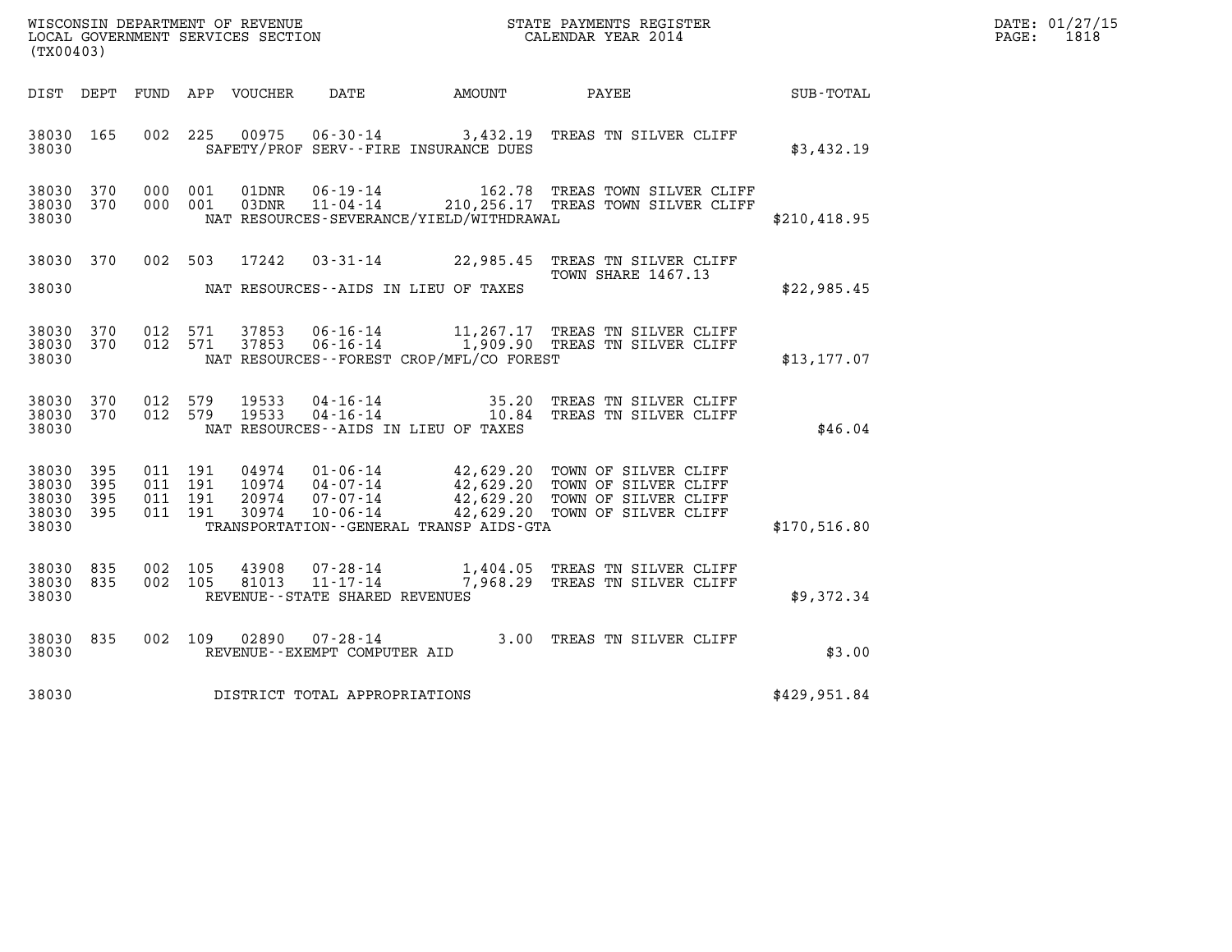WISCONSIN DEPARTMENT OF REVENUE
LOCAL GOVERNMENT SERVICES SECTION
(TX00403)

STATE PAYMENTS REGISTER
CALENDAR YEAR 2014

DATE: 01/27/15
PAGE: 1818

| DIST | DEPT | FUND | APP | VOUCHER | DATE | AMOUNT | PAYEE | SUB-TOTAL |
|---|---|---|---|---|---|---|---|---|
| 38030 | 165 | 002 | 225 | 00975 | 06-30-14 | 3,432.19 | TREAS TN SILVER CLIFF | |
| 38030 | | | | | SAFETY/PROF SERV--FIRE INSURANCE DUES | | | $3,432.19 |
| 38030 | 370 | 000 | 001 | 01DNR | 06-19-14 | 162.78 | TREAS TOWN SILVER CLIFF | |
| 38030 | 370 | 000 | 001 | 03DNR | 11-04-14 | 210,256.17 | TREAS TOWN SILVER CLIFF | |
| 38030 | | | | | NAT RESOURCES-SEVERANCE/YIELD/WITHDRAWAL | | | $210,418.95 |
| 38030 | 370 | 002 | 503 | 17242 | 03-31-14 | 22,985.45 | TREAS TN SILVER CLIFF TOWN SHARE 1467.13 | |
| 38030 | | | | | NAT RESOURCES--AIDS IN LIEU OF TAXES | | | $22,985.45 |
| 38030 | 370 | 012 | 571 | 37853 | 06-16-14 | 11,267.17 | TREAS TN SILVER CLIFF | |
| 38030 | 370 | 012 | 571 | 37853 | 06-16-14 | 1,909.90 | TREAS TN SILVER CLIFF | |
| 38030 | | | | | NAT RESOURCES--FOREST CROP/MFL/CO FOREST | | | $13,177.07 |
| 38030 | 370 | 012 | 579 | 19533 | 04-16-14 | 35.20 | TREAS TN SILVER CLIFF | |
| 38030 | 370 | 012 | 579 | 19533 | 04-16-14 | 10.84 | TREAS TN SILVER CLIFF | |
| 38030 | | | | | NAT RESOURCES--AIDS IN LIEU OF TAXES | | | $46.04 |
| 38030 | 395 | 011 | 191 | 04974 | 01-06-14 | 42,629.20 | TOWN OF SILVER CLIFF | |
| 38030 | 395 | 011 | 191 | 10974 | 04-07-14 | 42,629.20 | TOWN OF SILVER CLIFF | |
| 38030 | 395 | 011 | 191 | 20974 | 07-07-14 | 42,629.20 | TOWN OF SILVER CLIFF | |
| 38030 | 395 | 011 | 191 | 30974 | 10-06-14 | 42,629.20 | TOWN OF SILVER CLIFF | |
| 38030 | | | | | TRANSPORTATION--GENERAL TRANSP AIDS-GTA | | | $170,516.80 |
| 38030 | 835 | 002 | 105 | 43908 | 07-28-14 | 1,404.05 | TREAS TN SILVER CLIFF | |
| 38030 | 835 | 002 | 105 | 81013 | 11-17-14 | 7,968.29 | TREAS TN SILVER CLIFF | |
| 38030 | | | | | REVENUE--STATE SHARED REVENUES | | | $9,372.34 |
| 38030 | 835 | 002 | 109 | 02890 | 07-28-14 | 3.00 | TREAS TN SILVER CLIFF | |
| 38030 | | | | | REVENUE--EXEMPT COMPUTER AID | | | $3.00 |
| 38030 | | | | | DISTRICT TOTAL APPROPRIATIONS | | | $429,951.84 |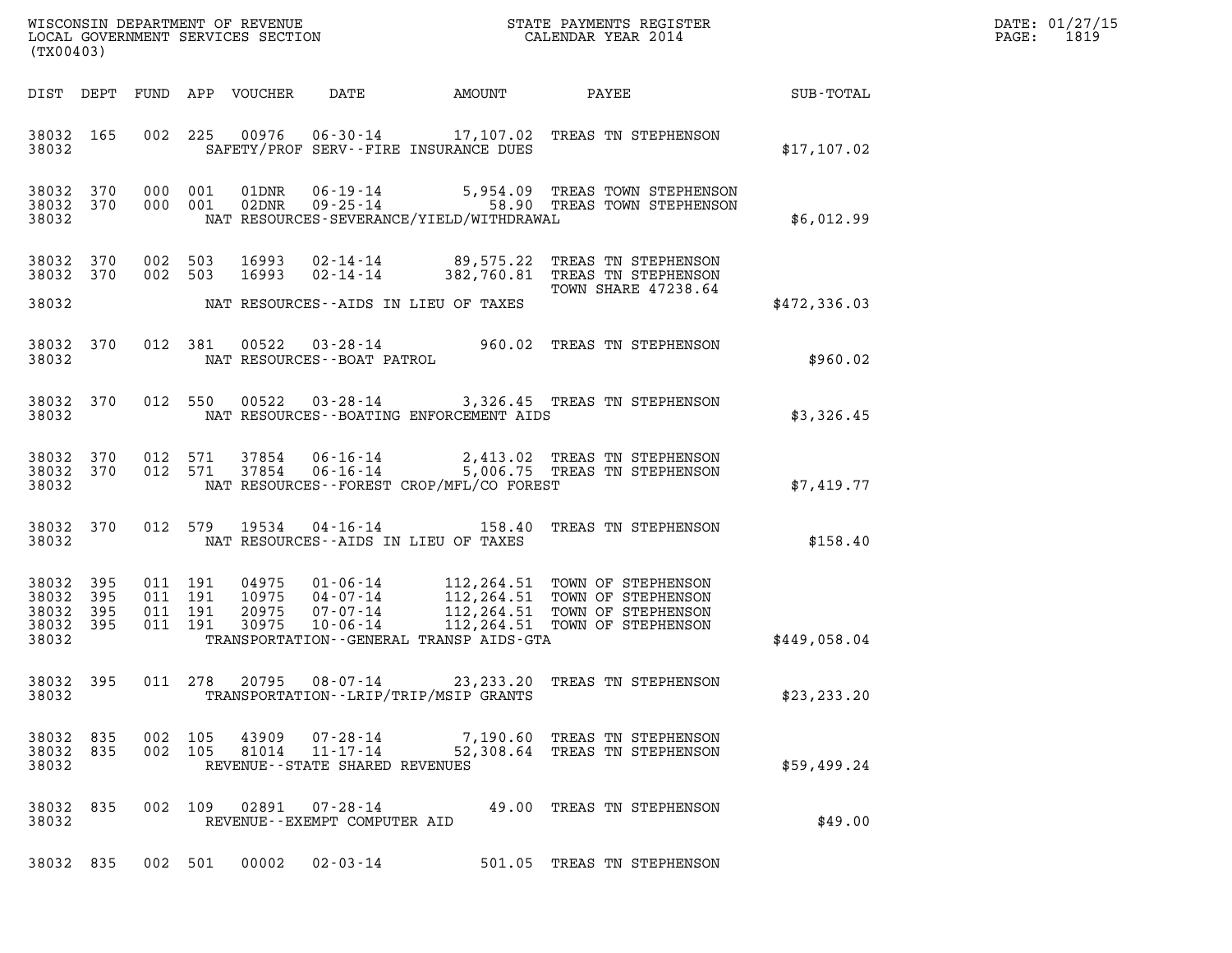WISCONSIN DEPARTMENT OF REVENUE
LOCAL GOVERNMENT SERVICES SECTION
(TX00403)

STATE PAYMENTS REGISTER
CALENDAR YEAR 2014

DATE: 01/27/15
PAGE: 1819

| DIST | DEPT | FUND | APP | VOUCHER | DATE | AMOUNT | PAYEE | SUB-TOTAL |
|---|---|---|---|---|---|---|---|---|
| 38032 | 165 | 002 | 225 | 00976 | 06-30-14 | 17,107.02 | TREAS TN STEPHENSON | |
| 38032 | | | | | SAFETY/PROF SERV--FIRE INSURANCE DUES | | | $17,107.02 |
| 38032 | 370 | 000 | 001 | 01DNR | 06-19-14 | 5,954.09 | TREAS TOWN STEPHENSON | |
| 38032 | 370 | 000 | 001 | 02DNR | 09-25-14 | 58.90 | TREAS TOWN STEPHENSON | |
| 38032 | | | | | NAT RESOURCES-SEVERANCE/YIELD/WITHDRAWAL | | | $6,012.99 |
| 38032 | 370 | 002 | 503 | 16993 | 02-14-14 | 89,575.22 | TREAS TN STEPHENSON | |
| 38032 | 370 | 002 | 503 | 16993 | 02-14-14 | 382,760.81 | TREAS TN STEPHENSON TOWN SHARE 47238.64 | |
| 38032 | | | | | NAT RESOURCES--AIDS IN LIEU OF TAXES | | | $472,336.03 |
| 38032 | 370 | 012 | 381 | 00522 | 03-28-14 | 960.02 | TREAS TN STEPHENSON | |
| 38032 | | | | | NAT RESOURCES--BOAT PATROL | | | $960.02 |
| 38032 | 370 | 012 | 550 | 00522 | 03-28-14 | 3,326.45 | TREAS TN STEPHENSON | |
| 38032 | | | | | NAT RESOURCES--BOATING ENFORCEMENT AIDS | | | $3,326.45 |
| 38032 | 370 | 012 | 571 | 37854 | 06-16-14 | 2,413.02 | TREAS TN STEPHENSON | |
| 38032 | 370 | 012 | 571 | 37854 | 06-16-14 | 5,006.75 | TREAS TN STEPHENSON | |
| 38032 | | | | | NAT RESOURCES--FOREST CROP/MFL/CO FOREST | | | $7,419.77 |
| 38032 | 370 | 012 | 579 | 19534 | 04-16-14 | 158.40 | TREAS TN STEPHENSON | |
| 38032 | | | | | NAT RESOURCES--AIDS IN LIEU OF TAXES | | | $158.40 |
| 38032 | 395 | 011 | 191 | 04975 | 01-06-14 | 112,264.51 | TOWN OF STEPHENSON | |
| 38032 | 395 | 011 | 191 | 10975 | 04-07-14 | 112,264.51 | TOWN OF STEPHENSON | |
| 38032 | 395 | 011 | 191 | 20975 | 07-07-14 | 112,264.51 | TOWN OF STEPHENSON | |
| 38032 | 395 | 011 | 191 | 30975 | 10-06-14 | 112,264.51 | TOWN OF STEPHENSON | |
| 38032 | | | | | TRANSPORTATION--GENERAL TRANSP AIDS-GTA | | | $449,058.04 |
| 38032 | 395 | 011 | 278 | 20795 | 08-07-14 | 23,233.20 | TREAS TN STEPHENSON | |
| 38032 | | | | | TRANSPORTATION--LRIP/TRIP/MSIP GRANTS | | | $23,233.20 |
| 38032 | 835 | 002 | 105 | 43909 | 07-28-14 | 7,190.60 | TREAS TN STEPHENSON | |
| 38032 | 835 | 002 | 105 | 81014 | 11-17-14 | 52,308.64 | TREAS TN STEPHENSON | |
| 38032 | | | | | REVENUE--STATE SHARED REVENUES | | | $59,499.24 |
| 38032 | 835 | 002 | 109 | 02891 | 07-28-14 | 49.00 | TREAS TN STEPHENSON | |
| 38032 | | | | | REVENUE--EXEMPT COMPUTER AID | | | $49.00 |
| 38032 | 835 | 002 | 501 | 00002 | 02-03-14 | 501.05 | TREAS TN STEPHENSON | |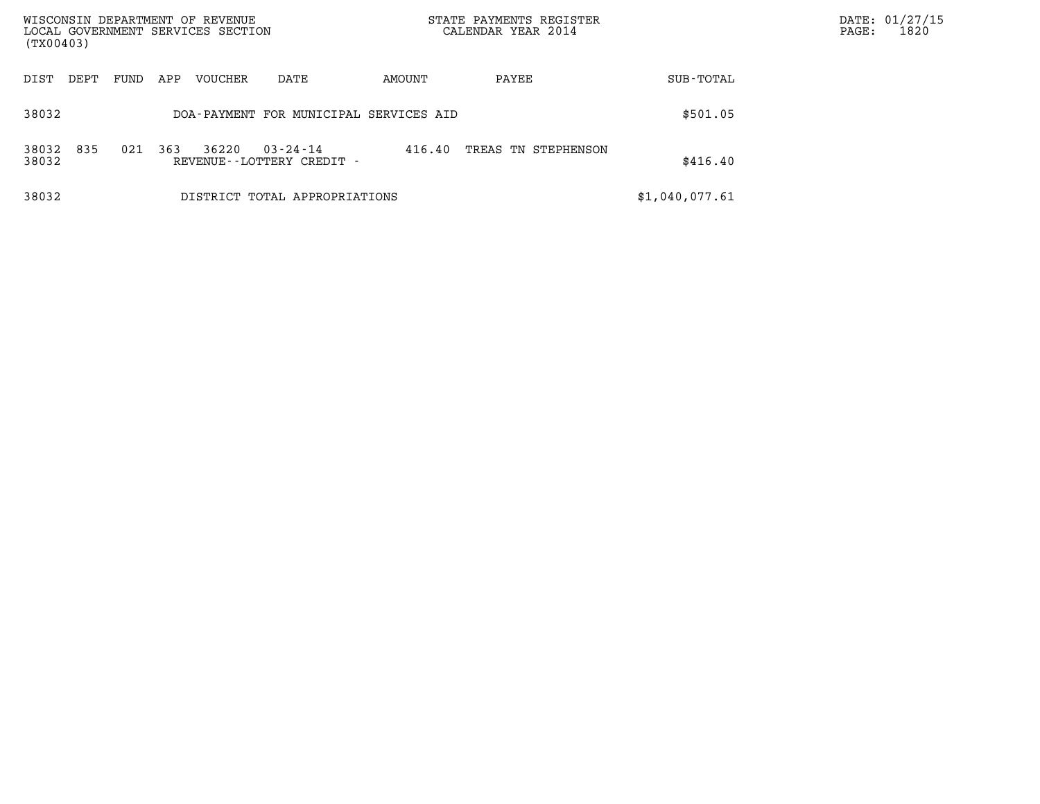WISCONSIN DEPARTMENT OF REVENUE
LOCAL GOVERNMENT SERVICES SECTION
(TX00403)

STATE PAYMENTS REGISTER
CALENDAR YEAR 2014

| DIST | DEPT | FUND | APP | VOUCHER | DATE | AMOUNT | PAYEE | SUB-TOTAL |
|---|---|---|---|---|---|---|---|---|
| 38032 | | | | DOA-PAYMENT FOR MUNICIPAL SERVICES AID | | | | $501.05 |
| 38032 | 835 | 021 | 363 | 36220 | 03-24-14 | 416.40 | TREAS TN STEPHENSON | |
| 38032 | | | | REVENUE--LOTTERY CREDIT - | | | | $416.40 |
| 38032 | | | | DISTRICT TOTAL APPROPRIATIONS | | | | $1,040,077.61 |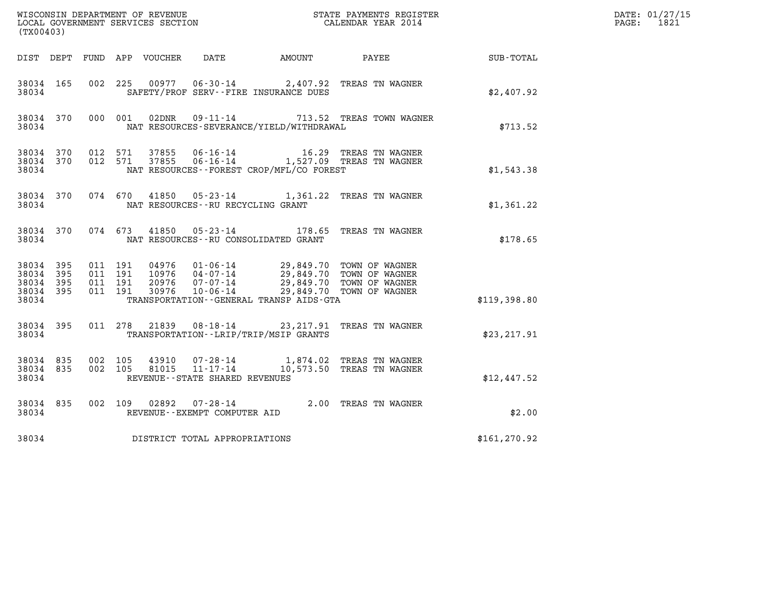WISCONSIN DEPARTMENT OF REVENUE
LOCAL GOVERNMENT SERVICES SECTION
(TX00403)

STATE PAYMENTS REGISTER
CALENDAR YEAR 2014

DATE: 01/27/15
PAGE: 1821

| DIST | DEPT | FUND | APP | VOUCHER | DATE | AMOUNT | PAYEE | SUB-TOTAL |
|---|---|---|---|---|---|---|---|---|
| 38034 | 165 | 002 | 225 | 00977 | 06-30-14 | 2,407.92 | TREAS TN WAGNER | |
| 38034 | | | | | SAFETY/PROF SERV--FIRE INSURANCE DUES | | | $2,407.92 |
| 38034 | 370 | 000 | 001 | 02DNR | 09-11-14 | 713.52 | TREAS TOWN WAGNER | |
| 38034 | | | | | NAT RESOURCES-SEVERANCE/YIELD/WITHDRAWAL | | | $713.52 |
| 38034 | 370 | 012 | 571 | 37855 | 06-16-14 | 16.29 | TREAS TN WAGNER | |
| 38034 | 370 | 012 | 571 | 37855 | 06-16-14 | 1,527.09 | TREAS TN WAGNER | |
| 38034 | | | | | NAT RESOURCES--FOREST CROP/MFL/CO FOREST | | | $1,543.38 |
| 38034 | 370 | 074 | 670 | 41850 | 05-23-14 | 1,361.22 | TREAS TN WAGNER | |
| 38034 | | | | | NAT RESOURCES--RU RECYCLING GRANT | | | $1,361.22 |
| 38034 | 370 | 074 | 673 | 41850 | 05-23-14 | 178.65 | TREAS TN WAGNER | |
| 38034 | | | | | NAT RESOURCES--RU CONSOLIDATED GRANT | | | $178.65 |
| 38034 | 395 | 011 | 191 | 04976 | 01-06-14 | 29,849.70 | TOWN OF WAGNER | |
| 38034 | 395 | 011 | 191 | 10976 | 04-07-14 | 29,849.70 | TOWN OF WAGNER | |
| 38034 | 395 | 011 | 191 | 20976 | 07-07-14 | 29,849.70 | TOWN OF WAGNER | |
| 38034 | 395 | 011 | 191 | 30976 | 10-06-14 | 29,849.70 | TOWN OF WAGNER | |
| 38034 | | | | | TRANSPORTATION--GENERAL TRANSP AIDS-GTA | | | $119,398.80 |
| 38034 | 395 | 011 | 278 | 21839 | 08-18-14 | 23,217.91 | TREAS TN WAGNER | |
| 38034 | | | | | TRANSPORTATION--LRIP/TRIP/MSIP GRANTS | | | $23,217.91 |
| 38034 | 835 | 002 | 105 | 43910 | 07-28-14 | 1,874.02 | TREAS TN WAGNER | |
| 38034 | 835 | 002 | 105 | 81015 | 11-17-14 | 10,573.50 | TREAS TN WAGNER | |
| 38034 | | | | | REVENUE--STATE SHARED REVENUES | | | $12,447.52 |
| 38034 | 835 | 002 | 109 | 02892 | 07-28-14 | 2.00 | TREAS TN WAGNER | |
| 38034 | | | | | REVENUE--EXEMPT COMPUTER AID | | | $2.00 |
| 38034 | | | | | DISTRICT TOTAL APPROPRIATIONS | | | $161,270.92 |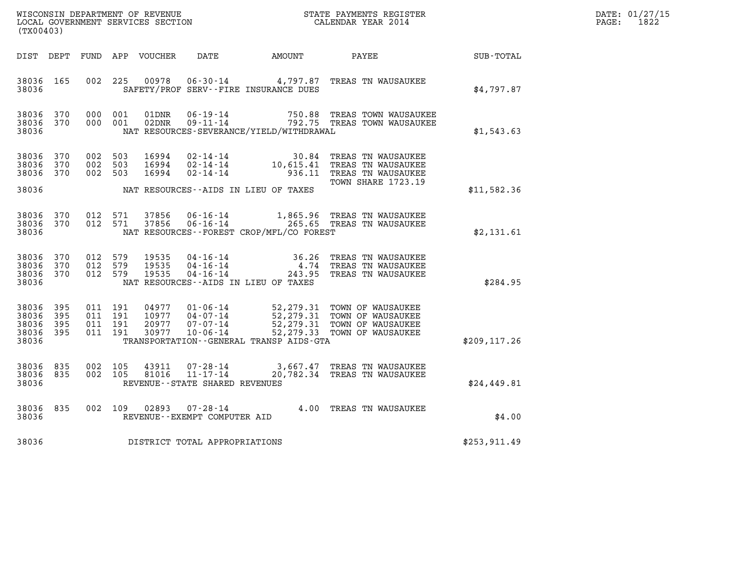WISCONSIN DEPARTMENT OF REVENUE
LOCAL GOVERNMENT SERVICES SECTION
(TX00403)

STATE PAYMENTS REGISTER
CALENDAR YEAR 2014

DATE: 01/27/15
PAGE: 1822

| DIST | DEPT | FUND | APP | VOUCHER | DATE | AMOUNT | PAYEE | SUB-TOTAL |
|---|---|---|---|---|---|---|---|---|
| 38036 | 165 | 002 | 225 | 00978 | 06-30-14 | 4,797.87 | TREAS TN WAUSAUKEE | |
| 38036 | | | | | SAFETY/PROF SERV--FIRE INSURANCE DUES | | | $4,797.87 |
| 38036 | 370 | 000 | 001 | 01DNR | 06-19-14 | 750.88 | TREAS TOWN WAUSAUKEE | |
| 38036 | 370 | 000 | 001 | 02DNR | 09-11-14 | 792.75 | TREAS TOWN WAUSAUKEE | |
| 38036 | | | | | NAT RESOURCES-SEVERANCE/YIELD/WITHDRAWAL | | | $1,543.63 |
| 38036 | 370 | 002 | 503 | 16994 | 02-14-14 | 30.84 | TREAS TN WAUSAUKEE | |
| 38036 | 370 | 002 | 503 | 16994 | 02-14-14 | 10,615.41 | TREAS TN WAUSAUKEE | |
| 38036 | 370 | 002 | 503 | 16994 | 02-14-14 | 936.11 | TREAS TN WAUSAUKEE | |
| | | | | | | | TOWN SHARE 1723.19 | |
| 38036 | | | | | NAT RESOURCES--AIDS IN LIEU OF TAXES | | | $11,582.36 |
| 38036 | 370 | 012 | 571 | 37856 | 06-16-14 | 1,865.96 | TREAS TN WAUSAUKEE | |
| 38036 | 370 | 012 | 571 | 37856 | 06-16-14 | 265.65 | TREAS TN WAUSAUKEE | |
| 38036 | | | | | NAT RESOURCES--FOREST CROP/MFL/CO FOREST | | | $2,131.61 |
| 38036 | 370 | 012 | 579 | 19535 | 04-16-14 | 36.26 | TREAS TN WAUSAUKEE | |
| 38036 | 370 | 012 | 579 | 19535 | 04-16-14 | 4.74 | TREAS TN WAUSAUKEE | |
| 38036 | 370 | 012 | 579 | 19535 | 04-16-14 | 243.95 | TREAS TN WAUSAUKEE | |
| 38036 | | | | | NAT RESOURCES--AIDS IN LIEU OF TAXES | | | $284.95 |
| 38036 | 395 | 011 | 191 | 04977 | 01-06-14 | 52,279.31 | TOWN OF WAUSAUKEE | |
| 38036 | 395 | 011 | 191 | 10977 | 04-07-14 | 52,279.31 | TOWN OF WAUSAUKEE | |
| 38036 | 395 | 011 | 191 | 20977 | 07-07-14 | 52,279.31 | TOWN OF WAUSAUKEE | |
| 38036 | 395 | 011 | 191 | 30977 | 10-06-14 | 52,279.33 | TOWN OF WAUSAUKEE | |
| 38036 | | | | | TRANSPORTATION--GENERAL TRANSP AIDS-GTA | | | $209,117.26 |
| 38036 | 835 | 002 | 105 | 43911 | 07-28-14 | 3,667.47 | TREAS TN WAUSAUKEE | |
| 38036 | 835 | 002 | 105 | 81016 | 11-17-14 | 20,782.34 | TREAS TN WAUSAUKEE | |
| 38036 | | | | | REVENUE--STATE SHARED REVENUES | | | $24,449.81 |
| 38036 | 835 | 002 | 109 | 02893 | 07-28-14 | 4.00 | TREAS TN WAUSAUKEE | |
| 38036 | | | | | REVENUE--EXEMPT COMPUTER AID | | | $4.00 |
| 38036 | | | | | DISTRICT TOTAL APPROPRIATIONS | | | $253,911.49 |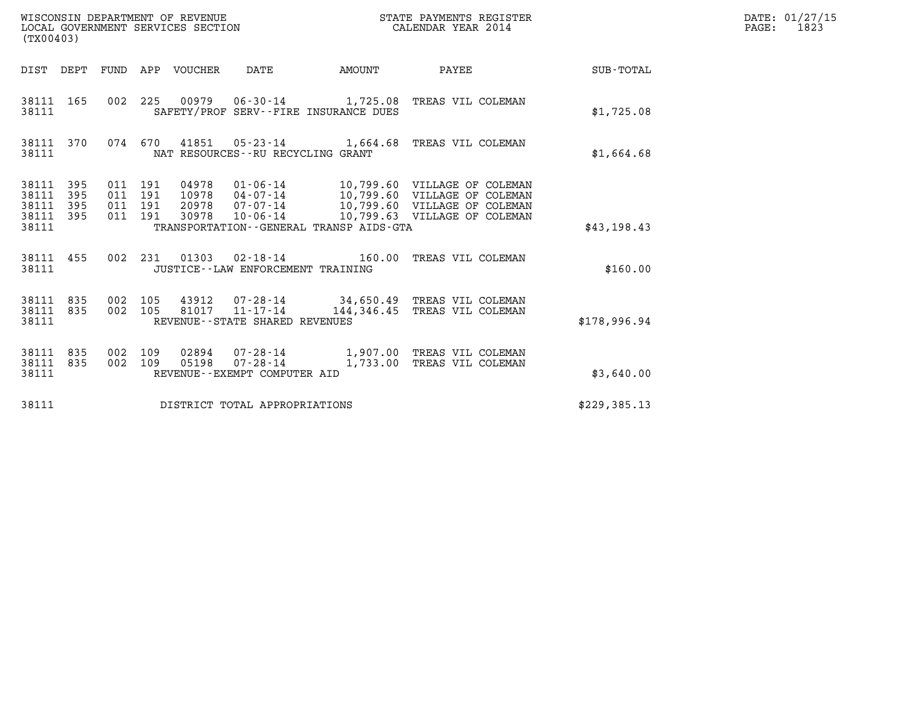WISCONSIN DEPARTMENT OF REVENUE
LOCAL GOVERNMENT SERVICES SECTION
(TX00403)

STATE PAYMENTS REGISTER
CALENDAR YEAR 2014

DATE: 01/27/15
PAGE: 1823

| DIST | DEPT | FUND | APP | VOUCHER | DATE | AMOUNT | PAYEE | SUB-TOTAL |
|---|---|---|---|---|---|---|---|---|
| 38111 | 165 | 002 | 225 | 00979 | 06-30-14 | 1,725.08 | TREAS VIL COLEMAN | |
| 38111 | | | | SAFETY/PROF SERV--FIRE INSURANCE DUES | | | | $1,725.08 |
| 38111 | 370 | 074 | 670 | 41851 | 05-23-14 | 1,664.68 | TREAS VIL COLEMAN | |
| 38111 | | | | NAT RESOURCES--RU RECYCLING GRANT | | | | $1,664.68 |
| 38111 | 395 | 011 | 191 | 04978 | 01-06-14 | 10,799.60 | VILLAGE OF COLEMAN | |
| 38111 | 395 | 011 | 191 | 10978 | 04-07-14 | 10,799.60 | VILLAGE OF COLEMAN | |
| 38111 | 395 | 011 | 191 | 20978 | 07-07-14 | 10,799.60 | VILLAGE OF COLEMAN | |
| 38111 | 395 | 011 | 191 | 30978 | 10-06-14 | 10,799.63 | VILLAGE OF COLEMAN | |
| 38111 | | | | TRANSPORTATION--GENERAL TRANSP AIDS-GTA | | | | $43,198.43 |
| 38111 | 455 | 002 | 231 | 01303 | 02-18-14 | 160.00 | TREAS VIL COLEMAN | |
| 38111 | | | | JUSTICE--LAW ENFORCEMENT TRAINING | | | | $160.00 |
| 38111 | 835 | 002 | 105 | 43912 | 07-28-14 | 34,650.49 | TREAS VIL COLEMAN | |
| 38111 | 835 | 002 | 105 | 81017 | 11-17-14 | 144,346.45 | TREAS VIL COLEMAN | |
| 38111 | | | | REVENUE--STATE SHARED REVENUES | | | | $178,996.94 |
| 38111 | 835 | 002 | 109 | 02894 | 07-28-14 | 1,907.00 | TREAS VIL COLEMAN | |
| 38111 | 835 | 002 | 109 | 05198 | 07-28-14 | 1,733.00 | TREAS VIL COLEMAN | |
| 38111 | | | | REVENUE--EXEMPT COMPUTER AID | | | | $3,640.00 |
| 38111 | | | | DISTRICT TOTAL APPROPRIATIONS | | | | $229,385.13 |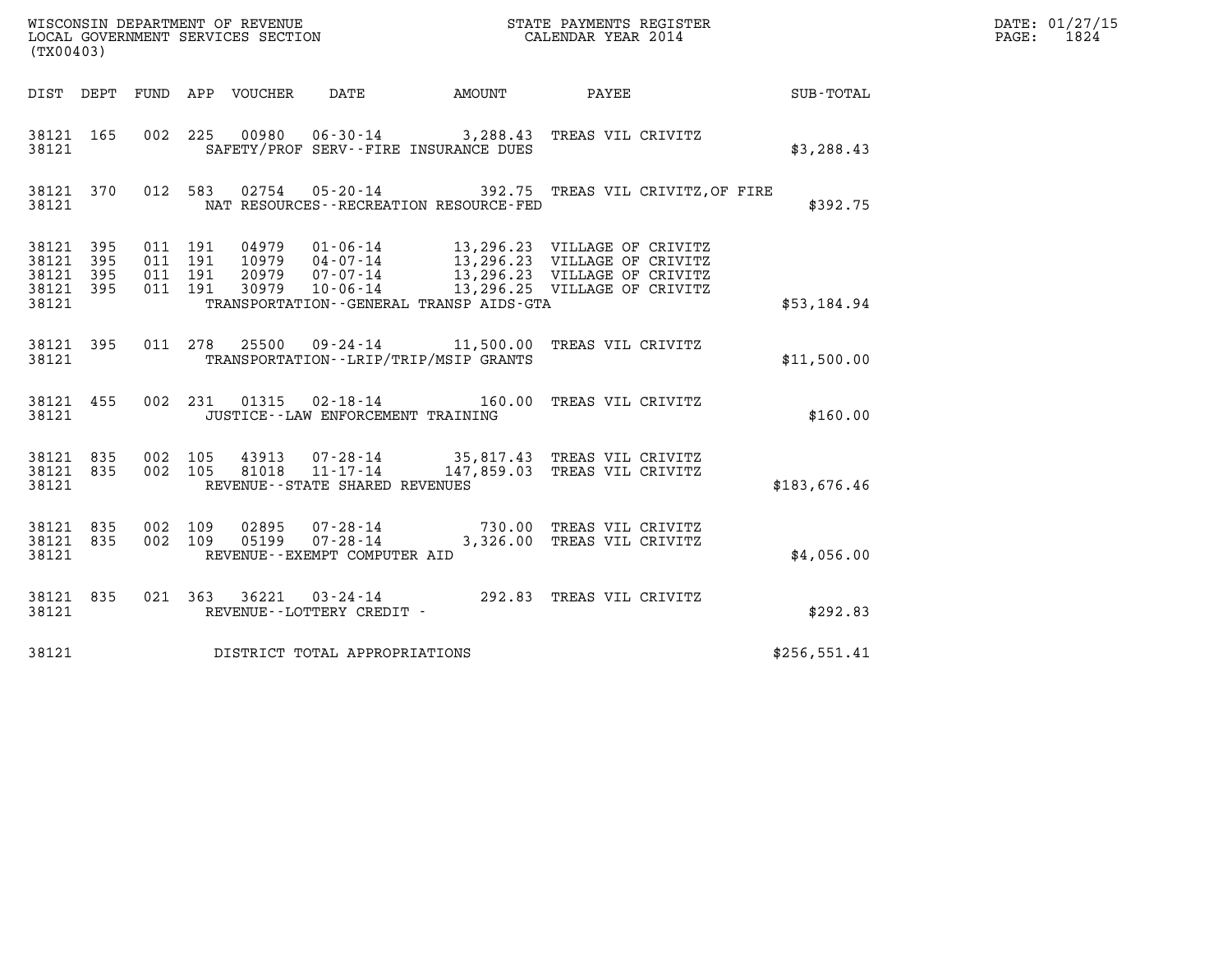WISCONSIN DEPARTMENT OF REVENUE
LOCAL GOVERNMENT SERVICES SECTION
(TX00403)

STATE PAYMENTS REGISTER
CALENDAR YEAR 2014

DATE: 01/27/15
PAGE: 1824

| DIST | DEPT | FUND | APP | VOUCHER | DATE | AMOUNT | PAYEE | SUB-TOTAL |
|---|---|---|---|---|---|---|---|---|
| 38121 | 165 | 002 | 225 | 00980 | 06-30-14 | 3,288.43 | TREAS VIL CRIVITZ | |
| 38121 | | | | SAFETY/PROF SERV--FIRE INSURANCE DUES | | | | $3,288.43 |
| 38121 | 370 | 012 | 583 | 02754 | 05-20-14 | 392.75 | TREAS VIL CRIVITZ,OF FIRE | |
| 38121 | | | | NAT RESOURCES--RECREATION RESOURCE-FED | | | | $392.75 |
| 38121 | 395 | 011 | 191 | 04979 | 01-06-14 | 13,296.23 | VILLAGE OF CRIVITZ | |
| 38121 | 395 | 011 | 191 | 10979 | 04-07-14 | 13,296.23 | VILLAGE OF CRIVITZ | |
| 38121 | 395 | 011 | 191 | 20979 | 07-07-14 | 13,296.23 | VILLAGE OF CRIVITZ | |
| 38121 | 395 | 011 | 191 | 30979 | 10-06-14 | 13,296.25 | VILLAGE OF CRIVITZ | |
| 38121 | | | | TRANSPORTATION--GENERAL TRANSP AIDS-GTA | | | | $53,184.94 |
| 38121 | 395 | 011 | 278 | 25500 | 09-24-14 | 11,500.00 | TREAS VIL CRIVITZ | |
| 38121 | | | | TRANSPORTATION--LRIP/TRIP/MSIP GRANTS | | | | $11,500.00 |
| 38121 | 455 | 002 | 231 | 01315 | 02-18-14 | 160.00 | TREAS VIL CRIVITZ | |
| 38121 | | | | JUSTICE--LAW ENFORCEMENT TRAINING | | | | $160.00 |
| 38121 | 835 | 002 | 105 | 43913 | 07-28-14 | 35,817.43 | TREAS VIL CRIVITZ | |
| 38121 | 835 | 002 | 105 | 81018 | 11-17-14 | 147,859.03 | TREAS VIL CRIVITZ | |
| 38121 | | | | REVENUE--STATE SHARED REVENUES | | | | $183,676.46 |
| 38121 | 835 | 002 | 109 | 02895 | 07-28-14 | 730.00 | TREAS VIL CRIVITZ | |
| 38121 | 835 | 002 | 109 | 05199 | 07-28-14 | 3,326.00 | TREAS VIL CRIVITZ | |
| 38121 | | | | REVENUE--EXEMPT COMPUTER AID | | | | $4,056.00 |
| 38121 | 835 | 021 | 363 | 36221 | 03-24-14 | 292.83 | TREAS VIL CRIVITZ | |
| 38121 | | | | REVENUE--LOTTERY CREDIT - | | | | $292.83 |
| 38121 | | | | DISTRICT TOTAL APPROPRIATIONS | | | | $256,551.41 |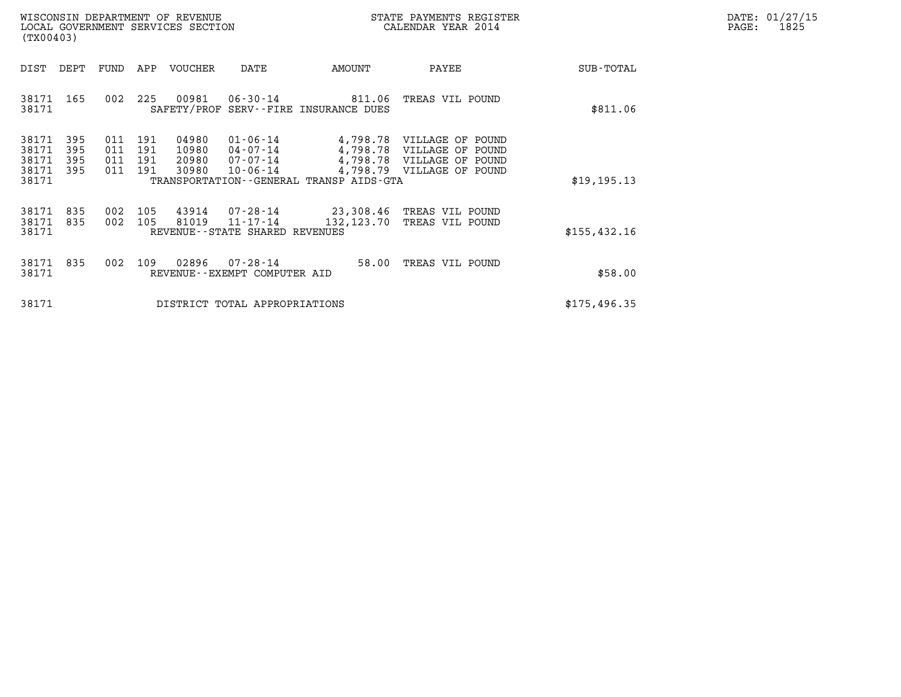WISCONSIN DEPARTMENT OF REVENUE
LOCAL GOVERNMENT SERVICES SECTION
(TX00403)

STATE PAYMENTS REGISTER
CALENDAR YEAR 2014

DATE: 01/27/15
PAGE: 1825

| DIST | DEPT | FUND | APP | VOUCHER | DATE | AMOUNT | PAYEE | SUB-TOTAL |
|---|---|---|---|---|---|---|---|---|
| 38171 | 165 | 002 | 225 | 00981 | 06-30-14 | 811.06 | TREAS VIL POUND | |
| 38171 | | | | SAFETY/PROF SERV--FIRE INSURANCE DUES | | | | $811.06 |
| 38171 | 395 | 011 | 191 | 04980 | 01-06-14 | 4,798.78 | VILLAGE OF POUND | |
| 38171 | 395 | 011 | 191 | 10980 | 04-07-14 | 4,798.78 | VILLAGE OF POUND | |
| 38171 | 395 | 011 | 191 | 20980 | 07-07-14 | 4,798.78 | VILLAGE OF POUND | |
| 38171 | 395 | 011 | 191 | 30980 | 10-06-14 | 4,798.79 | VILLAGE OF POUND | |
| 38171 | | | | TRANSPORTATION--GENERAL TRANSP AIDS-GTA | | | | $19,195.13 |
| 38171 | 835 | 002 | 105 | 43914 | 07-28-14 | 23,308.46 | TREAS VIL POUND | |
| 38171 | 835 | 002 | 105 | 81019 | 11-17-14 | 132,123.70 | TREAS VIL POUND | |
| 38171 | | | | REVENUE--STATE SHARED REVENUES | | | | $155,432.16 |
| 38171 | 835 | 002 | 109 | 02896 | 07-28-14 | 58.00 | TREAS VIL POUND | |
| 38171 | | | | REVENUE--EXEMPT COMPUTER AID | | | | $58.00 |
| 38171 | | | | DISTRICT TOTAL APPROPRIATIONS | | | | $175,496.35 |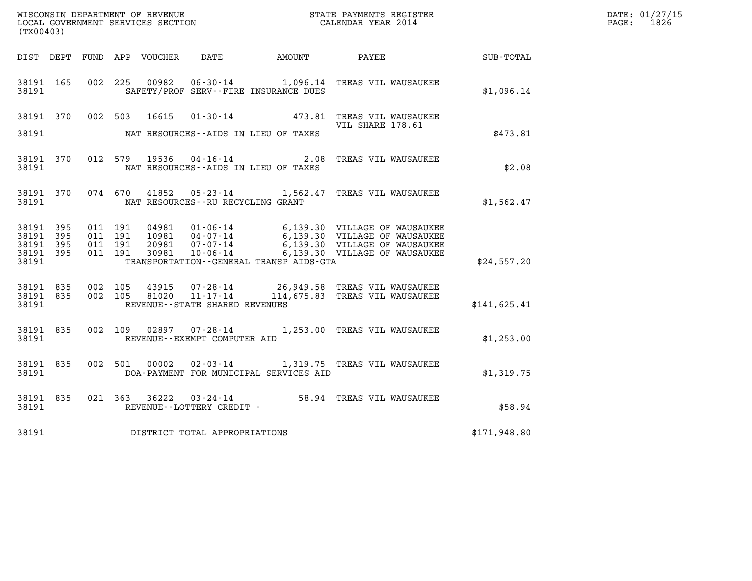WISCONSIN DEPARTMENT OF REVENUE
LOCAL GOVERNMENT SERVICES SECTION
(TX00403)

STATE PAYMENTS REGISTER
CALENDAR YEAR 2014

DATE: 01/27/15
PAGE: 1826

| DIST | DEPT | FUND | APP | VOUCHER | DATE | AMOUNT | PAYEE | SUB-TOTAL |
|---|---|---|---|---|---|---|---|---|
| 38191 | 165 | 002 | 225 | 00982 | 06-30-14 | 1,096.14 | TREAS VIL WAUSAUKEE | |
| 38191 | | | | | SAFETY/PROF SERV--FIRE INSURANCE DUES | | | $1,096.14 |
| 38191 | 370 | 002 | 503 | 16615 | 01-30-14 | 473.81 | TREAS VIL WAUSAUKEE VIL SHARE 178.61 | |
| 38191 | | | | | NAT RESOURCES--AIDS IN LIEU OF TAXES | | | $473.81 |
| 38191 | 370 | 012 | 579 | 19536 | 04-16-14 | 2.08 | TREAS VIL WAUSAUKEE | |
| 38191 | | | | | NAT RESOURCES--AIDS IN LIEU OF TAXES | | | $2.08 |
| 38191 | 370 | 074 | 670 | 41852 | 05-23-14 | 1,562.47 | TREAS VIL WAUSAUKEE | |
| 38191 | | | | | NAT RESOURCES--RU RECYCLING GRANT | | | $1,562.47 |
| 38191 | 395 | 011 | 191 | 04981 | 01-06-14 | 6,139.30 | VILLAGE OF WAUSAUKEE | |
| 38191 | 395 | 011 | 191 | 10981 | 04-07-14 | 6,139.30 | VILLAGE OF WAUSAUKEE | |
| 38191 | 395 | 011 | 191 | 20981 | 07-07-14 | 6,139.30 | VILLAGE OF WAUSAUKEE | |
| 38191 | 395 | 011 | 191 | 30981 | 10-06-14 | 6,139.30 | VILLAGE OF WAUSAUKEE | |
| 38191 | | | | | TRANSPORTATION--GENERAL TRANSP AIDS-GTA | | | $24,557.20 |
| 38191 | 835 | 002 | 105 | 43915 | 07-28-14 | 26,949.58 | TREAS VIL WAUSAUKEE | |
| 38191 | 835 | 002 | 105 | 81020 | 11-17-14 | 114,675.83 | TREAS VIL WAUSAUKEE | |
| 38191 | | | | | REVENUE--STATE SHARED REVENUES | | | $141,625.41 |
| 38191 | 835 | 002 | 109 | 02897 | 07-28-14 | 1,253.00 | TREAS VIL WAUSAUKEE | |
| 38191 | | | | | REVENUE--EXEMPT COMPUTER AID | | | $1,253.00 |
| 38191 | 835 | 002 | 501 | 00002 | 02-03-14 | 1,319.75 | TREAS VIL WAUSAUKEE | |
| 38191 | | | | | DOA-PAYMENT FOR MUNICIPAL SERVICES AID | | | $1,319.75 |
| 38191 | 835 | 021 | 363 | 36222 | 03-24-14 | 58.94 | TREAS VIL WAUSAUKEE | |
| 38191 | | | | | REVENUE--LOTTERY CREDIT - | | | $58.94 |
| 38191 | | | | | DISTRICT TOTAL APPROPRIATIONS | | | $171,948.80 |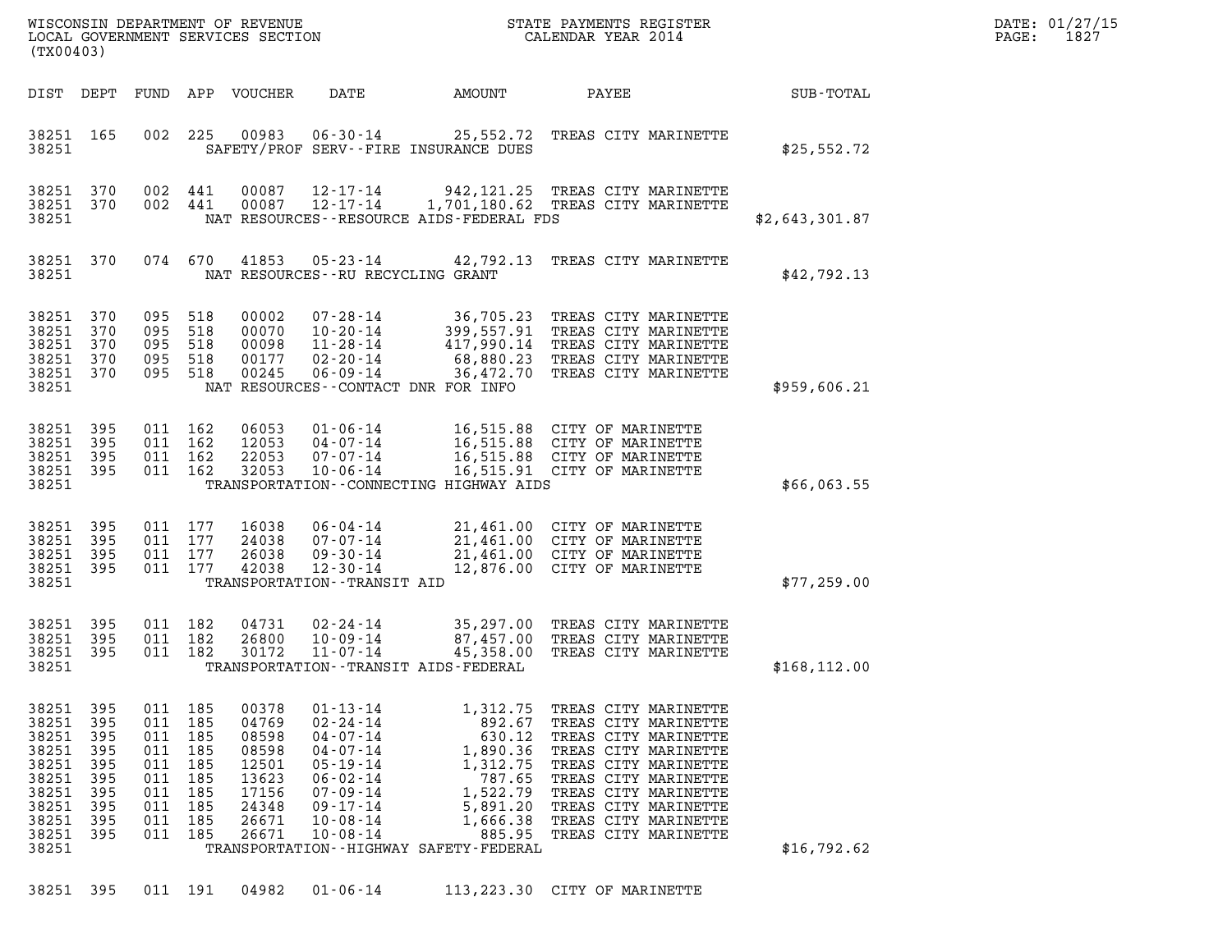WISCONSIN DEPARTMENT OF REVENUE
LOCAL GOVERNMENT SERVICES SECTION
(TX00403)

STATE PAYMENTS REGISTER
CALENDAR YEAR 2014

DATE: 01/27/15
PAGE: 1827

| DIST | DEPT | FUND | APP | VOUCHER | DATE | AMOUNT | PAYEE | SUB-TOTAL |
|---|---|---|---|---|---|---|---|---|
| 38251 | 165 | 002 | 225 | 00983 | 06-30-14 | 25,552.72 | TREAS CITY MARINETTE | |
| 38251 | | | | SAFETY/PROF SERV--FIRE INSURANCE DUES | | | | $25,552.72 |
| 38251 | 370 | 002 | 441 | 00087 | 12-17-14 | 942,121.25 | TREAS CITY MARINETTE | |
| 38251 | 370 | 002 | 441 | 00087 | 12-17-14 | 1,701,180.62 | TREAS CITY MARINETTE | |
| 38251 | | | | NAT RESOURCES--RESOURCE AIDS-FEDERAL FDS | | | | $2,643,301.87 |
| 38251 | 370 | 074 | 670 | 41853 | 05-23-14 | 42,792.13 | TREAS CITY MARINETTE | |
| 38251 | | | | NAT RESOURCES--RU RECYCLING GRANT | | | | $42,792.13 |
| 38251 | 370 | 095 | 518 | 00002 | 07-28-14 | 36,705.23 | TREAS CITY MARINETTE | |
| 38251 | 370 | 095 | 518 | 00070 | 10-20-14 | 399,557.91 | TREAS CITY MARINETTE | |
| 38251 | 370 | 095 | 518 | 00098 | 11-28-14 | 417,990.14 | TREAS CITY MARINETTE | |
| 38251 | 370 | 095 | 518 | 00177 | 02-20-14 | 68,880.23 | TREAS CITY MARINETTE | |
| 38251 | 370 | 095 | 518 | 00245 | 06-09-14 | 36,472.70 | TREAS CITY MARINETTE | |
| 38251 | | | | NAT RESOURCES--CONTACT DNR FOR INFO | | | | $959,606.21 |
| 38251 | 395 | 011 | 162 | 06053 | 01-06-14 | 16,515.88 | CITY OF MARINETTE | |
| 38251 | 395 | 011 | 162 | 12053 | 04-07-14 | 16,515.88 | CITY OF MARINETTE | |
| 38251 | 395 | 011 | 162 | 22053 | 07-07-14 | 16,515.88 | CITY OF MARINETTE | |
| 38251 | 395 | 011 | 162 | 32053 | 10-06-14 | 16,515.91 | CITY OF MARINETTE | |
| 38251 | | | | TRANSPORTATION--CONNECTING HIGHWAY AIDS | | | | $66,063.55 |
| 38251 | 395 | 011 | 177 | 16038 | 06-04-14 | 21,461.00 | CITY OF MARINETTE | |
| 38251 | 395 | 011 | 177 | 24038 | 07-07-14 | 21,461.00 | CITY OF MARINETTE | |
| 38251 | 395 | 011 | 177 | 26038 | 09-30-14 | 21,461.00 | CITY OF MARINETTE | |
| 38251 | 395 | 011 | 177 | 42038 | 12-30-14 | 12,876.00 | CITY OF MARINETTE | |
| 38251 | | | | TRANSPORTATION--TRANSIT AID | | | | $77,259.00 |
| 38251 | 395 | 011 | 182 | 04731 | 02-24-14 | 35,297.00 | TREAS CITY MARINETTE | |
| 38251 | 395 | 011 | 182 | 26800 | 10-09-14 | 87,457.00 | TREAS CITY MARINETTE | |
| 38251 | 395 | 011 | 182 | 30172 | 11-07-14 | 45,358.00 | TREAS CITY MARINETTE | |
| 38251 | | | | TRANSPORTATION--TRANSIT AIDS-FEDERAL | | | | $168,112.00 |
| 38251 | 395 | 011 | 185 | 00378 | 01-13-14 | 1,312.75 | TREAS CITY MARINETTE | |
| 38251 | 395 | 011 | 185 | 04769 | 02-24-14 | 892.67 | TREAS CITY MARINETTE | |
| 38251 | 395 | 011 | 185 | 08598 | 04-07-14 | 630.12 | TREAS CITY MARINETTE | |
| 38251 | 395 | 011 | 185 | 08598 | 04-07-14 | 1,890.36 | TREAS CITY MARINETTE | |
| 38251 | 395 | 011 | 185 | 12501 | 05-19-14 | 1,312.75 | TREAS CITY MARINETTE | |
| 38251 | 395 | 011 | 185 | 13623 | 06-02-14 | 787.65 | TREAS CITY MARINETTE | |
| 38251 | 395 | 011 | 185 | 17156 | 07-09-14 | 1,522.79 | TREAS CITY MARINETTE | |
| 38251 | 395 | 011 | 185 | 24348 | 09-17-14 | 5,891.20 | TREAS CITY MARINETTE | |
| 38251 | 395 | 011 | 185 | 26671 | 10-08-14 | 1,666.38 | TREAS CITY MARINETTE | |
| 38251 | 395 | 011 | 185 | 26671 | 10-08-14 | 885.95 | TREAS CITY MARINETTE | |
| 38251 | | | | TRANSPORTATION--HIGHWAY SAFETY-FEDERAL | | | | $16,792.62 |
| 38251 | 395 | 011 | 191 | 04982 | 01-06-14 | 113,223.30 | CITY OF MARINETTE | |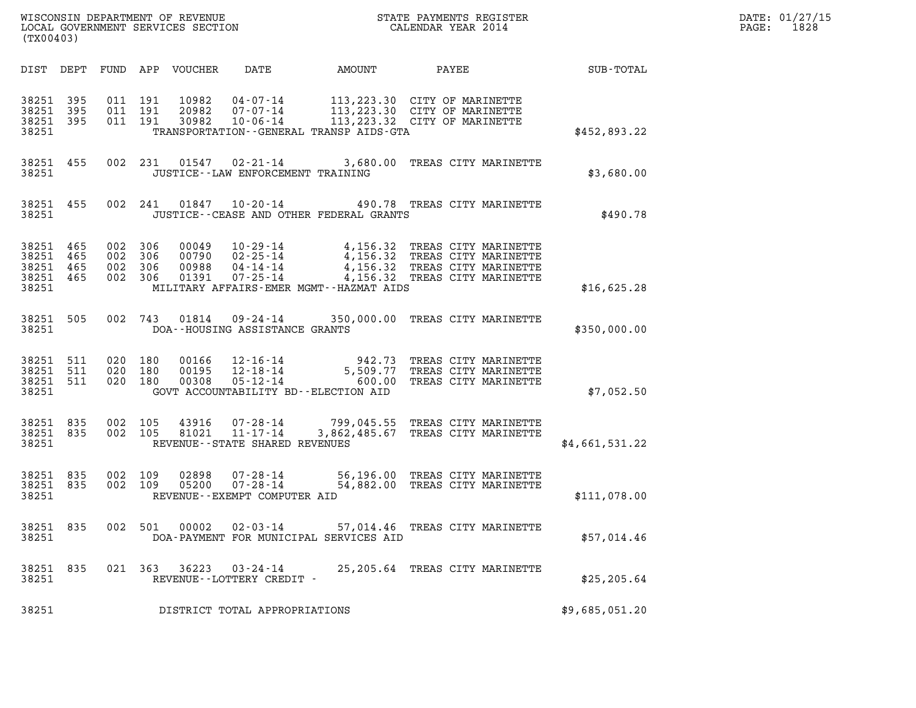WISCONSIN DEPARTMENT OF REVENUE
LOCAL GOVERNMENT SERVICES SECTION
(TX00403)

STATE PAYMENTS REGISTER
CALENDAR YEAR 2014

DATE: 01/27/15
PAGE: 1828

| DIST | DEPT | FUND | APP | VOUCHER | DATE | AMOUNT | PAYEE | SUB-TOTAL |
|---|---|---|---|---|---|---|---|---|
| 38251 | 395 | 011 | 191 | 10982 | 04-07-14 | 113,223.30 | CITY OF MARINETTE | |
| 38251 | 395 | 011 | 191 | 20982 | 07-07-14 | 113,223.30 | CITY OF MARINETTE | |
| 38251 | 395 | 011 | 191 | 30982 | 10-06-14 | 113,223.32 | CITY OF MARINETTE | |
| 38251 | | | | | TRANSPORTATION--GENERAL TRANSP AIDS-GTA | | | $452,893.22 |
| 38251 | 455 | 002 | 231 | 01547 | 02-21-14 | 3,680.00 | TREAS CITY MARINETTE | |
| 38251 | | | | | JUSTICE--LAW ENFORCEMENT TRAINING | | | $3,680.00 |
| 38251 | 455 | 002 | 241 | 01847 | 10-20-14 | 490.78 | TREAS CITY MARINETTE | |
| 38251 | | | | | JUSTICE--CEASE AND OTHER FEDERAL GRANTS | | | $490.78 |
| 38251 | 465 | 002 | 306 | 00049 | 10-29-14 | 4,156.32 | TREAS CITY MARINETTE | |
| 38251 | 465 | 002 | 306 | 00790 | 02-25-14 | 4,156.32 | TREAS CITY MARINETTE | |
| 38251 | 465 | 002 | 306 | 00988 | 04-14-14 | 4,156.32 | TREAS CITY MARINETTE | |
| 38251 | 465 | 002 | 306 | 01391 | 07-25-14 | 4,156.32 | TREAS CITY MARINETTE | |
| 38251 | | | | | MILITARY AFFAIRS-EMER MGMT--HAZMAT AIDS | | | $16,625.28 |
| 38251 | 505 | 002 | 743 | 01814 | 09-24-14 | 350,000.00 | TREAS CITY MARINETTE | |
| 38251 | | | | | DOA--HOUSING ASSISTANCE GRANTS | | | $350,000.00 |
| 38251 | 511 | 020 | 180 | 00166 | 12-16-14 | 942.73 | TREAS CITY MARINETTE | |
| 38251 | 511 | 020 | 180 | 00195 | 12-18-14 | 5,509.77 | TREAS CITY MARINETTE | |
| 38251 | 511 | 020 | 180 | 00308 | 05-12-14 | 600.00 | TREAS CITY MARINETTE | |
| 38251 | | | | | GOVT ACCOUNTABILITY BD--ELECTION AID | | | $7,052.50 |
| 38251 | 835 | 002 | 105 | 43916 | 07-28-14 | 799,045.55 | TREAS CITY MARINETTE | |
| 38251 | 835 | 002 | 105 | 81021 | 11-17-14 | 3,862,485.67 | TREAS CITY MARINETTE | |
| 38251 | | | | | REVENUE--STATE SHARED REVENUES | | | $4,661,531.22 |
| 38251 | 835 | 002 | 109 | 02898 | 07-28-14 | 56,196.00 | TREAS CITY MARINETTE | |
| 38251 | 835 | 002 | 109 | 05200 | 07-28-14 | 54,882.00 | TREAS CITY MARINETTE | |
| 38251 | | | | | REVENUE--EXEMPT COMPUTER AID | | | $111,078.00 |
| 38251 | 835 | 002 | 501 | 00002 | 02-03-14 | 57,014.46 | TREAS CITY MARINETTE | |
| 38251 | | | | | DOA-PAYMENT FOR MUNICIPAL SERVICES AID | | | $57,014.46 |
| 38251 | 835 | 021 | 363 | 36223 | 03-24-14 | 25,205.64 | TREAS CITY MARINETTE | |
| 38251 | | | | | REVENUE--LOTTERY CREDIT - | | | $25,205.64 |
| 38251 | | | | | DISTRICT TOTAL APPROPRIATIONS | | | $9,685,051.20 |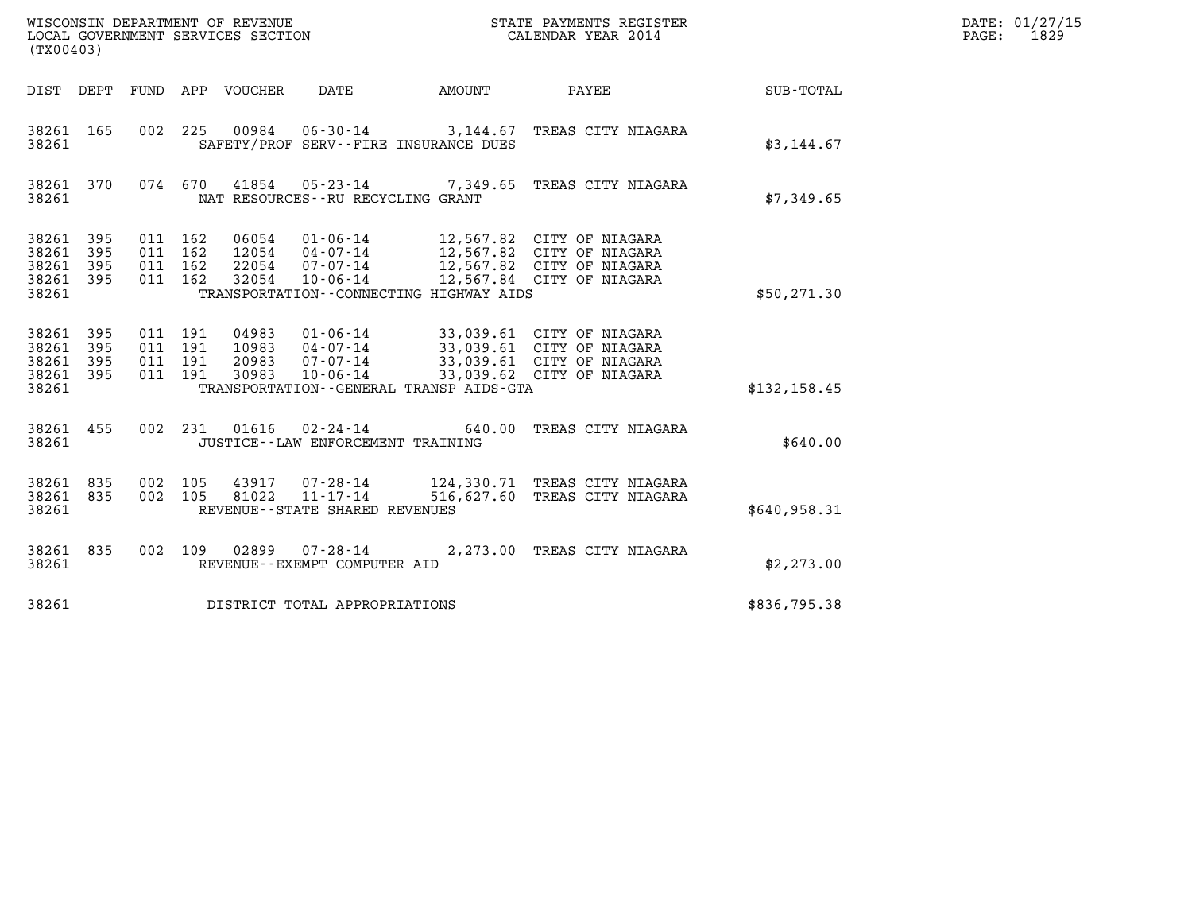WISCONSIN DEPARTMENT OF REVENUE
LOCAL GOVERNMENT SERVICES SECTION
(TX00403)

STATE PAYMENTS REGISTER
CALENDAR YEAR 2014

DATE: 01/27/15
PAGE: 1829

| DIST | DEPT | FUND | APP | VOUCHER | DATE | AMOUNT | PAYEE | SUB-TOTAL |
|---|---|---|---|---|---|---|---|---|
| 38261 | 165 | 002 | 225 | 00984 | 06-30-14 | 3,144.67 | TREAS CITY NIAGARA | |
| 38261 | | | | SAFETY/PROF SERV--FIRE INSURANCE DUES | | | | $3,144.67 |
| 38261 | 370 | 074 | 670 | 41854 | 05-23-14 | 7,349.65 | TREAS CITY NIAGARA | |
| 38261 | | | | NAT RESOURCES--RU RECYCLING GRANT | | | | $7,349.65 |
| 38261 | 395 | 011 | 162 | 06054 | 01-06-14 | 12,567.82 | CITY OF NIAGARA | |
| 38261 | 395 | 011 | 162 | 12054 | 04-07-14 | 12,567.82 | CITY OF NIAGARA | |
| 38261 | 395 | 011 | 162 | 22054 | 07-07-14 | 12,567.82 | CITY OF NIAGARA | |
| 38261 | 395 | 011 | 162 | 32054 | 10-06-14 | 12,567.84 | CITY OF NIAGARA | |
| 38261 | | | | TRANSPORTATION--CONNECTING HIGHWAY AIDS | | | | $50,271.30 |
| 38261 | 395 | 011 | 191 | 04983 | 01-06-14 | 33,039.61 | CITY OF NIAGARA | |
| 38261 | 395 | 011 | 191 | 10983 | 04-07-14 | 33,039.61 | CITY OF NIAGARA | |
| 38261 | 395 | 011 | 191 | 20983 | 07-07-14 | 33,039.61 | CITY OF NIAGARA | |
| 38261 | 395 | 011 | 191 | 30983 | 10-06-14 | 33,039.62 | CITY OF NIAGARA | |
| 38261 | | | | TRANSPORTATION--GENERAL TRANSP AIDS-GTA | | | | $132,158.45 |
| 38261 | 455 | 002 | 231 | 01616 | 02-24-14 | 640.00 | TREAS CITY NIAGARA | |
| 38261 | | | | JUSTICE--LAW ENFORCEMENT TRAINING | | | | $640.00 |
| 38261 | 835 | 002 | 105 | 43917 | 07-28-14 | 124,330.71 | TREAS CITY NIAGARA | |
| 38261 | 835 | 002 | 105 | 81022 | 11-17-14 | 516,627.60 | TREAS CITY NIAGARA | |
| 38261 | | | | REVENUE--STATE SHARED REVENUES | | | | $640,958.31 |
| 38261 | 835 | 002 | 109 | 02899 | 07-28-14 | 2,273.00 | TREAS CITY NIAGARA | |
| 38261 | | | | REVENUE--EXEMPT COMPUTER AID | | | | $2,273.00 |
| 38261 | | | | DISTRICT TOTAL APPROPRIATIONS | | | | $836,795.38 |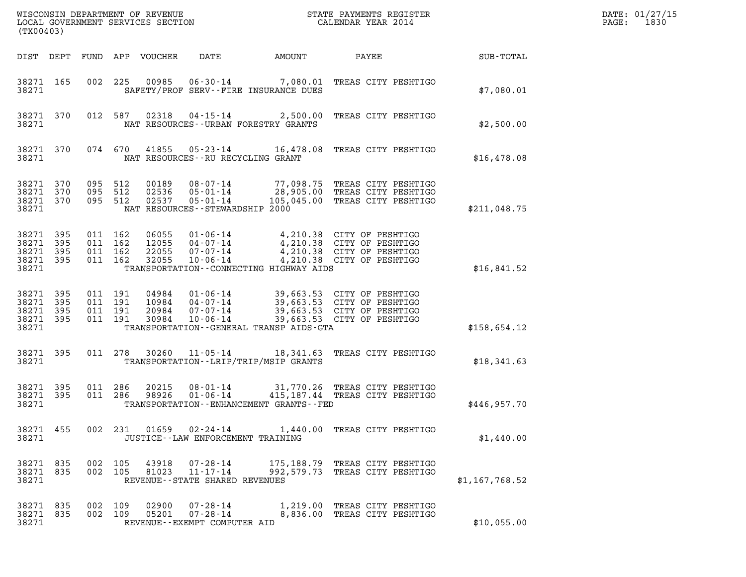WISCONSIN DEPARTMENT OF REVENUE
LOCAL GOVERNMENT SERVICES SECTION
(TX00403)

STATE PAYMENTS REGISTER
CALENDAR YEAR 2014

DATE: 01/27/15
PAGE: 1830

| DIST | DEPT | FUND | APP | VOUCHER | DATE | AMOUNT | PAYEE | SUB-TOTAL |
|---|---|---|---|---|---|---|---|---|
| 38271 | 165 | 002 | 225 | 00985 | 06-30-14 | 7,080.01 | TREAS CITY PESHTIGO | |
| 38271 | | | | | SAFETY/PROF SERV--FIRE INSURANCE DUES | | | $7,080.01 |
| 38271 | 370 | 012 | 587 | 02318 | 04-15-14 | 2,500.00 | TREAS CITY PESHTIGO | |
| 38271 | | | | | NAT RESOURCES--URBAN FORESTRY GRANTS | | | $2,500.00 |
| 38271 | 370 | 074 | 670 | 41855 | 05-23-14 | 16,478.08 | TREAS CITY PESHTIGO | |
| 38271 | | | | | NAT RESOURCES--RU RECYCLING GRANT | | | $16,478.08 |
| 38271 | 370 | 095 | 512 | 00189 | 08-07-14 | 77,098.75 | TREAS CITY PESHTIGO | |
| 38271 | 370 | 095 | 512 | 02536 | 05-01-14 | 28,905.00 | TREAS CITY PESHTIGO | |
| 38271 | 370 | 095 | 512 | 02537 | 05-01-14 | 105,045.00 | TREAS CITY PESHTIGO | |
| 38271 | | | | | NAT RESOURCES--STEWARDSHIP 2000 | | | $211,048.75 |
| 38271 | 395 | 011 | 162 | 06055 | 01-06-14 | 4,210.38 | CITY OF PESHTIGO | |
| 38271 | 395 | 011 | 162 | 12055 | 04-07-14 | 4,210.38 | CITY OF PESHTIGO | |
| 38271 | 395 | 011 | 162 | 22055 | 07-07-14 | 4,210.38 | CITY OF PESHTIGO | |
| 38271 | 395 | 011 | 162 | 32055 | 10-06-14 | 4,210.38 | CITY OF PESHTIGO | |
| 38271 | | | | | TRANSPORTATION--CONNECTING HIGHWAY AIDS | | | $16,841.52 |
| 38271 | 395 | 011 | 191 | 04984 | 01-06-14 | 39,663.53 | CITY OF PESHTIGO | |
| 38271 | 395 | 011 | 191 | 10984 | 04-07-14 | 39,663.53 | CITY OF PESHTIGO | |
| 38271 | 395 | 011 | 191 | 20984 | 07-07-14 | 39,663.53 | CITY OF PESHTIGO | |
| 38271 | 395 | 011 | 191 | 30984 | 10-06-14 | 39,663.53 | CITY OF PESHTIGO | |
| 38271 | | | | | TRANSPORTATION--GENERAL TRANSP AIDS-GTA | | | $158,654.12 |
| 38271 | 395 | 011 | 278 | 30260 | 11-05-14 | 18,341.63 | TREAS CITY PESHTIGO | |
| 38271 | | | | | TRANSPORTATION--LRIP/TRIP/MSIP GRANTS | | | $18,341.63 |
| 38271 | 395 | 011 | 286 | 20215 | 08-01-14 | 31,770.26 | TREAS CITY PESHTIGO | |
| 38271 | 395 | 011 | 286 | 98926 | 01-06-14 | 415,187.44 | TREAS CITY PESHTIGO | |
| 38271 | | | | | TRANSPORTATION--ENHANCEMENT GRANTS--FED | | | $446,957.70 |
| 38271 | 455 | 002 | 231 | 01659 | 02-24-14 | 1,440.00 | TREAS CITY PESHTIGO | |
| 38271 | | | | | JUSTICE--LAW ENFORCEMENT TRAINING | | | $1,440.00 |
| 38271 | 835 | 002 | 105 | 43918 | 07-28-14 | 175,188.79 | TREAS CITY PESHTIGO | |
| 38271 | 835 | 002 | 105 | 81023 | 11-17-14 | 992,579.73 | TREAS CITY PESHTIGO | |
| 38271 | | | | | REVENUE--STATE SHARED REVENUES | | | $1,167,768.52 |
| 38271 | 835 | 002 | 109 | 02900 | 07-28-14 | 1,219.00 | TREAS CITY PESHTIGO | |
| 38271 | 835 | 002 | 109 | 05201 | 07-28-14 | 8,836.00 | TREAS CITY PESHTIGO | |
| 38271 | | | | | REVENUE--EXEMPT COMPUTER AID | | | $10,055.00 |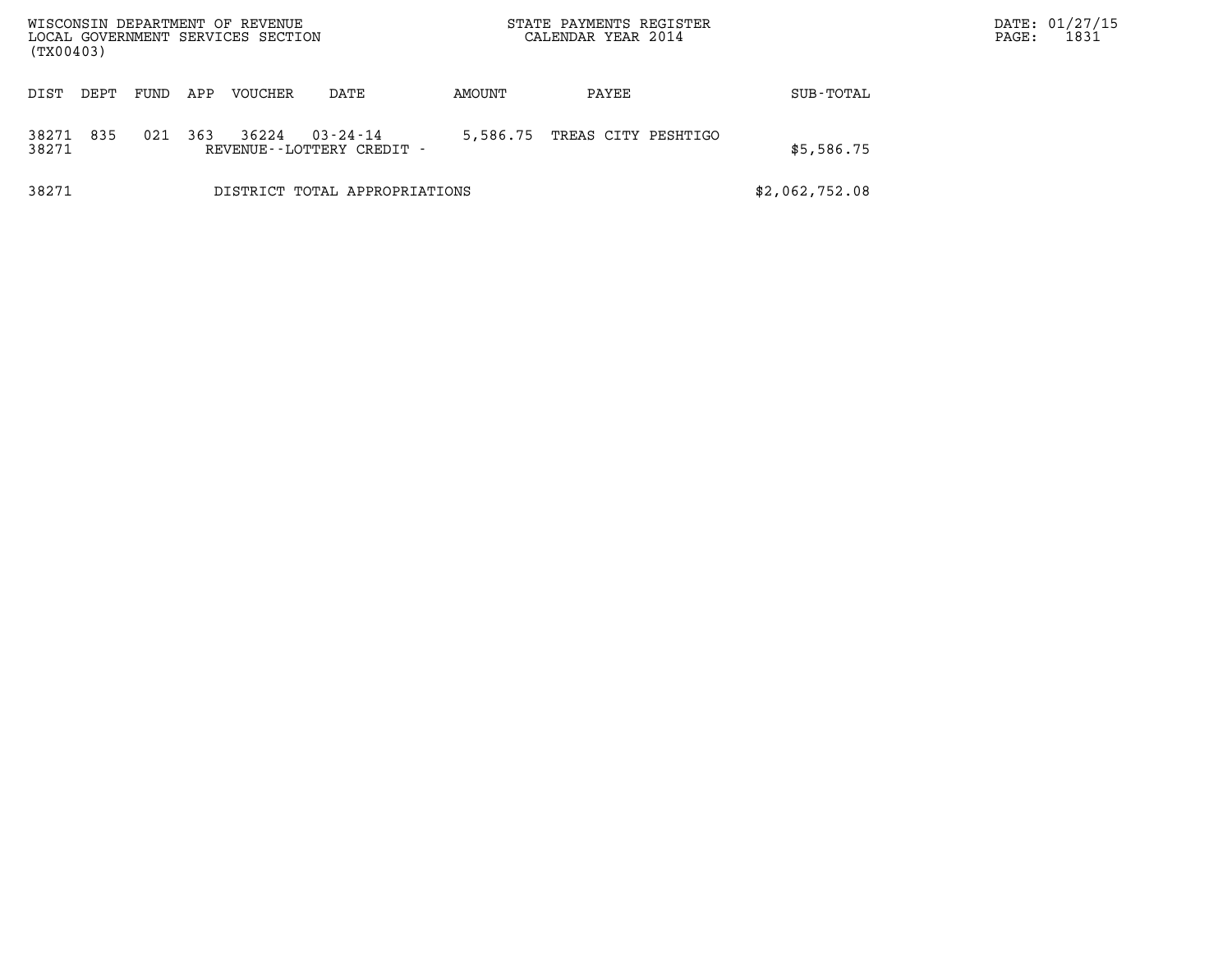WISCONSIN DEPARTMENT OF REVENUE
LOCAL GOVERNMENT SERVICES SECTION
(TX00403)

STATE PAYMENTS REGISTER
CALENDAR YEAR 2014

DATE: 01/27/15
PAGE: 1831

| DIST | DEPT | FUND | APP | VOUCHER | DATE | AMOUNT | PAYEE | SUB-TOTAL |
|---|---|---|---|---|---|---|---|---|
| 38271 | 835 | 021 | 363 | 36224 | 03-24-14 | 5,586.75 | TREAS CITY PESHTIGO | |
| 38271 | | | | REVENUE--LOTTERY CREDIT - | | | | $5,586.75 |
| 38271 | | | | DISTRICT TOTAL APPROPRIATIONS | | | | $2,062,752.08 |